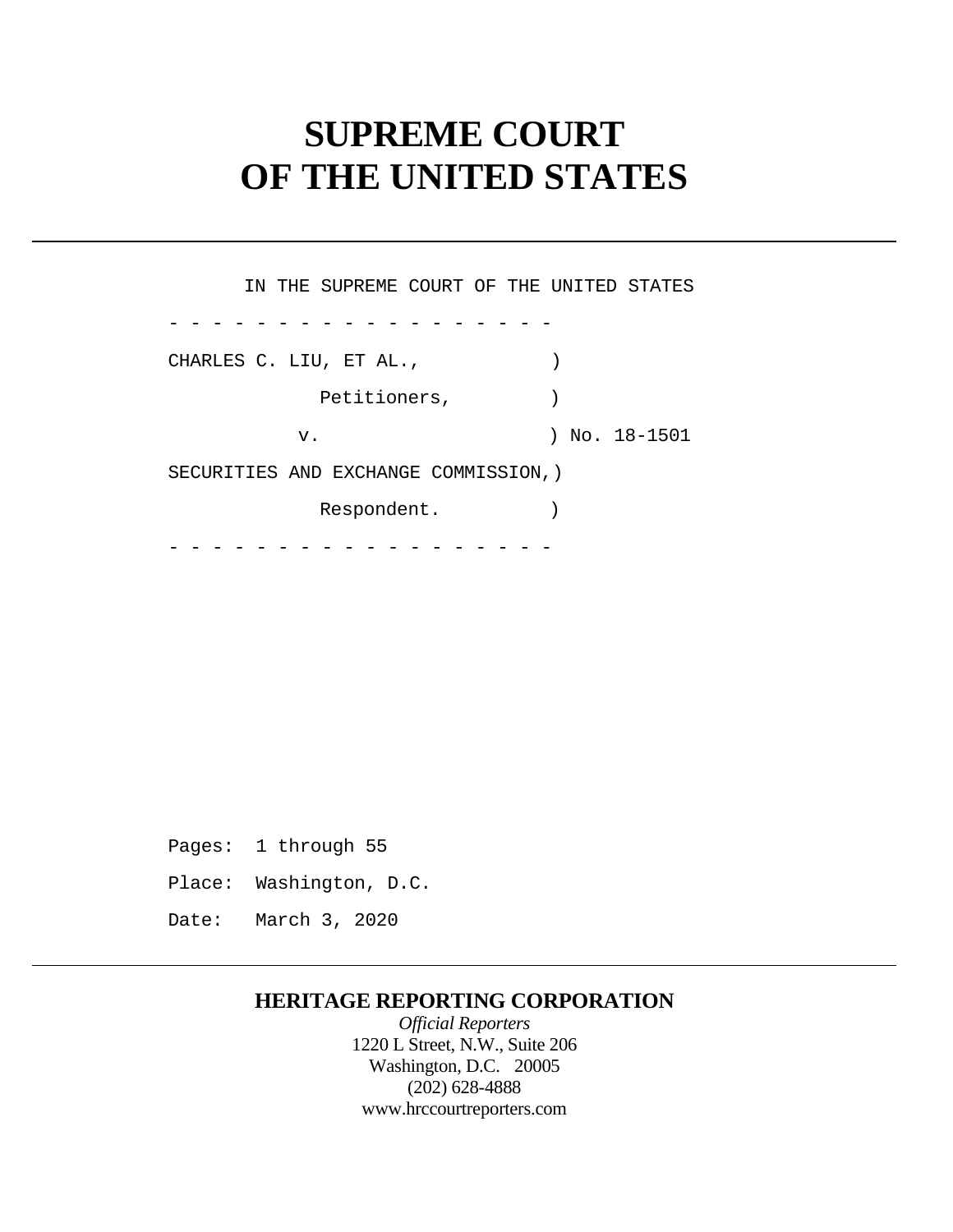# SUPREME COURT OF THE UNITED STATES

IN THE SUPREME COURT OF THE UNITED STATES

\- - - - - - - - - - - - - - - - - -

CHARLES C. LIU, ET AL., )

Petitioners, )

v. ) No. 18-1501

SECURITIES AND EXCHANGE COMMISSION,)

Respondent. )

\- - - - - - - - - - - - - - - - - -

Pages: 1 through 55

Place: Washington, D.C.

Date: March 3, 2020

**HERITAGE REPORTING CORPORATION**

*Official Reporters*

1220 L Street, N.W., Suite 206

Washington, D.C. 20005

(202) 628-4888

www.hrccourtreporters.com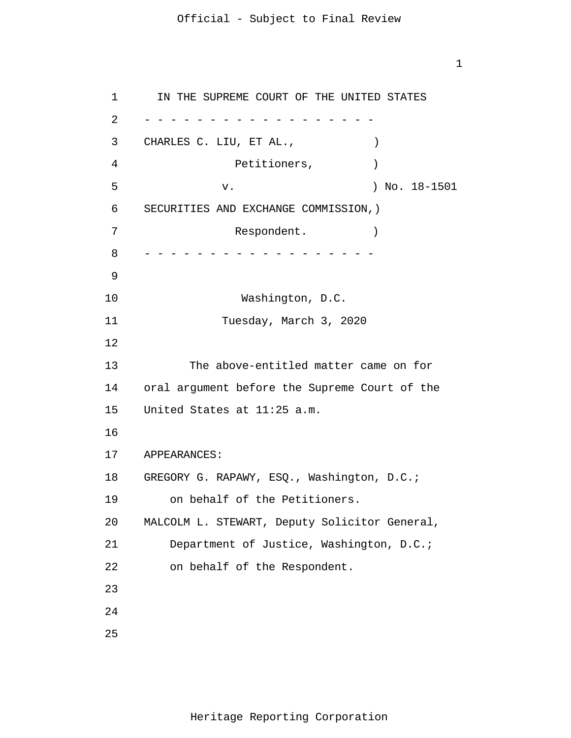IN THE SUPREME COURT OF THE UNITED STATES

- - - - - - - - - - - - - - - - - - - -

CHARLES C. LIU, ET AL.,                         )
                    Petitioners,                 )
          v.                                     ) No. 18-1501
SECURITIES AND EXCHANGE COMMISSION,)
                    Respondent.                  )

- - - - - - - - - - - - - - - - - - - -

Washington, D.C.

Tuesday, March 3, 2020

The above-entitled matter came on for oral argument before the Supreme Court of the United States at 11:25 a.m.

APPEARANCES:

GREGORY G. RAPAWY, ESQ., Washington, D.C.; on behalf of the Petitioners.

MALCOLM L. STEWART, Deputy Solicitor General, Department of Justice, Washington, D.C.; on behalf of the Respondent.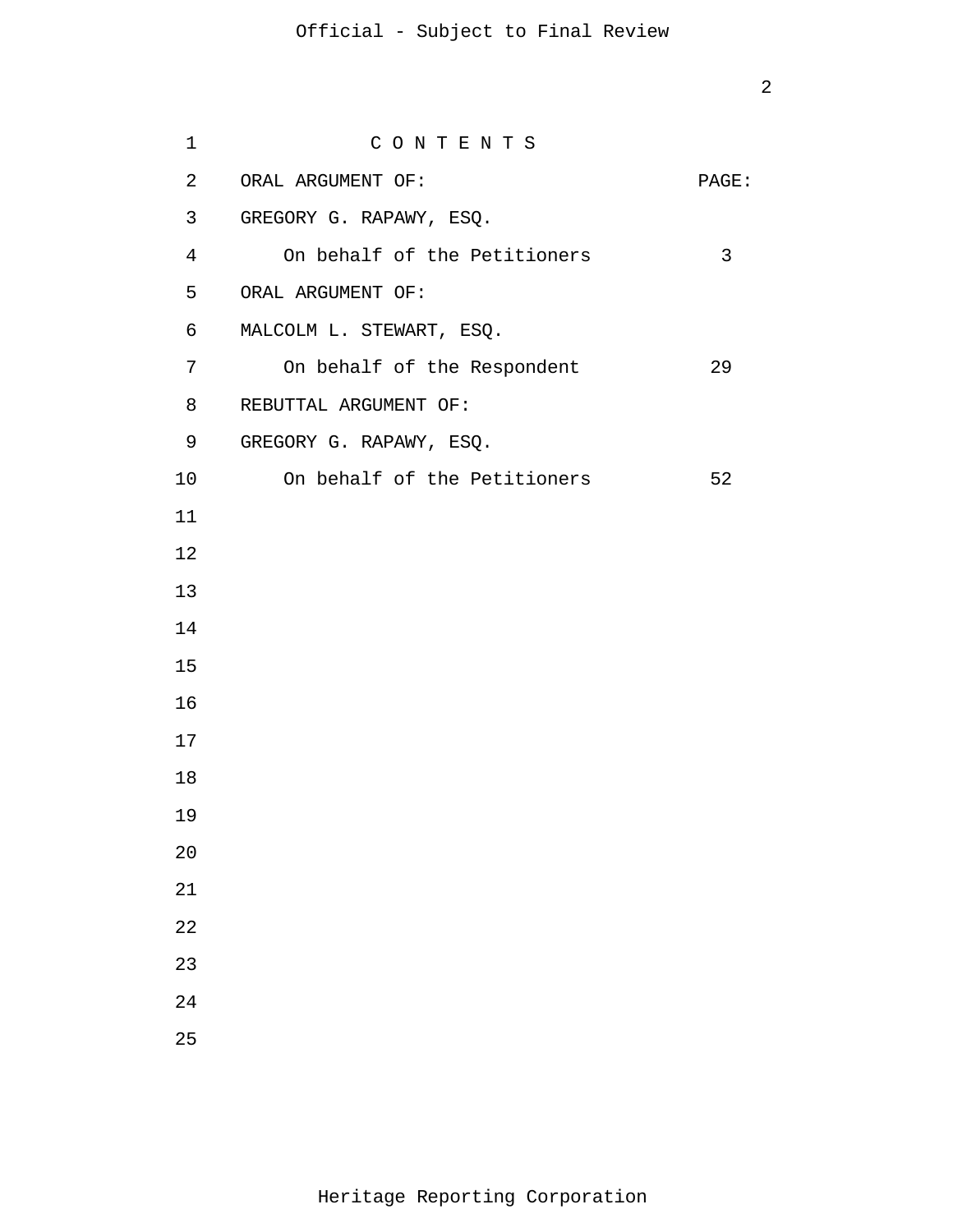C O N T E N T S

| ORAL ARGUMENT OF: | PAGE: |
|---|---|
| GREGORY G. RAPAWY, ESQ. | |
| On behalf of the Petitioners | 3 |
| ORAL ARGUMENT OF: | |
| MALCOLM L. STEWART, ESQ. | |
| On behalf of the Respondent | 29 |
| REBUTTAL ARGUMENT OF: | |
| GREGORY G. RAPAWY, ESQ. | |
| On behalf of the Petitioners | 52 |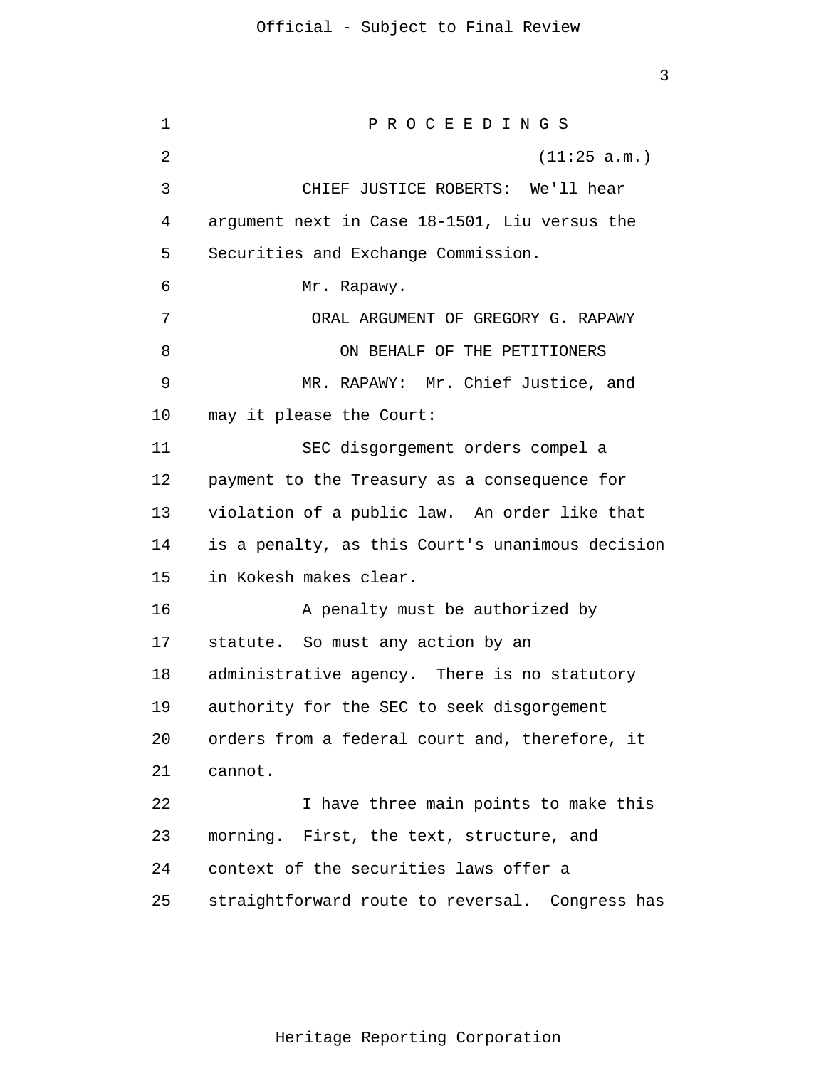P R O C E E D I N G S

(11:25 a.m.)

CHIEF JUSTICE ROBERTS: We'll hear argument next in Case 18-1501, Liu versus the Securities and Exchange Commission.

Mr. Rapawy.

ORAL ARGUMENT OF GREGORY G. RAPAWY

ON BEHALF OF THE PETITIONERS

MR. RAPAWY: Mr. Chief Justice, and may it please the Court:

SEC disgorgement orders compel a payment to the Treasury as a consequence for violation of a public law. An order like that is a penalty, as this Court's unanimous decision in Kokesh makes clear.

A penalty must be authorized by statute. So must any action by an administrative agency. There is no statutory authority for the SEC to seek disgorgement orders from a federal court and, therefore, it cannot.

I have three main points to make this morning. First, the text, structure, and context of the securities laws offer a straightforward route to reversal. Congress has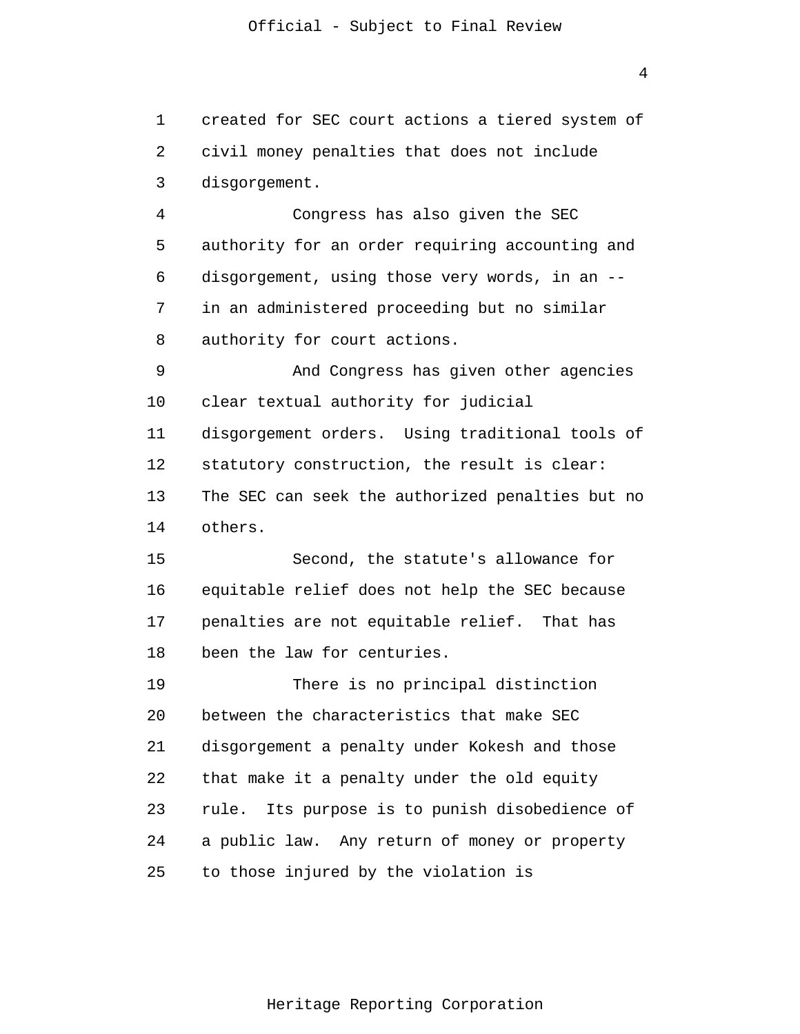created for SEC court actions a tiered system of civil money penalties that does not include disgorgement.

Congress has also given the SEC authority for an order requiring accounting and disgorgement, using those very words, in an -- in an administered proceeding but no similar authority for court actions.

And Congress has given other agencies clear textual authority for judicial disgorgement orders. Using traditional tools of statutory construction, the result is clear: The SEC can seek the authorized penalties but no others.

Second, the statute's allowance for equitable relief does not help the SEC because penalties are not equitable relief. That has been the law for centuries.

There is no principal distinction between the characteristics that make SEC disgorgement a penalty under Kokesh and those that make it a penalty under the old equity rule. Its purpose is to punish disobedience of a public law. Any return of money or property to those injured by the violation is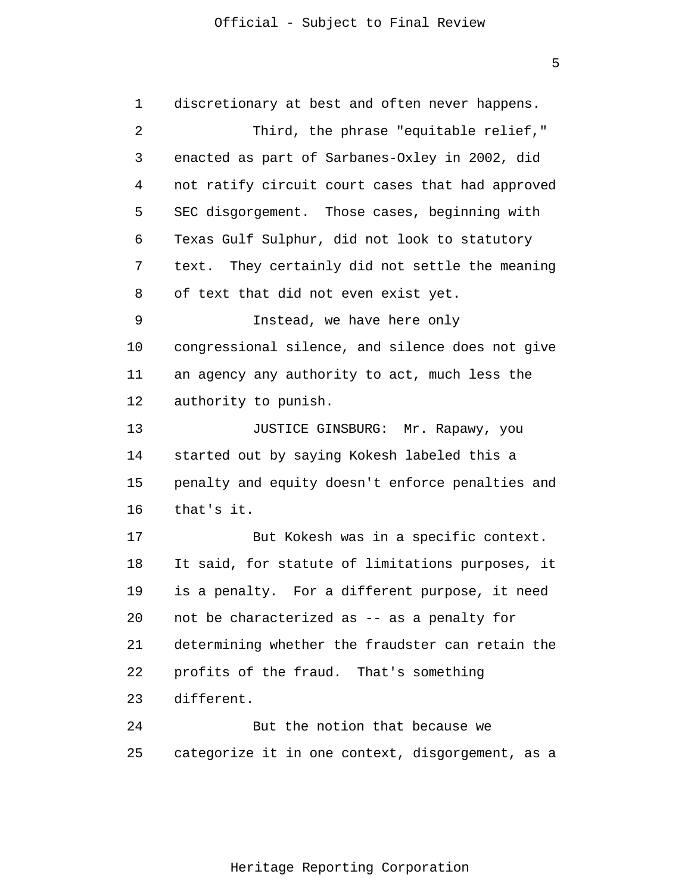discretionary at best and often never happens.

Third, the phrase "equitable relief," enacted as part of Sarbanes-Oxley in 2002, did not ratify circuit court cases that had approved SEC disgorgement. Those cases, beginning with Texas Gulf Sulphur, did not look to statutory text. They certainly did not settle the meaning of text that did not even exist yet.

Instead, we have here only congressional silence, and silence does not give an agency any authority to act, much less the authority to punish.

JUSTICE GINSBURG: Mr. Rapawy, you started out by saying Kokesh labeled this a penalty and equity doesn't enforce penalties and that's it.

But Kokesh was in a specific context. It said, for statute of limitations purposes, it is a penalty. For a different purpose, it need not be characterized as -- as a penalty for determining whether the fraudster can retain the profits of the fraud. That's something different.

But the notion that because we categorize it in one context, disgorgement, as a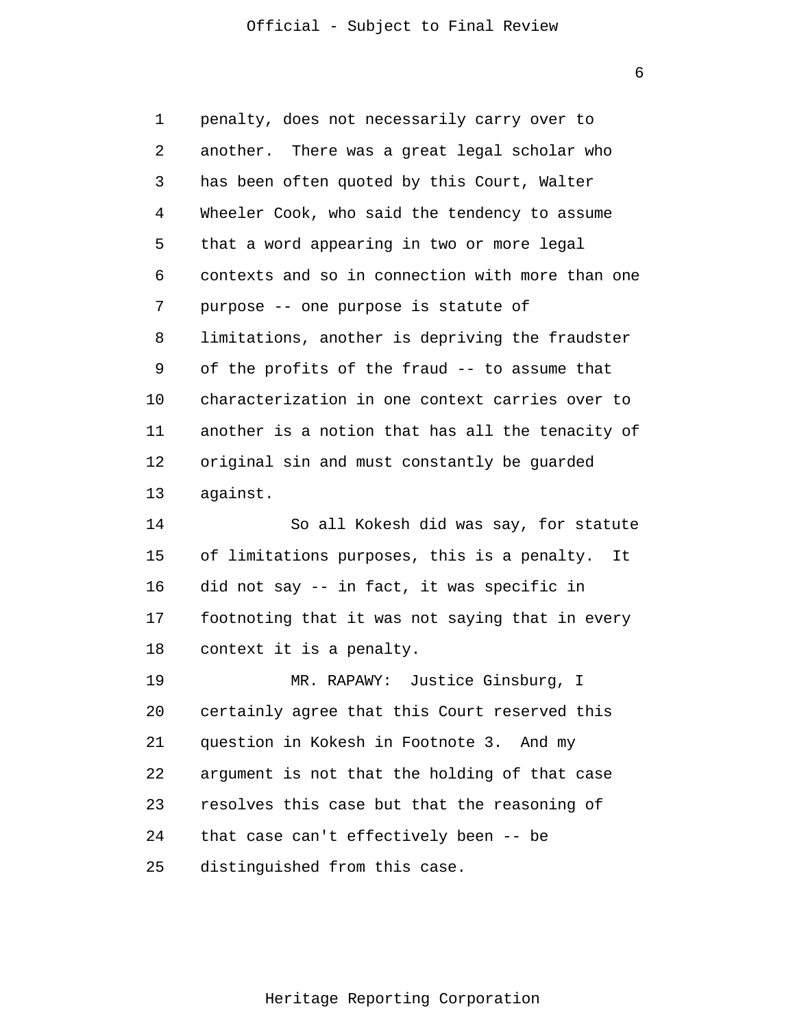penalty, does not necessarily carry over to another. There was a great legal scholar who has been often quoted by this Court, Walter Wheeler Cook, who said the tendency to assume that a word appearing in two or more legal contexts and so in connection with more than one purpose -- one purpose is statute of limitations, another is depriving the fraudster of the profits of the fraud -- to assume that characterization in one context carries over to another is a notion that has all the tenacity of original sin and must constantly be guarded against.

So all Kokesh did was say, for statute of limitations purposes, this is a penalty. It did not say -- in fact, it was specific in footnoting that it was not saying that in every context it is a penalty.

MR. RAPAWY: Justice Ginsburg, I certainly agree that this Court reserved this question in Kokesh in Footnote 3. And my argument is not that the holding of that case resolves this case but that the reasoning of that case can't effectively been -- be distinguished from this case.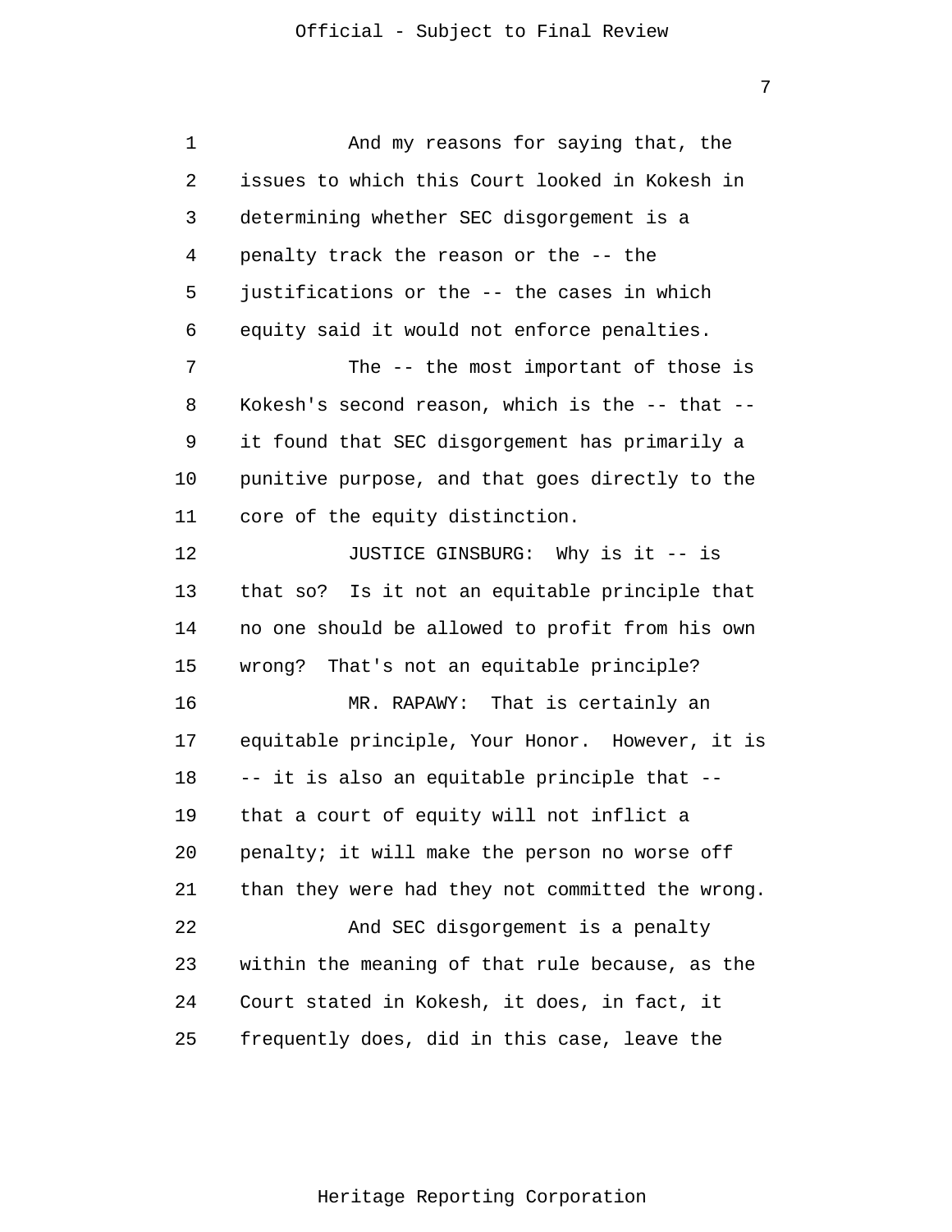And my reasons for saying that, the issues to which this Court looked in Kokesh in determining whether SEC disgorgement is a penalty track the reason or the -- the justifications or the -- the cases in which equity said it would not enforce penalties.

The -- the most important of those is Kokesh's second reason, which is the -- that -- it found that SEC disgorgement has primarily a punitive purpose, and that goes directly to the core of the equity distinction.

JUSTICE GINSBURG: Why is it -- is that so? Is it not an equitable principle that no one should be allowed to profit from his own wrong? That's not an equitable principle?

MR. RAPAWY: That is certainly an equitable principle, Your Honor. However, it is -- it is also an equitable principle that -- that a court of equity will not inflict a penalty; it will make the person no worse off than they were had they not committed the wrong.

And SEC disgorgement is a penalty within the meaning of that rule because, as the Court stated in Kokesh, it does, in fact, it frequently does, did in this case, leave the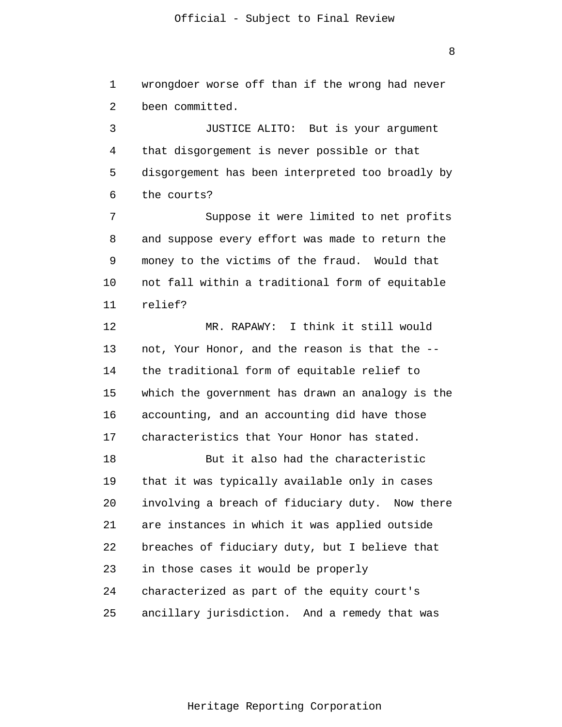wrongdoer worse off than if the wrong had never been committed.

JUSTICE ALITO: But is your argument that disgorgement is never possible or that disgorgement has been interpreted too broadly by the courts?

Suppose it were limited to net profits and suppose every effort was made to return the money to the victims of the fraud. Would that not fall within a traditional form of equitable relief?

MR. RAPAWY: I think it still would not, Your Honor, and the reason is that the -- the traditional form of equitable relief to which the government has drawn an analogy is the accounting, and an accounting did have those characteristics that Your Honor has stated.

But it also had the characteristic that it was typically available only in cases involving a breach of fiduciary duty. Now there are instances in which it was applied outside breaches of fiduciary duty, but I believe that in those cases it would be properly characterized as part of the equity court's ancillary jurisdiction. And a remedy that was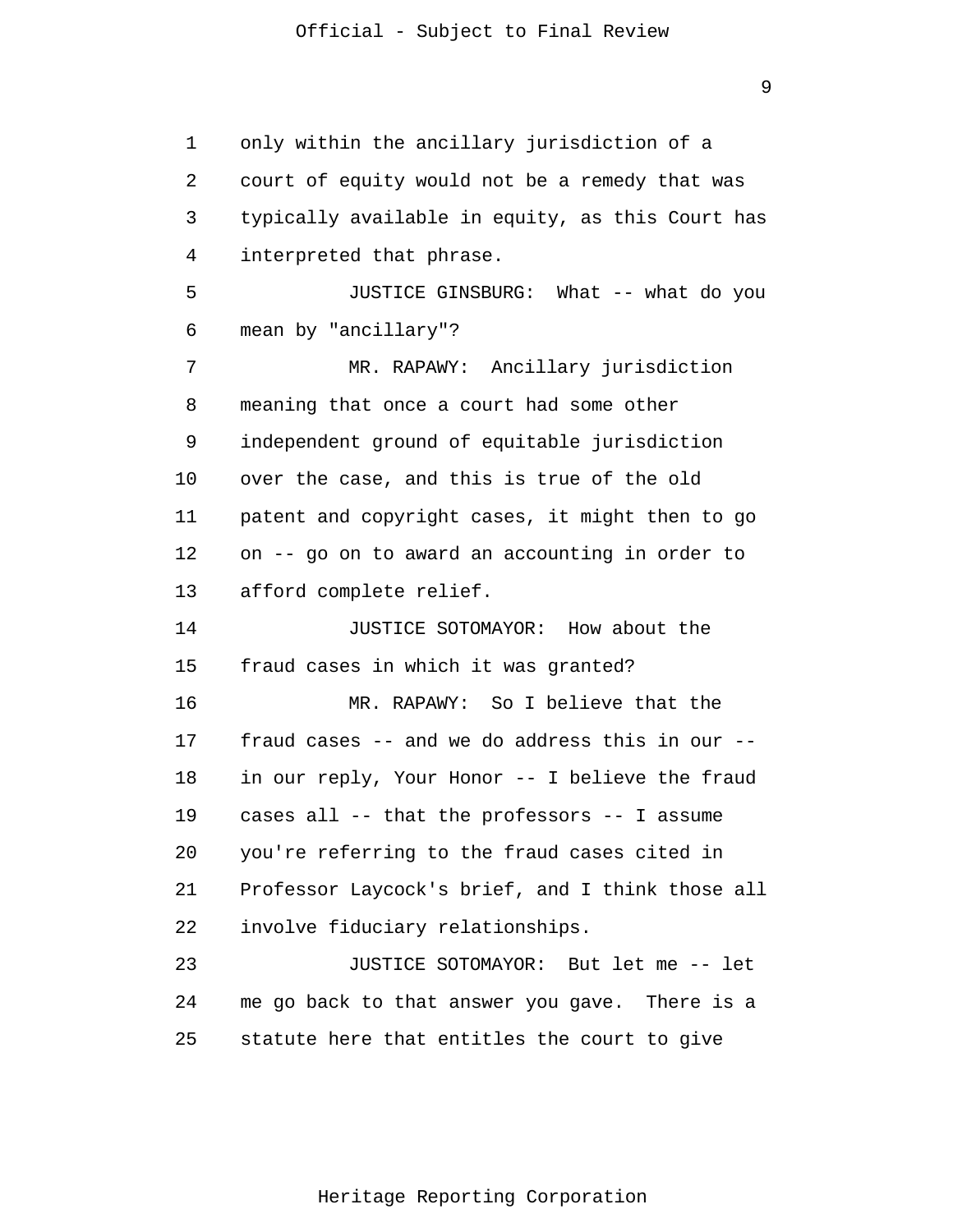only within the ancillary jurisdiction of a court of equity would not be a remedy that was typically available in equity, as this Court has interpreted that phrase.

JUSTICE GINSBURG: What -- what do you mean by "ancillary"?

MR. RAPAWY: Ancillary jurisdiction meaning that once a court had some other independent ground of equitable jurisdiction over the case, and this is true of the old patent and copyright cases, it might then to go on -- go on to award an accounting in order to afford complete relief.

JUSTICE SOTOMAYOR: How about the fraud cases in which it was granted?

MR. RAPAWY: So I believe that the fraud cases -- and we do address this in our -- in our reply, Your Honor -- I believe the fraud cases all -- that the professors -- I assume you're referring to the fraud cases cited in Professor Laycock's brief, and I think those all involve fiduciary relationships.

JUSTICE SOTOMAYOR: But let me -- let me go back to that answer you gave. There is a statute here that entitles the court to give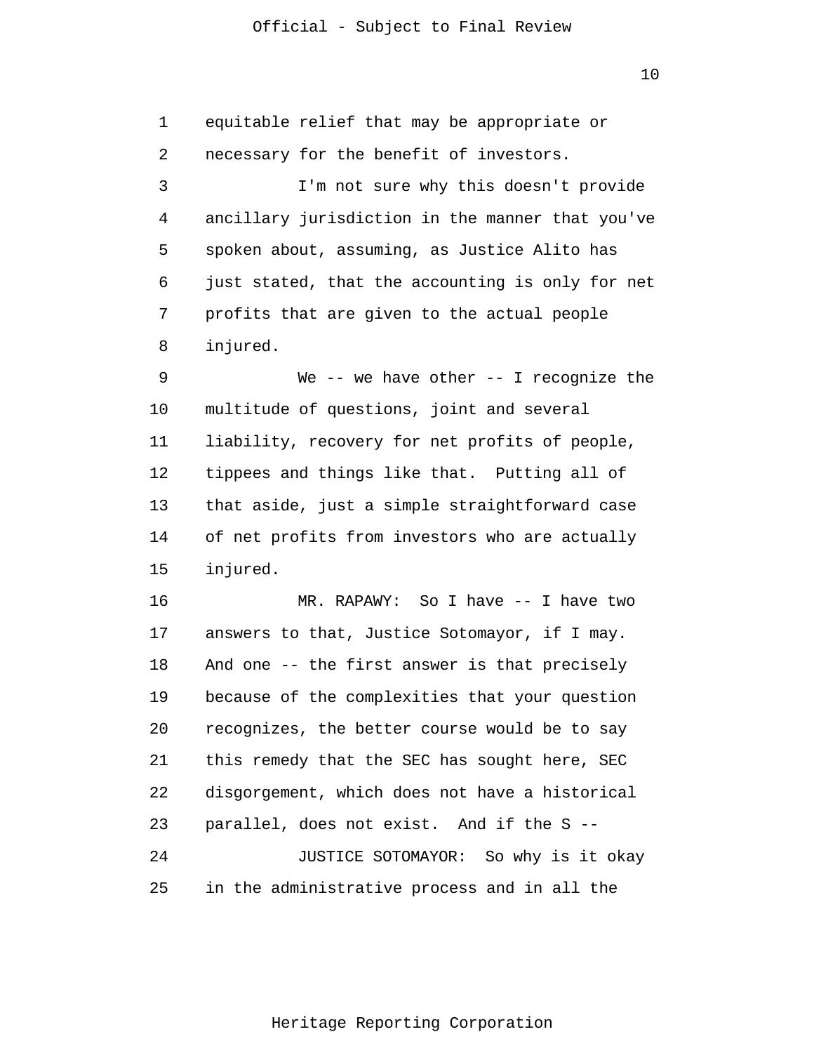equitable relief that may be appropriate or necessary for the benefit of investors.

I'm not sure why this doesn't provide ancillary jurisdiction in the manner that you've spoken about, assuming, as Justice Alito has just stated, that the accounting is only for net profits that are given to the actual people injured.

We -- we have other -- I recognize the multitude of questions, joint and several liability, recovery for net profits of people, tippees and things like that. Putting all of that aside, just a simple straightforward case of net profits from investors who are actually injured.

MR. RAPAWY: So I have -- I have two answers to that, Justice Sotomayor, if I may. And one -- the first answer is that precisely because of the complexities that your question recognizes, the better course would be to say this remedy that the SEC has sought here, SEC disgorgement, which does not have a historical parallel, does not exist. And if the S --

JUSTICE SOTOMAYOR: So why is it okay in the administrative process and in all the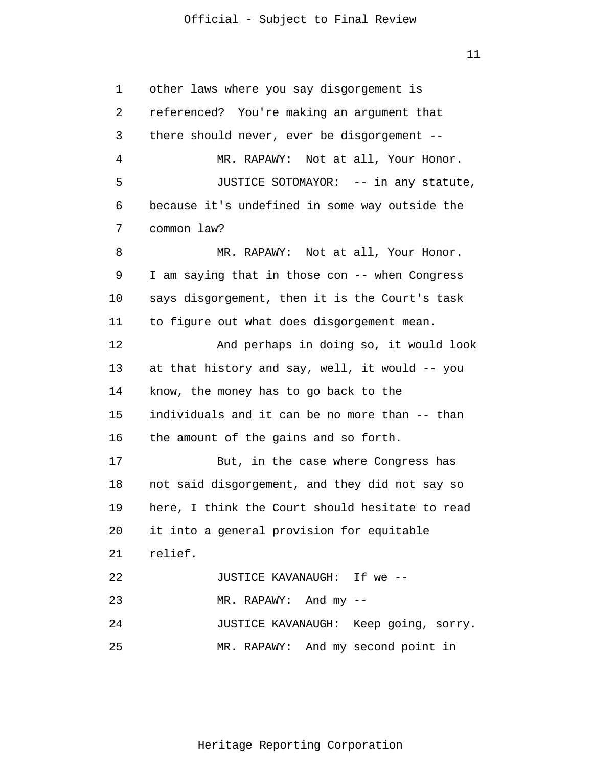other laws where you say disgorgement is referenced? You're making an argument that there should never, ever be disgorgement --

MR. RAPAWY: Not at all, Your Honor.

JUSTICE SOTOMAYOR: -- in any statute, because it's undefined in some way outside the common law?

MR. RAPAWY: Not at all, Your Honor. I am saying that in those con -- when Congress says disgorgement, then it is the Court's task to figure out what does disgorgement mean.

And perhaps in doing so, it would look at that history and say, well, it would -- you know, the money has to go back to the individuals and it can be no more than -- than the amount of the gains and so forth.

But, in the case where Congress has not said disgorgement, and they did not say so here, I think the Court should hesitate to read it into a general provision for equitable relief.

JUSTICE KAVANAUGH: If we --

MR. RAPAWY: And my --

JUSTICE KAVANAUGH: Keep going, sorry.

MR. RAPAWY: And my second point in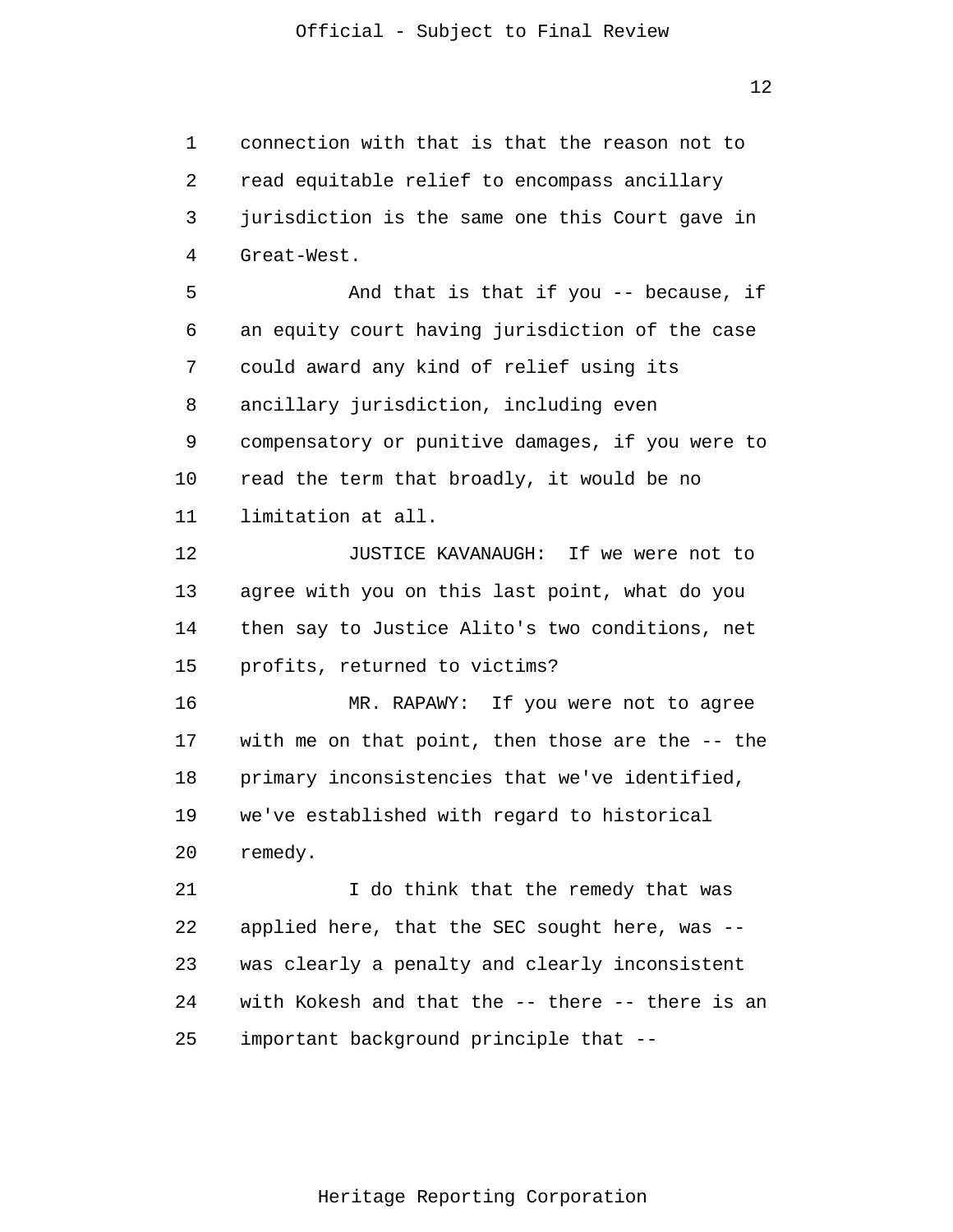connection with that is that the reason not to read equitable relief to encompass ancillary jurisdiction is the same one this Court gave in Great-West.

And that is that if you -- because, if an equity court having jurisdiction of the case could award any kind of relief using its ancillary jurisdiction, including even compensatory or punitive damages, if you were to read the term that broadly, it would be no limitation at all.

JUSTICE KAVANAUGH: If we were not to agree with you on this last point, what do you then say to Justice Alito's two conditions, net profits, returned to victims?

MR. RAPAWY: If you were not to agree with me on that point, then those are the -- the primary inconsistencies that we've identified, we've established with regard to historical remedy.

I do think that the remedy that was applied here, that the SEC sought here, was -- was clearly a penalty and clearly inconsistent with Kokesh and that the -- there -- there is an important background principle that --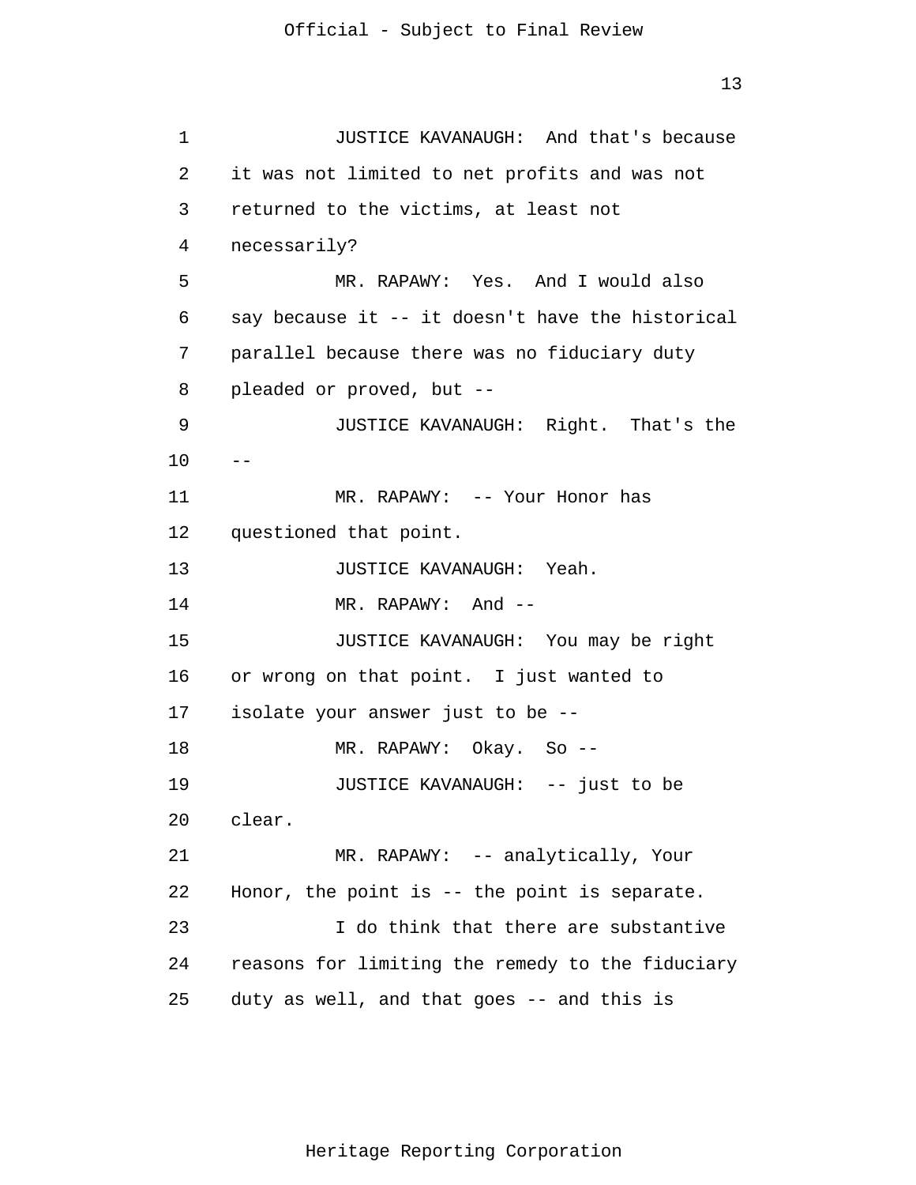JUSTICE KAVANAUGH: And that's because it was not limited to net profits and was not returned to the victims, at least not necessarily?

MR. RAPAWY: Yes. And I would also say because it -- it doesn't have the historical parallel because there was no fiduciary duty pleaded or proved, but --

JUSTICE KAVANAUGH: Right. That's the --

MR. RAPAWY: -- Your Honor has questioned that point.

JUSTICE KAVANAUGH: Yeah.

MR. RAPAWY: And --

JUSTICE KAVANAUGH: You may be right or wrong on that point. I just wanted to isolate your answer just to be --

MR. RAPAWY: Okay. So --

JUSTICE KAVANAUGH: -- just to be clear.

MR. RAPAWY: -- analytically, Your Honor, the point is -- the point is separate.

I do think that there are substantive reasons for limiting the remedy to the fiduciary duty as well, and that goes -- and this is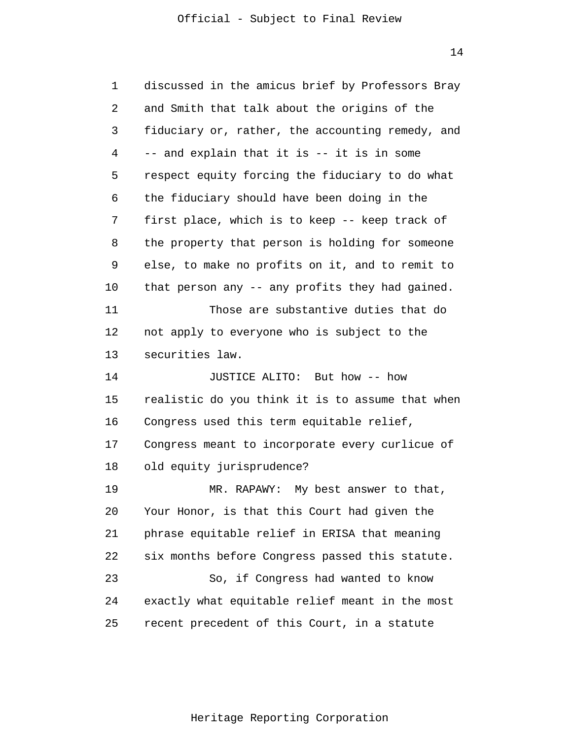discussed in the amicus brief by Professors Bray and Smith that talk about the origins of the fiduciary or, rather, the accounting remedy, and -- and explain that it is -- it is in some respect equity forcing the fiduciary to do what the fiduciary should have been doing in the first place, which is to keep -- keep track of the property that person is holding for someone else, to make no profits on it, and to remit to that person any -- any profits they had gained.

Those are substantive duties that do not apply to everyone who is subject to the securities law.

JUSTICE ALITO: But how -- how realistic do you think it is to assume that when Congress used this term equitable relief, Congress meant to incorporate every curlicue of old equity jurisprudence?

MR. RAPAWY: My best answer to that, Your Honor, is that this Court had given the phrase equitable relief in ERISA that meaning six months before Congress passed this statute.

So, if Congress had wanted to know exactly what equitable relief meant in the most recent precedent of this Court, in a statute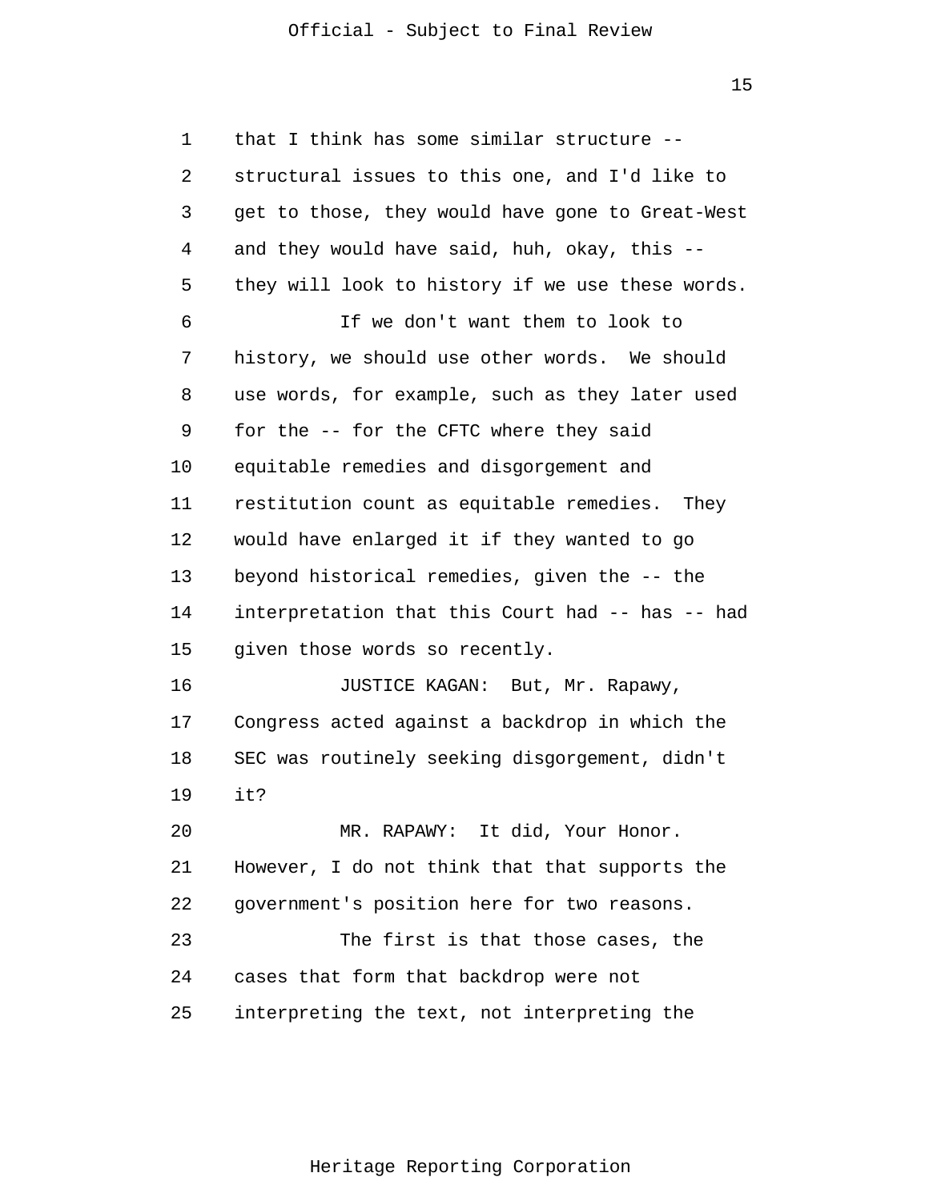that I think has some similar structure -- structural issues to this one, and I'd like to get to those, they would have gone to Great-West and they would have said, huh, okay, this -- they will look to history if we use these words.

If we don't want them to look to history, we should use other words. We should use words, for example, such as they later used for the -- for the CFTC where they said equitable remedies and disgorgement and restitution count as equitable remedies. They would have enlarged it if they wanted to go beyond historical remedies, given the -- the interpretation that this Court had -- has -- had given those words so recently.

JUSTICE KAGAN: But, Mr. Rapawy, Congress acted against a backdrop in which the SEC was routinely seeking disgorgement, didn't it?

MR. RAPAWY: It did, Your Honor. However, I do not think that that supports the government's position here for two reasons.

The first is that those cases, the cases that form that backdrop were not interpreting the text, not interpreting the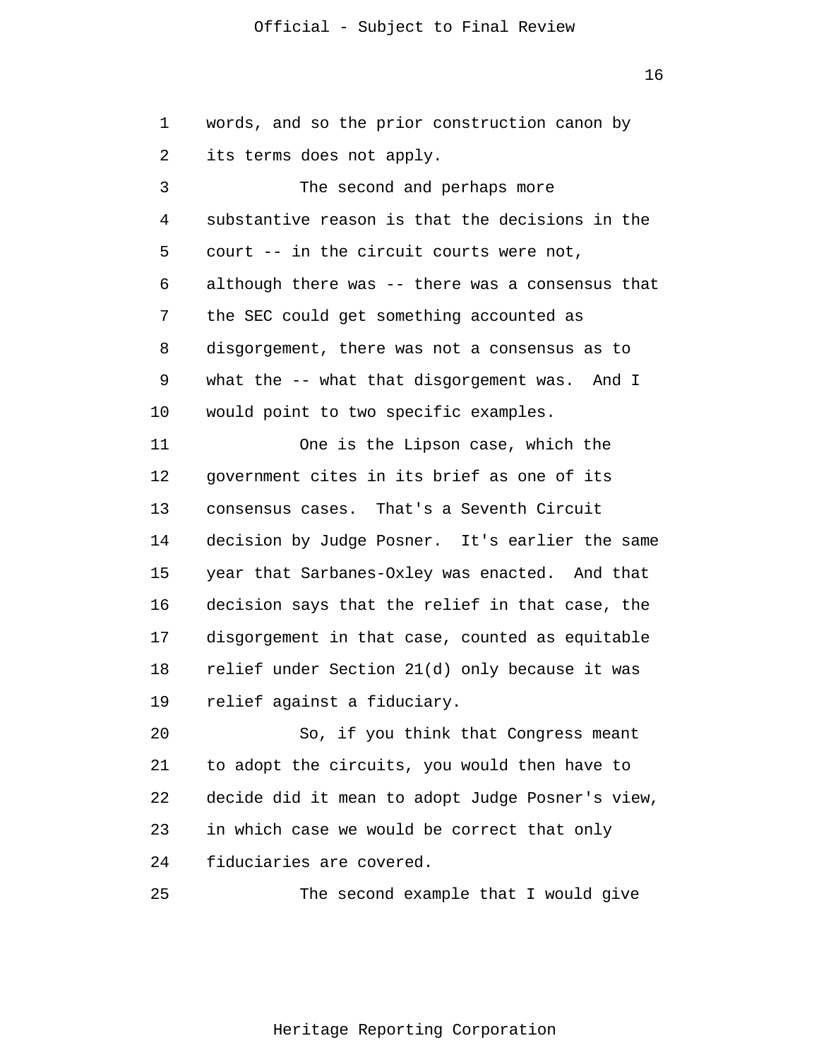words, and so the prior construction canon by its terms does not apply.

The second and perhaps more substantive reason is that the decisions in the court -- in the circuit courts were not, although there was -- there was a consensus that the SEC could get something accounted as disgorgement, there was not a consensus as to what the -- what that disgorgement was. And I would point to two specific examples.

One is the Lipson case, which the government cites in its brief as one of its consensus cases. That's a Seventh Circuit decision by Judge Posner. It's earlier the same year that Sarbanes-Oxley was enacted. And that decision says that the relief in that case, the disgorgement in that case, counted as equitable relief under Section 21(d) only because it was relief against a fiduciary.

So, if you think that Congress meant to adopt the circuits, you would then have to decide did it mean to adopt Judge Posner's view, in which case we would be correct that only fiduciaries are covered.

The second example that I would give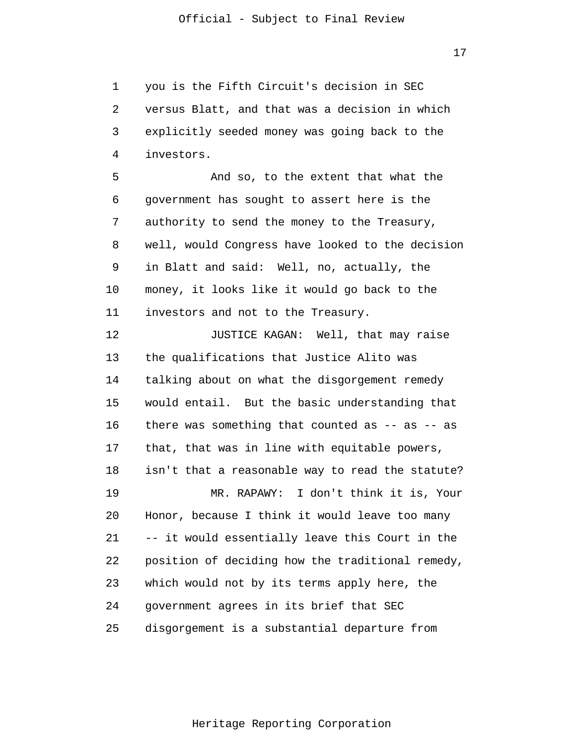you is the Fifth Circuit's decision in SEC versus Blatt, and that was a decision in which explicitly seeded money was going back to the investors.

And so, to the extent that what the government has sought to assert here is the authority to send the money to the Treasury, well, would Congress have looked to the decision in Blatt and said: Well, no, actually, the money, it looks like it would go back to the investors and not to the Treasury.

JUSTICE KAGAN: Well, that may raise the qualifications that Justice Alito was talking about on what the disgorgement remedy would entail. But the basic understanding that there was something that counted as -- as -- as that, that was in line with equitable powers, isn't that a reasonable way to read the statute?

MR. RAPAWY: I don't think it is, Your Honor, because I think it would leave too many -- it would essentially leave this Court in the position of deciding how the traditional remedy, which would not by its terms apply here, the government agrees in its brief that SEC disgorgement is a substantial departure from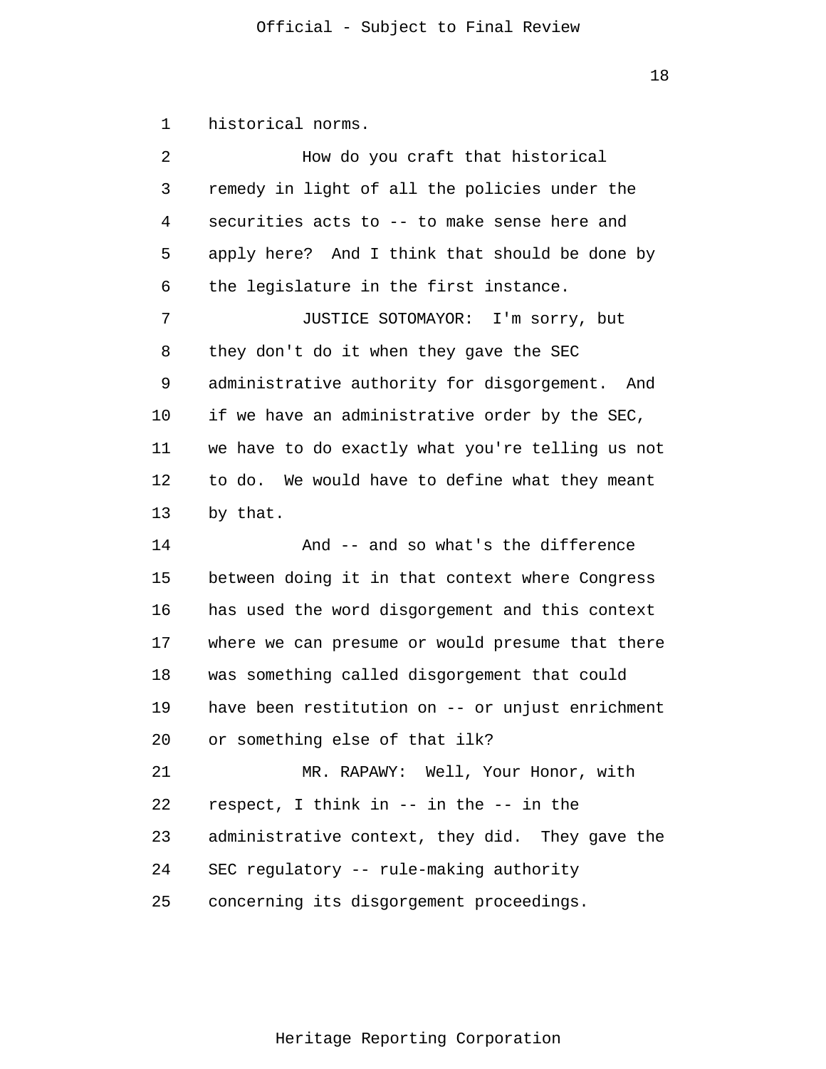historical norms.

How do you craft that historical remedy in light of all the policies under the securities acts to -- to make sense here and apply here? And I think that should be done by the legislature in the first instance.

JUSTICE SOTOMAYOR: I'm sorry, but they don't do it when they gave the SEC administrative authority for disgorgement. And if we have an administrative order by the SEC, we have to do exactly what you're telling us not to do. We would have to define what they meant by that.

And -- and so what's the difference between doing it in that context where Congress has used the word disgorgement and this context where we can presume or would presume that there was something called disgorgement that could have been restitution on -- or unjust enrichment or something else of that ilk?

MR. RAPAWY: Well, Your Honor, with respect, I think in -- in the -- in the administrative context, they did. They gave the SEC regulatory -- rule-making authority concerning its disgorgement proceedings.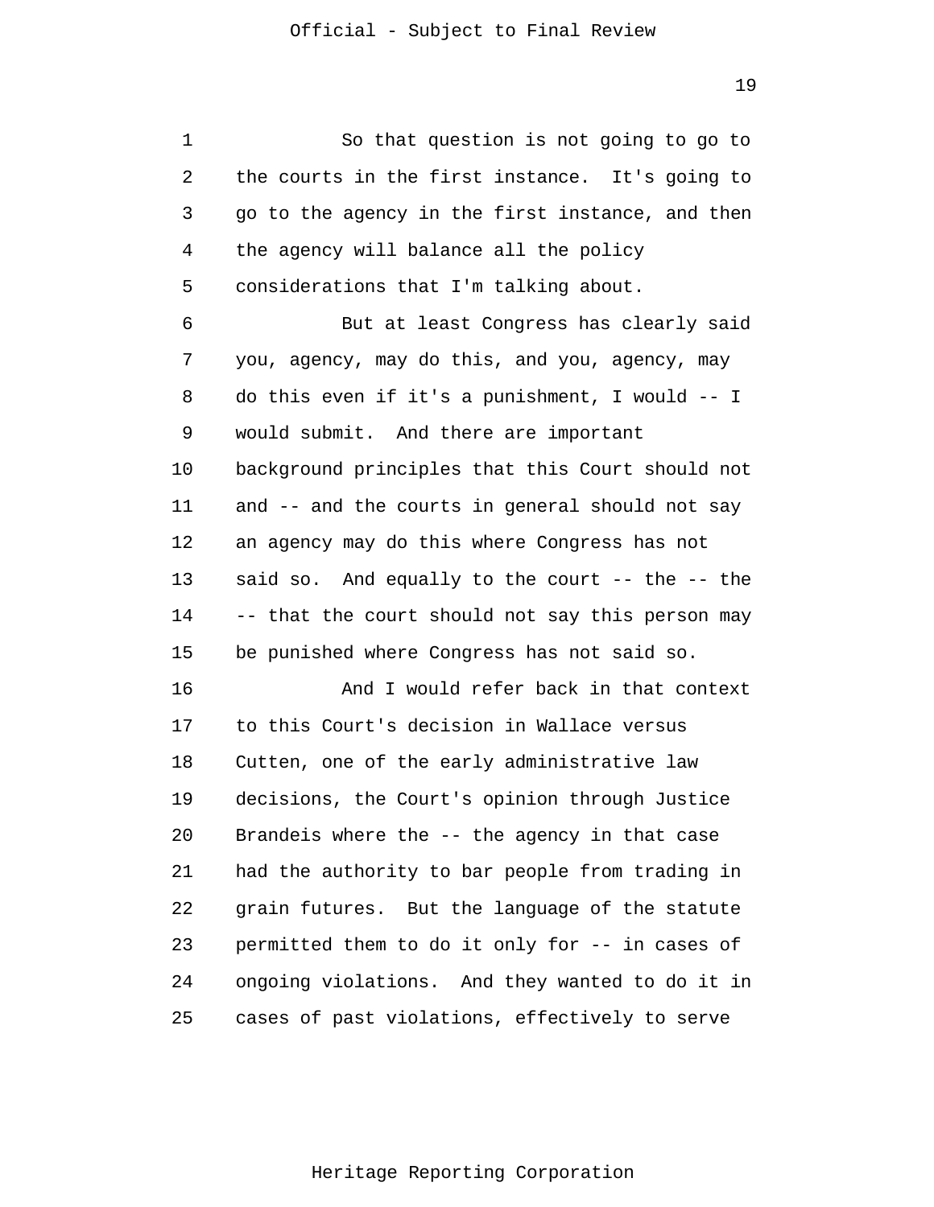So that question is not going to go to the courts in the first instance. It's going to go to the agency in the first instance, and then the agency will balance all the policy considerations that I'm talking about.

But at least Congress has clearly said you, agency, may do this, and you, agency, may do this even if it's a punishment, I would -- I would submit. And there are important background principles that this Court should not and -- and the courts in general should not say an agency may do this where Congress has not said so. And equally to the court -- the -- the -- that the court should not say this person may be punished where Congress has not said so.

And I would refer back in that context to this Court's decision in Wallace versus Cutten, one of the early administrative law decisions, the Court's opinion through Justice Brandeis where the -- the agency in that case had the authority to bar people from trading in grain futures. But the language of the statute permitted them to do it only for -- in cases of ongoing violations. And they wanted to do it in cases of past violations, effectively to serve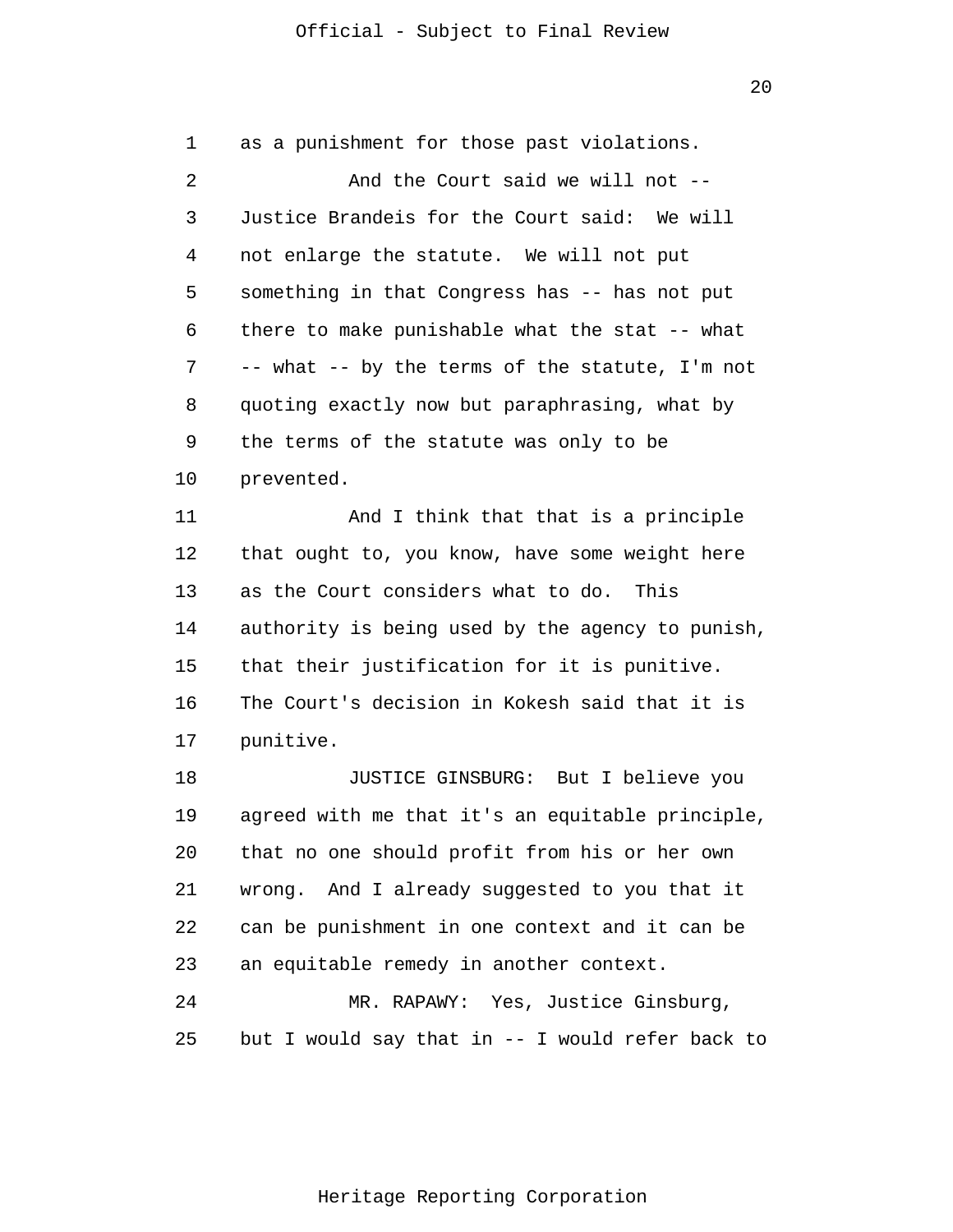as a punishment for those past violations.

And the Court said we will not -- Justice Brandeis for the Court said: We will not enlarge the statute. We will not put something in that Congress has -- has not put there to make punishable what the stat -- what -- what -- by the terms of the statute, I'm not quoting exactly now but paraphrasing, what by the terms of the statute was only to be prevented.

And I think that that is a principle that ought to, you know, have some weight here as the Court considers what to do. This authority is being used by the agency to punish, that their justification for it is punitive. The Court's decision in Kokesh said that it is punitive.

JUSTICE GINSBURG: But I believe you agreed with me that it's an equitable principle, that no one should profit from his or her own wrong. And I already suggested to you that it can be punishment in one context and it can be an equitable remedy in another context.

MR. RAPAWY: Yes, Justice Ginsburg, but I would say that in -- I would refer back to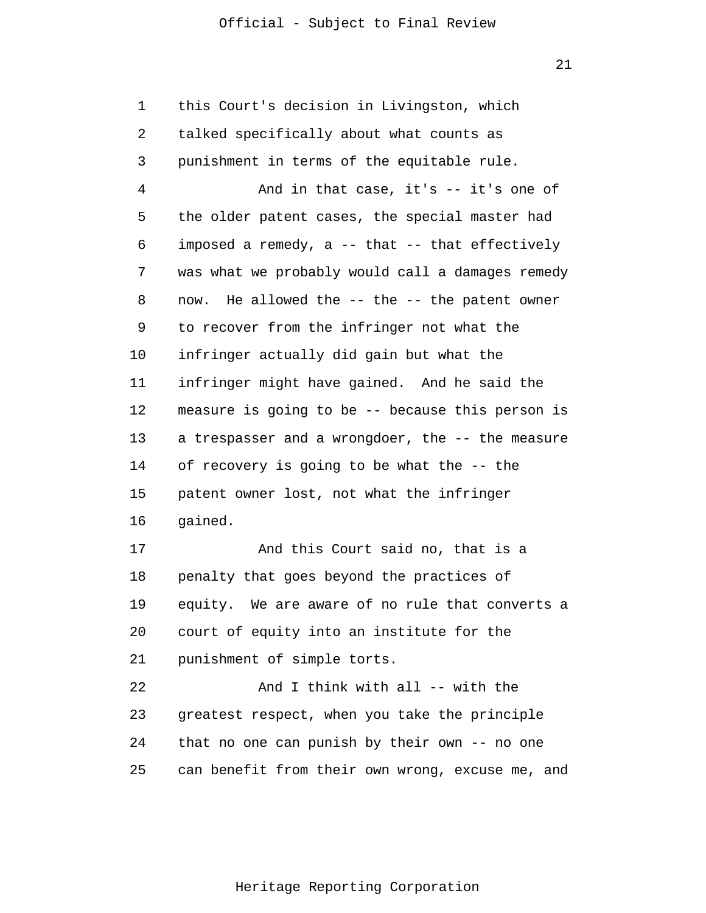this Court's decision in Livingston, which talked specifically about what counts as punishment in terms of the equitable rule.

And in that case, it's -- it's one of the older patent cases, the special master had imposed a remedy, a -- that -- that effectively was what we probably would call a damages remedy now. He allowed the -- the -- the patent owner to recover from the infringer not what the infringer actually did gain but what the infringer might have gained. And he said the measure is going to be -- because this person is a trespasser and a wrongdoer, the -- the measure of recovery is going to be what the -- the patent owner lost, not what the infringer gained.

And this Court said no, that is a penalty that goes beyond the practices of equity. We are aware of no rule that converts a court of equity into an institute for the punishment of simple torts.

And I think with all -- with the greatest respect, when you take the principle that no one can punish by their own -- no one can benefit from their own wrong, excuse me, and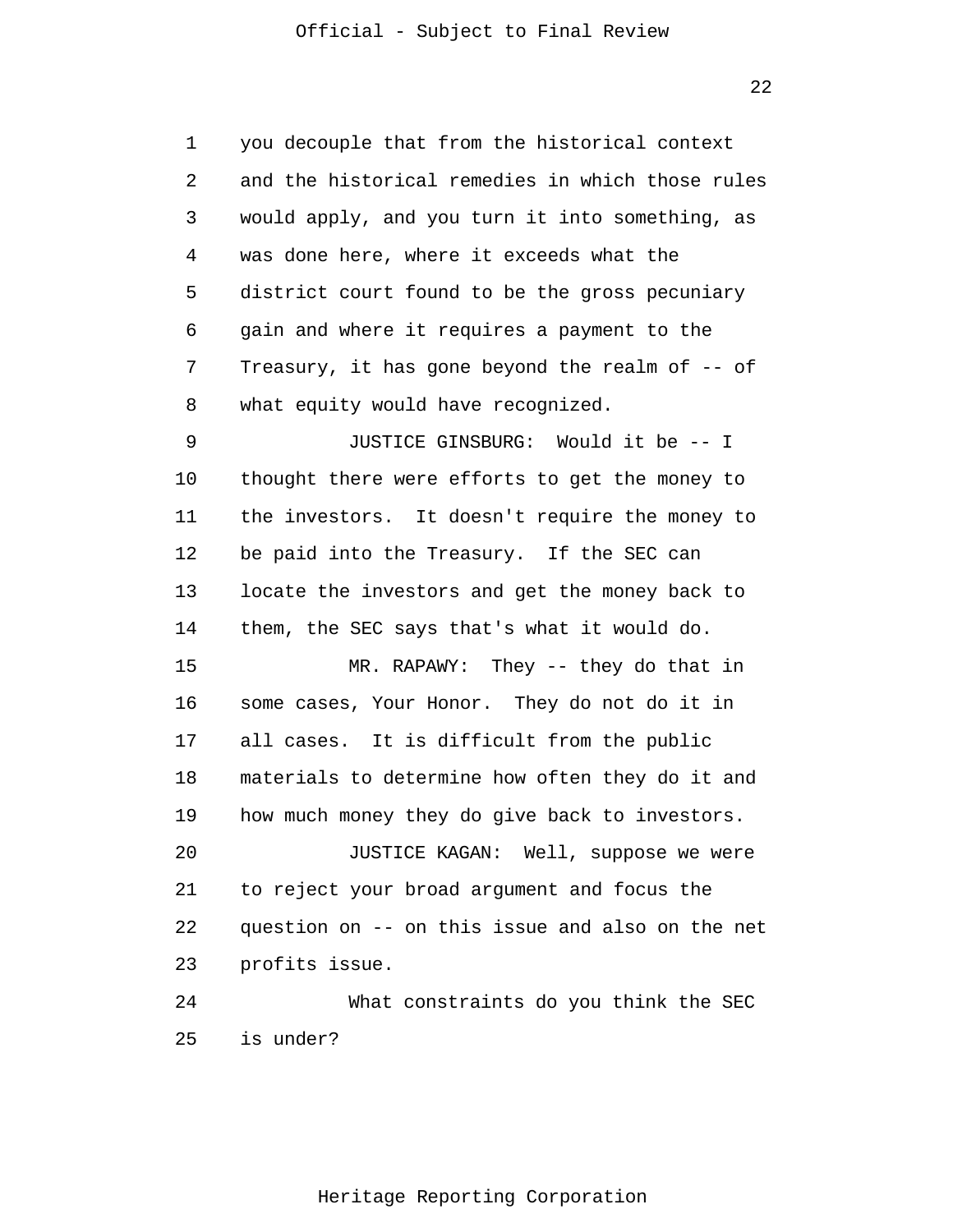you decouple that from the historical context and the historical remedies in which those rules would apply, and you turn it into something, as was done here, where it exceeds what the district court found to be the gross pecuniary gain and where it requires a payment to the Treasury, it has gone beyond the realm of -- of what equity would have recognized.

JUSTICE GINSBURG: Would it be -- I thought there were efforts to get the money to the investors. It doesn't require the money to be paid into the Treasury. If the SEC can locate the investors and get the money back to them, the SEC says that's what it would do.

MR. RAPAWY: They -- they do that in some cases, Your Honor. They do not do it in all cases. It is difficult from the public materials to determine how often they do it and how much money they do give back to investors.

JUSTICE KAGAN: Well, suppose we were to reject your broad argument and focus the question on -- on this issue and also on the net profits issue.

What constraints do you think the SEC is under?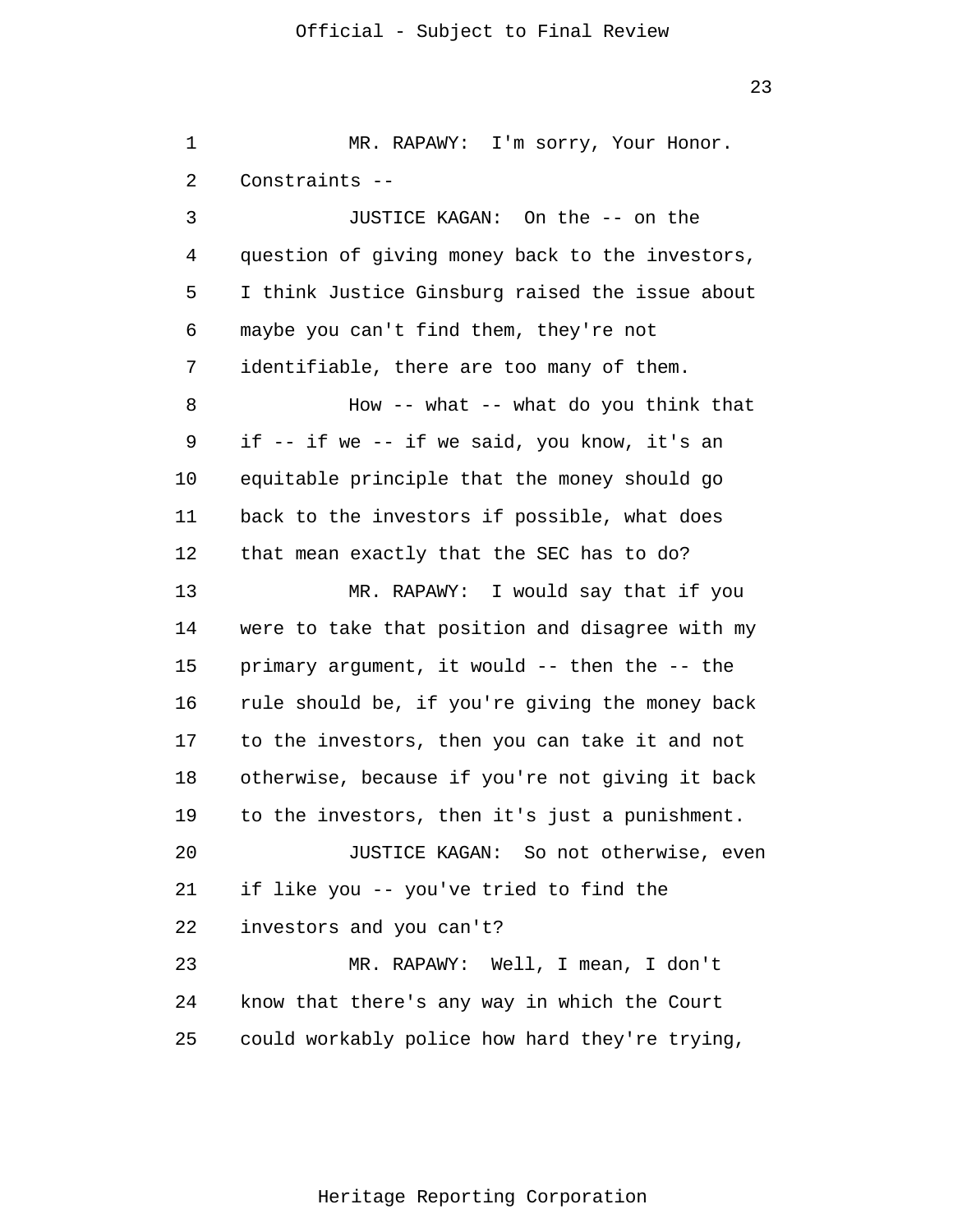MR. RAPAWY: I'm sorry, Your Honor. Constraints --

JUSTICE KAGAN: On the -- on the question of giving money back to the investors, I think Justice Ginsburg raised the issue about maybe you can't find them, they're not identifiable, there are too many of them.

How -- what -- what do you think that if -- if we -- if we said, you know, it's an equitable principle that the money should go back to the investors if possible, what does that mean exactly that the SEC has to do?

MR. RAPAWY: I would say that if you were to take that position and disagree with my primary argument, it would -- then the -- the rule should be, if you're giving the money back to the investors, then you can take it and not otherwise, because if you're not giving it back to the investors, then it's just a punishment.

JUSTICE KAGAN: So not otherwise, even if like you -- you've tried to find the investors and you can't?

MR. RAPAWY: Well, I mean, I don't know that there's any way in which the Court could workably police how hard they're trying,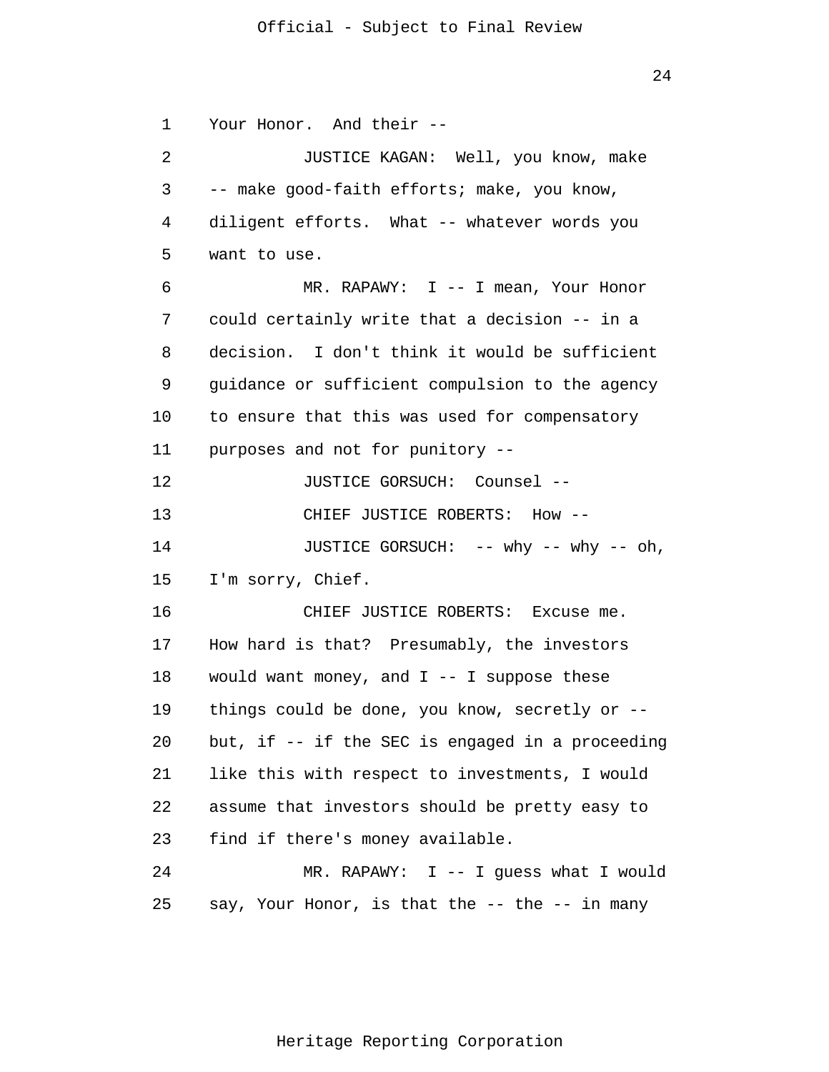Your Honor. And their --

JUSTICE KAGAN: Well, you know, make -- make good-faith efforts; make, you know, diligent efforts. What -- whatever words you want to use.

MR. RAPAWY: I -- I mean, Your Honor could certainly write that a decision -- in a decision. I don't think it would be sufficient guidance or sufficient compulsion to the agency to ensure that this was used for compensatory purposes and not for punitory --

JUSTICE GORSUCH: Counsel --

CHIEF JUSTICE ROBERTS: How --

JUSTICE GORSUCH: -- why -- why -- oh, I'm sorry, Chief.

CHIEF JUSTICE ROBERTS: Excuse me. How hard is that? Presumably, the investors would want money, and I -- I suppose these things could be done, you know, secretly or -- but, if -- if the SEC is engaged in a proceeding like this with respect to investments, I would assume that investors should be pretty easy to find if there's money available.

MR. RAPAWY: I -- I guess what I would say, Your Honor, is that the -- the -- in many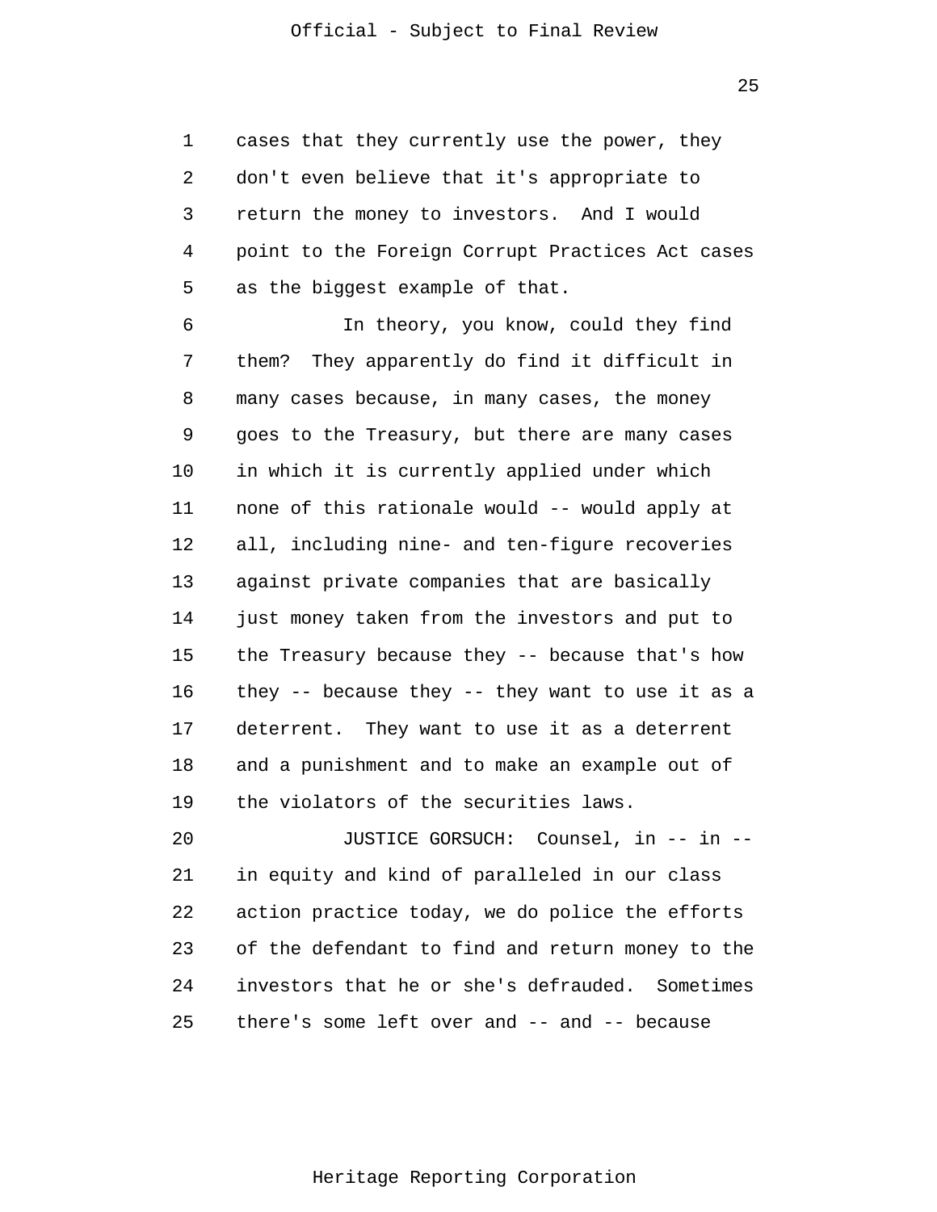cases that they currently use the power, they don't even believe that it's appropriate to return the money to investors. And I would point to the Foreign Corrupt Practices Act cases as the biggest example of that.

In theory, you know, could they find them? They apparently do find it difficult in many cases because, in many cases, the money goes to the Treasury, but there are many cases in which it is currently applied under which none of this rationale would -- would apply at all, including nine- and ten-figure recoveries against private companies that are basically just money taken from the investors and put to the Treasury because they -- because that's how they -- because they -- they want to use it as a deterrent. They want to use it as a deterrent and a punishment and to make an example out of the violators of the securities laws.

JUSTICE GORSUCH: Counsel, in -- in -- in equity and kind of paralleled in our class action practice today, we do police the efforts of the defendant to find and return money to the investors that he or she's defrauded. Sometimes there's some left over and -- and -- because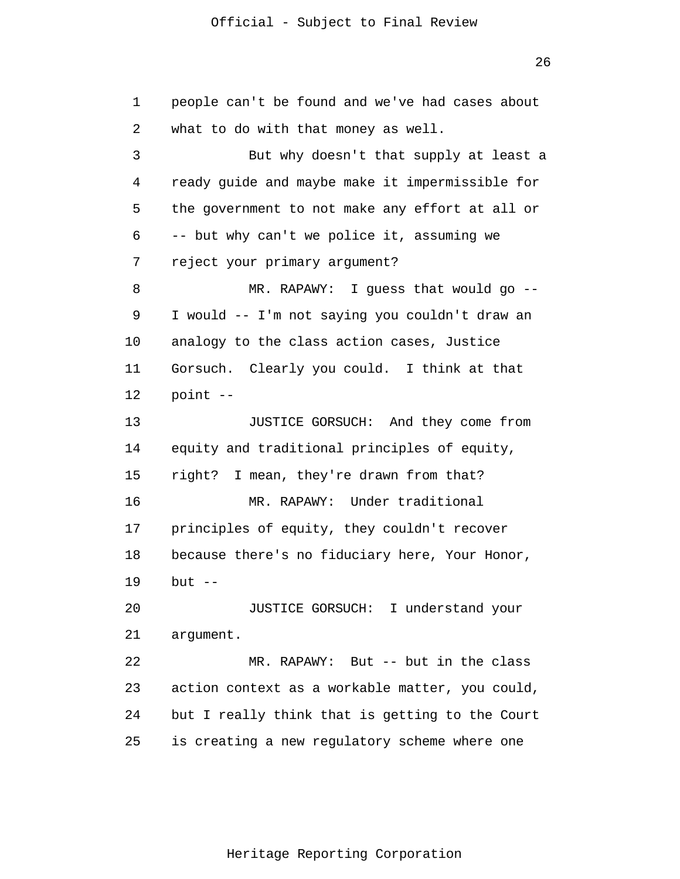people can't be found and we've had cases about what to do with that money as well.

But why doesn't that supply at least a ready guide and maybe make it impermissible for the government to not make any effort at all or -- but why can't we police it, assuming we reject your primary argument?

MR. RAPAWY: I guess that would go -- I would -- I'm not saying you couldn't draw an analogy to the class action cases, Justice Gorsuch. Clearly you could. I think at that point --

JUSTICE GORSUCH: And they come from equity and traditional principles of equity, right? I mean, they're drawn from that?

MR. RAPAWY: Under traditional principles of equity, they couldn't recover because there's no fiduciary here, Your Honor, but --

JUSTICE GORSUCH: I understand your argument.

MR. RAPAWY: But -- but in the class action context as a workable matter, you could, but I really think that is getting to the Court is creating a new regulatory scheme where one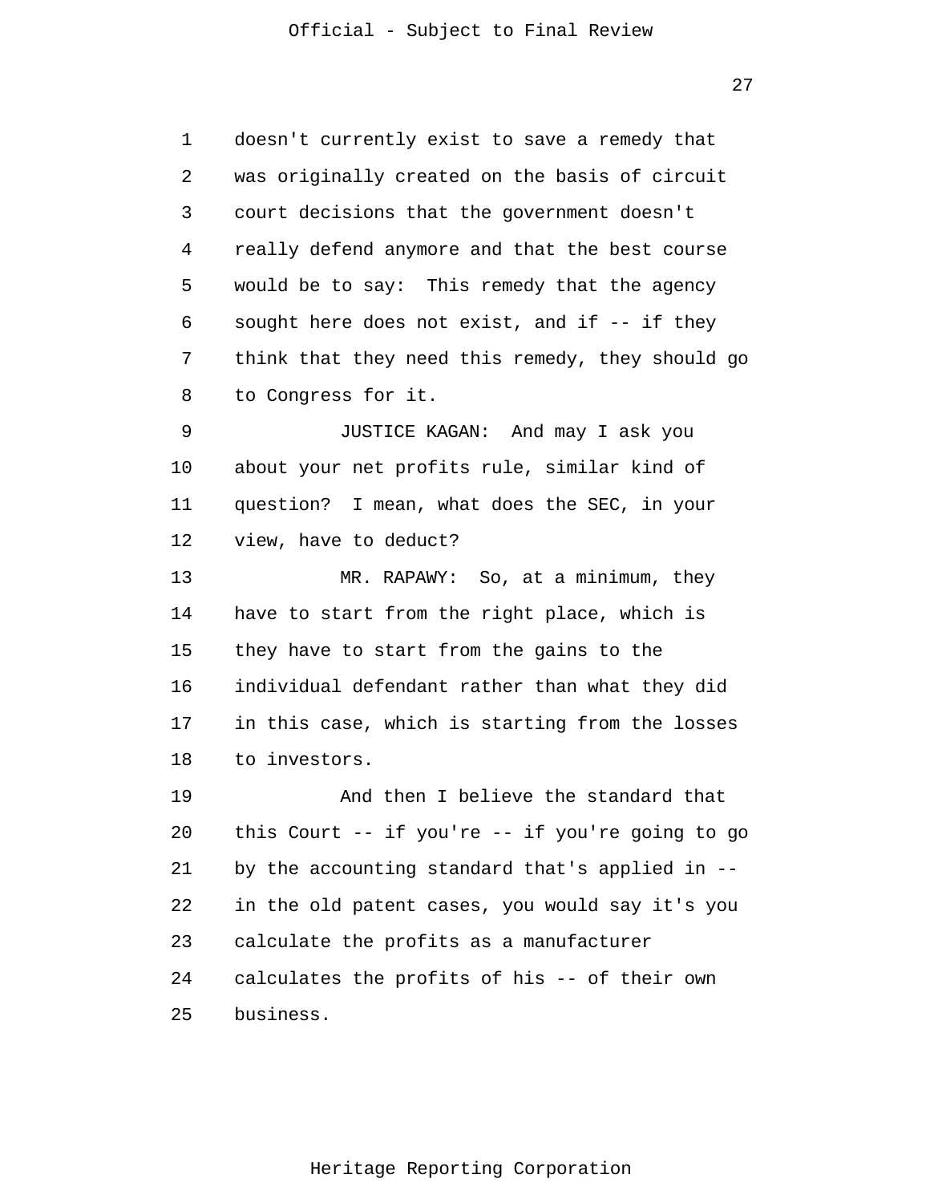doesn't currently exist to save a remedy that was originally created on the basis of circuit court decisions that the government doesn't really defend anymore and that the best course would be to say: This remedy that the agency sought here does not exist, and if -- if they think that they need this remedy, they should go to Congress for it.

JUSTICE KAGAN: And may I ask you about your net profits rule, similar kind of question? I mean, what does the SEC, in your view, have to deduct?

MR. RAPAWY: So, at a minimum, they have to start from the right place, which is they have to start from the gains to the individual defendant rather than what they did in this case, which is starting from the losses to investors.

And then I believe the standard that this Court -- if you're -- if you're going to go by the accounting standard that's applied in -- in the old patent cases, you would say it's you calculate the profits as a manufacturer calculates the profits of his -- of their own business.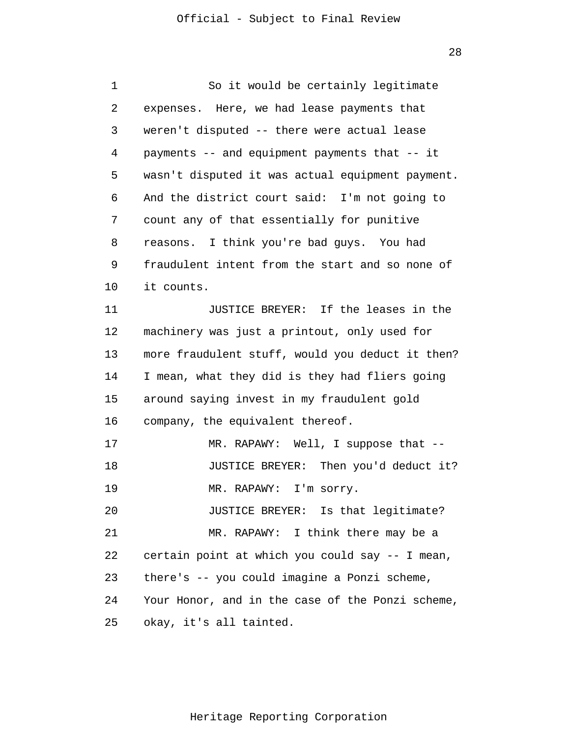So it would be certainly legitimate expenses. Here, we had lease payments that weren't disputed -- there were actual lease payments -- and equipment payments that -- it wasn't disputed it was actual equipment payment. And the district court said: I'm not going to count any of that essentially for punitive reasons. I think you're bad guys. You had fraudulent intent from the start and so none of it counts.

JUSTICE BREYER: If the leases in the machinery was just a printout, only used for more fraudulent stuff, would you deduct it then? I mean, what they did is they had fliers going around saying invest in my fraudulent gold company, the equivalent thereof.

MR. RAPAWY: Well, I suppose that --

JUSTICE BREYER: Then you'd deduct it?

MR. RAPAWY: I'm sorry.

JUSTICE BREYER: Is that legitimate?

MR. RAPAWY: I think there may be a certain point at which you could say -- I mean, there's -- you could imagine a Ponzi scheme, Your Honor, and in the case of the Ponzi scheme, okay, it's all tainted.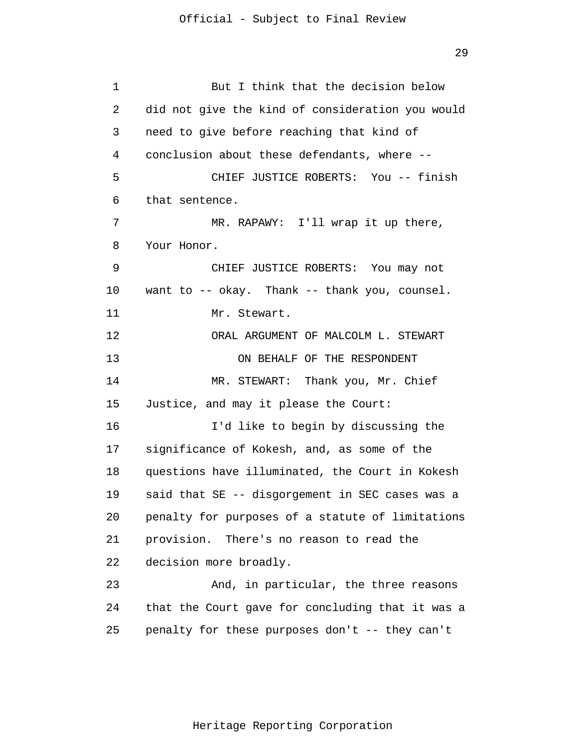But I think that the decision below did not give the kind of consideration you would need to give before reaching that kind of conclusion about these defendants, where --

CHIEF JUSTICE ROBERTS: You -- finish that sentence.

MR. RAPAWY: I'll wrap it up there, Your Honor.

CHIEF JUSTICE ROBERTS: You may not want to -- okay. Thank -- thank you, counsel.

Mr. Stewart.

ORAL ARGUMENT OF MALCOLM L. STEWART

ON BEHALF OF THE RESPONDENT

MR. STEWART: Thank you, Mr. Chief Justice, and may it please the Court:

I'd like to begin by discussing the significance of Kokesh, and, as some of the questions have illuminated, the Court in Kokesh said that SE -- disgorgement in SEC cases was a penalty for purposes of a statute of limitations provision. There's no reason to read the decision more broadly.

And, in particular, the three reasons that the Court gave for concluding that it was a penalty for these purposes don't -- they can't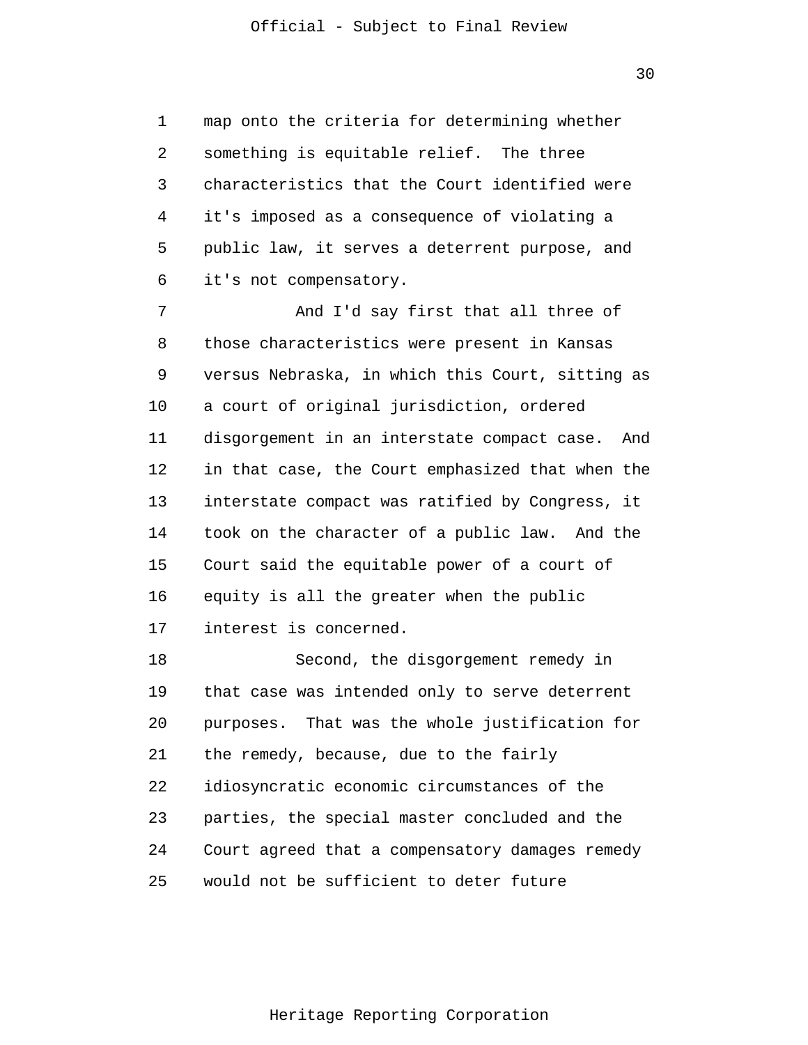map onto the criteria for determining whether something is equitable relief. The three characteristics that the Court identified were it's imposed as a consequence of violating a public law, it serves a deterrent purpose, and it's not compensatory.

And I'd say first that all three of those characteristics were present in Kansas versus Nebraska, in which this Court, sitting as a court of original jurisdiction, ordered disgorgement in an interstate compact case. And in that case, the Court emphasized that when the interstate compact was ratified by Congress, it took on the character of a public law. And the Court said the equitable power of a court of equity is all the greater when the public interest is concerned.

Second, the disgorgement remedy in that case was intended only to serve deterrent purposes. That was the whole justification for the remedy, because, due to the fairly idiosyncratic economic circumstances of the parties, the special master concluded and the Court agreed that a compensatory damages remedy would not be sufficient to deter future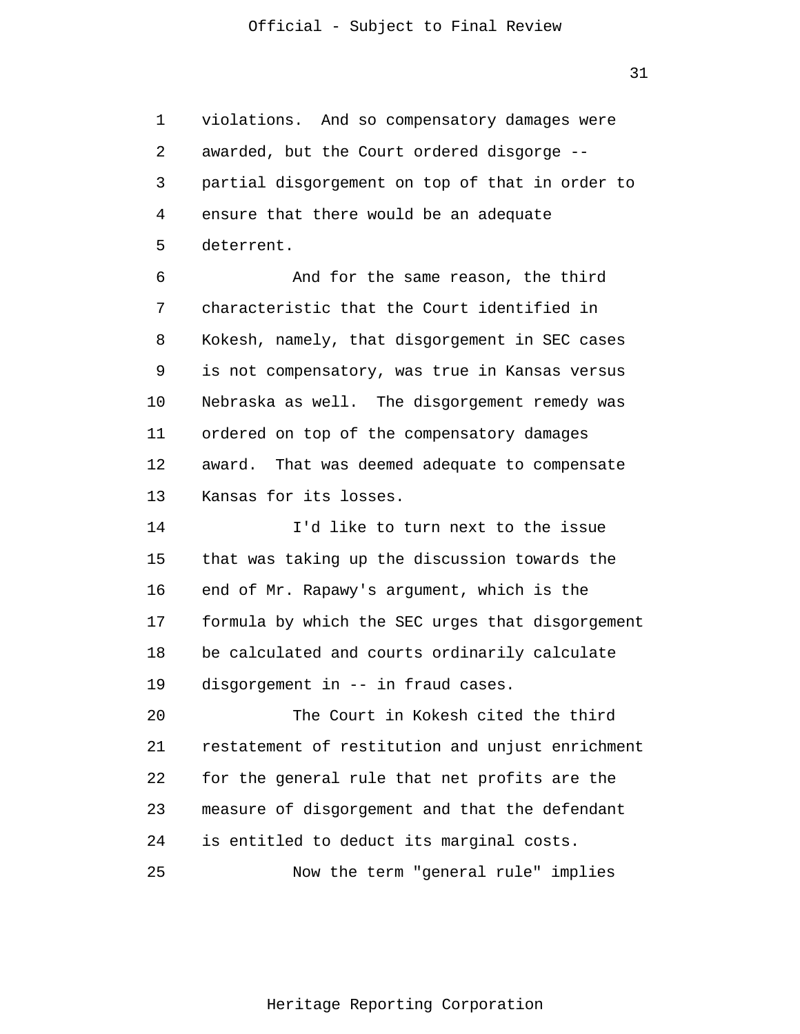violations. And so compensatory damages were awarded, but the Court ordered disgorge -- partial disgorgement on top of that in order to ensure that there would be an adequate deterrent.

And for the same reason, the third characteristic that the Court identified in Kokesh, namely, that disgorgement in SEC cases is not compensatory, was true in Kansas versus Nebraska as well. The disgorgement remedy was ordered on top of the compensatory damages award. That was deemed adequate to compensate Kansas for its losses.

I'd like to turn next to the issue that was taking up the discussion towards the end of Mr. Rapawy's argument, which is the formula by which the SEC urges that disgorgement be calculated and courts ordinarily calculate disgorgement in -- in fraud cases.

The Court in Kokesh cited the third restatement of restitution and unjust enrichment for the general rule that net profits are the measure of disgorgement and that the defendant is entitled to deduct its marginal costs.

Now the term "general rule" implies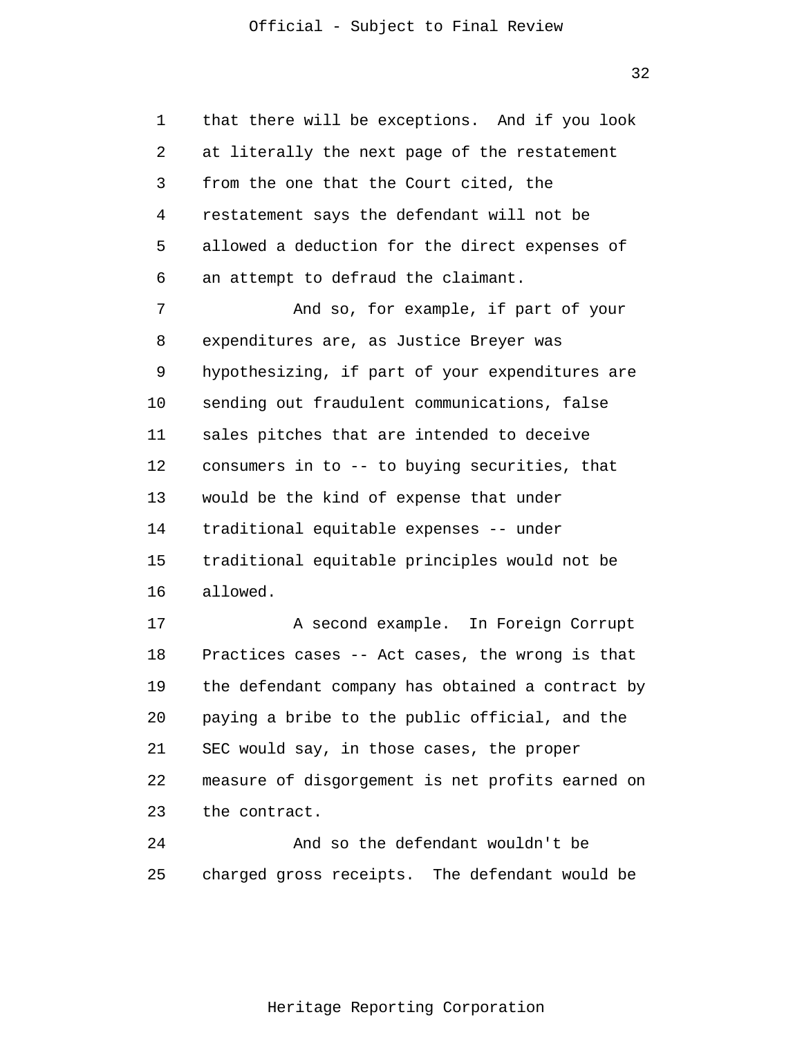that there will be exceptions. And if you look at literally the next page of the restatement from the one that the Court cited, the restatement says the defendant will not be allowed a deduction for the direct expenses of an attempt to defraud the claimant.

And so, for example, if part of your expenditures are, as Justice Breyer was hypothesizing, if part of your expenditures are sending out fraudulent communications, false sales pitches that are intended to deceive consumers in to -- to buying securities, that would be the kind of expense that under traditional equitable expenses -- under traditional equitable principles would not be allowed.

A second example. In Foreign Corrupt Practices cases -- Act cases, the wrong is that the defendant company has obtained a contract by paying a bribe to the public official, and the SEC would say, in those cases, the proper measure of disgorgement is net profits earned on the contract.

And so the defendant wouldn't be charged gross receipts. The defendant would be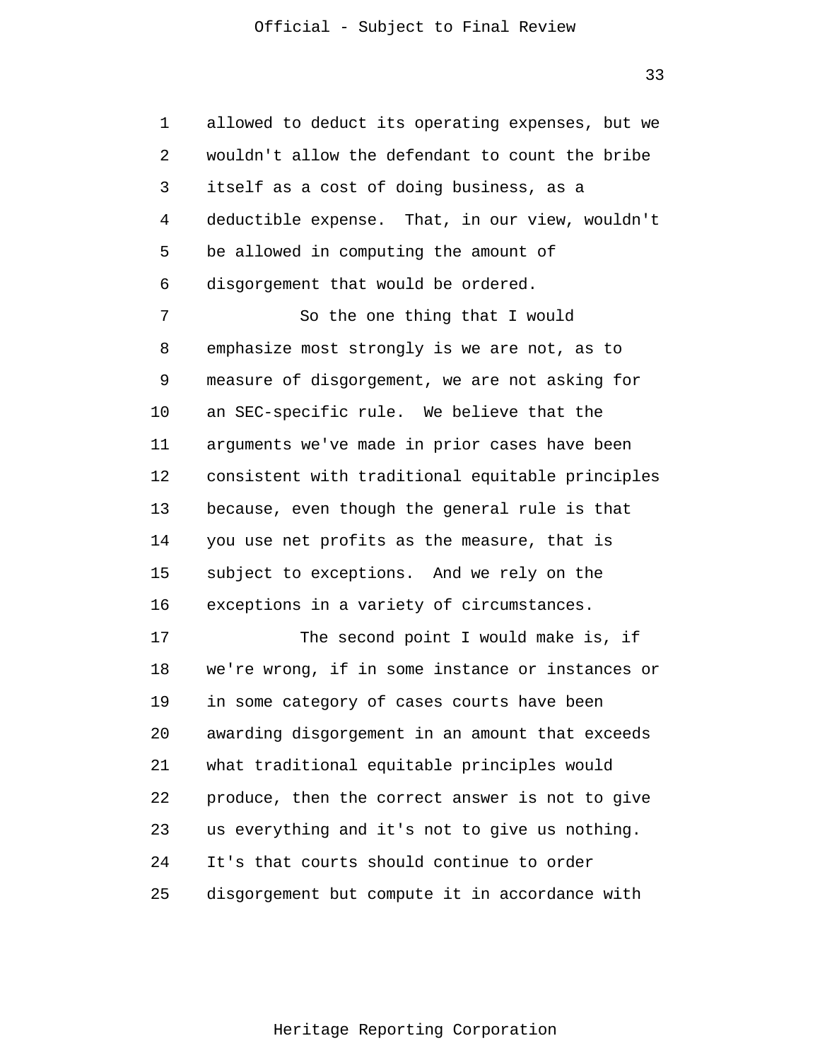allowed to deduct its operating expenses, but we wouldn't allow the defendant to count the bribe itself as a cost of doing business, as a deductible expense. That, in our view, wouldn't be allowed in computing the amount of disgorgement that would be ordered.

So the one thing that I would emphasize most strongly is we are not, as to measure of disgorgement, we are not asking for an SEC-specific rule. We believe that the arguments we've made in prior cases have been consistent with traditional equitable principles because, even though the general rule is that you use net profits as the measure, that is subject to exceptions. And we rely on the exceptions in a variety of circumstances.

The second point I would make is, if we're wrong, if in some instance or instances or in some category of cases courts have been awarding disgorgement in an amount that exceeds what traditional equitable principles would produce, then the correct answer is not to give us everything and it's not to give us nothing. It's that courts should continue to order disgorgement but compute it in accordance with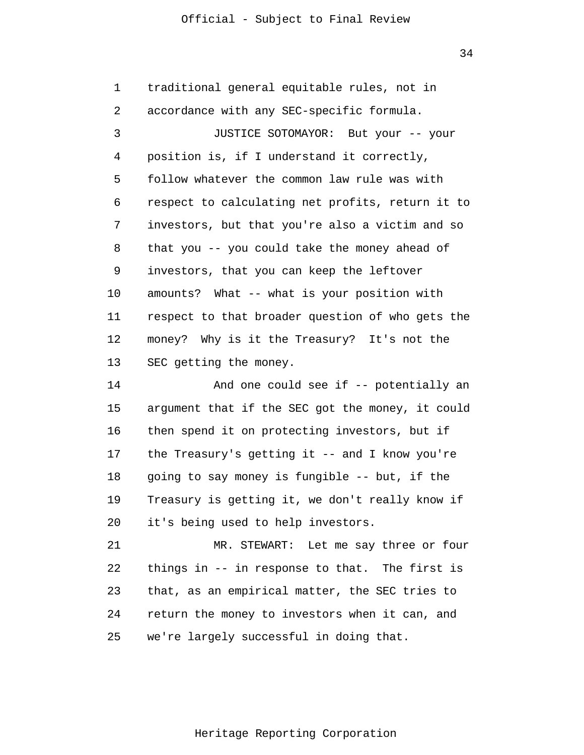traditional general equitable rules, not in accordance with any SEC-specific formula.

JUSTICE SOTOMAYOR: But your -- your position is, if I understand it correctly, follow whatever the common law rule was with respect to calculating net profits, return it to investors, but that you're also a victim and so that you -- you could take the money ahead of investors, that you can keep the leftover amounts? What -- what is your position with respect to that broader question of who gets the money? Why is it the Treasury? It's not the SEC getting the money.

And one could see if -- potentially an argument that if the SEC got the money, it could then spend it on protecting investors, but if the Treasury's getting it -- and I know you're going to say money is fungible -- but, if the Treasury is getting it, we don't really know if it's being used to help investors.

MR. STEWART: Let me say three or four things in -- in response to that. The first is that, as an empirical matter, the SEC tries to return the money to investors when it can, and we're largely successful in doing that.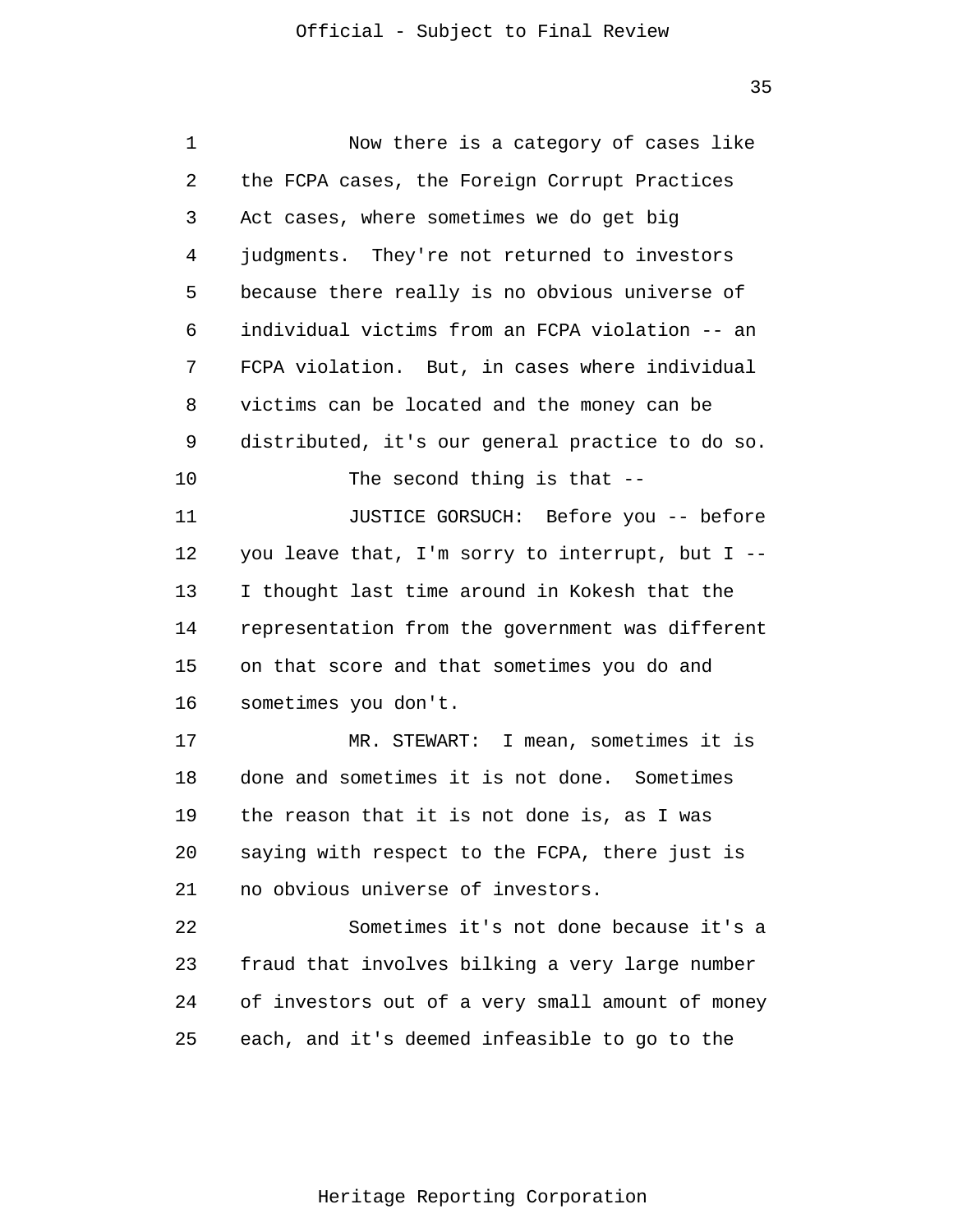Now there is a category of cases like the FCPA cases, the Foreign Corrupt Practices Act cases, where sometimes we do get big judgments. They're not returned to investors because there really is no obvious universe of individual victims from an FCPA violation -- an FCPA violation. But, in cases where individual victims can be located and the money can be distributed, it's our general practice to do so.

The second thing is that --

JUSTICE GORSUCH: Before you -- before you leave that, I'm sorry to interrupt, but I -- I thought last time around in Kokesh that the representation from the government was different on that score and that sometimes you do and sometimes you don't.

MR. STEWART: I mean, sometimes it is done and sometimes it is not done. Sometimes the reason that it is not done is, as I was saying with respect to the FCPA, there just is no obvious universe of investors.

Sometimes it's not done because it's a fraud that involves bilking a very large number of investors out of a very small amount of money each, and it's deemed infeasible to go to the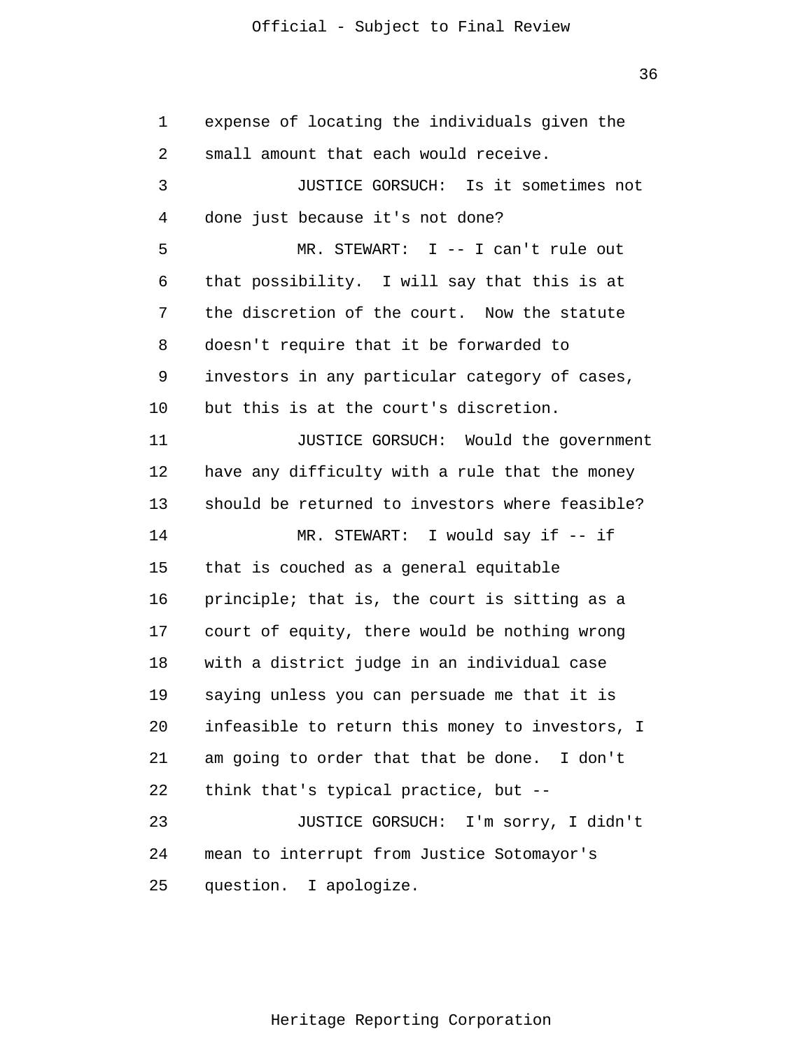expense of locating the individuals given the small amount that each would receive.

JUSTICE GORSUCH: Is it sometimes not done just because it's not done?

MR. STEWART: I -- I can't rule out that possibility. I will say that this is at the discretion of the court. Now the statute doesn't require that it be forwarded to investors in any particular category of cases, but this is at the court's discretion.

JUSTICE GORSUCH: Would the government have any difficulty with a rule that the money should be returned to investors where feasible?

MR. STEWART: I would say if -- if that is couched as a general equitable principle; that is, the court is sitting as a court of equity, there would be nothing wrong with a district judge in an individual case saying unless you can persuade me that it is infeasible to return this money to investors, I am going to order that that be done. I don't think that's typical practice, but --

JUSTICE GORSUCH: I'm sorry, I didn't mean to interrupt from Justice Sotomayor's question. I apologize.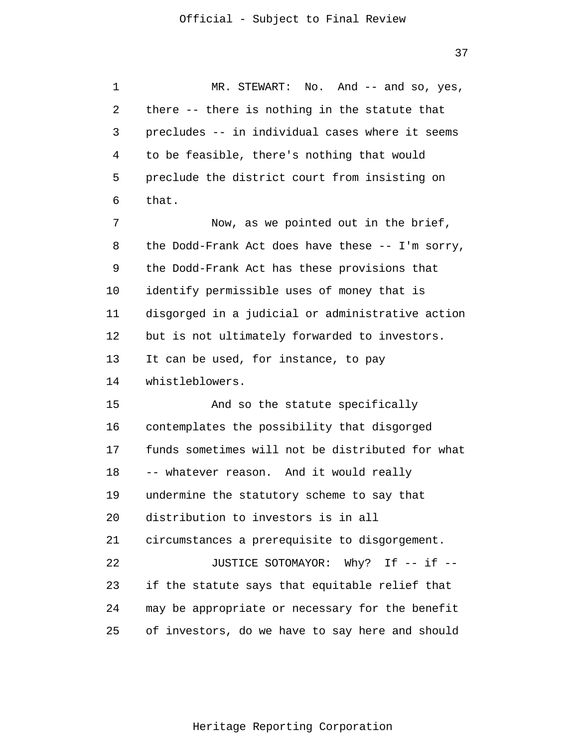MR. STEWART: No. And -- and so, yes, there -- there is nothing in the statute that precludes -- in individual cases where it seems to be feasible, there's nothing that would preclude the district court from insisting on that.

Now, as we pointed out in the brief, the Dodd-Frank Act does have these -- I'm sorry, the Dodd-Frank Act has these provisions that identify permissible uses of money that is disgorged in a judicial or administrative action but is not ultimately forwarded to investors. It can be used, for instance, to pay whistleblowers.

And so the statute specifically contemplates the possibility that disgorged funds sometimes will not be distributed for what -- whatever reason. And it would really undermine the statutory scheme to say that distribution to investors is in all circumstances a prerequisite to disgorgement.

JUSTICE SOTOMAYOR: Why? If -- if -- if the statute says that equitable relief that may be appropriate or necessary for the benefit of investors, do we have to say here and should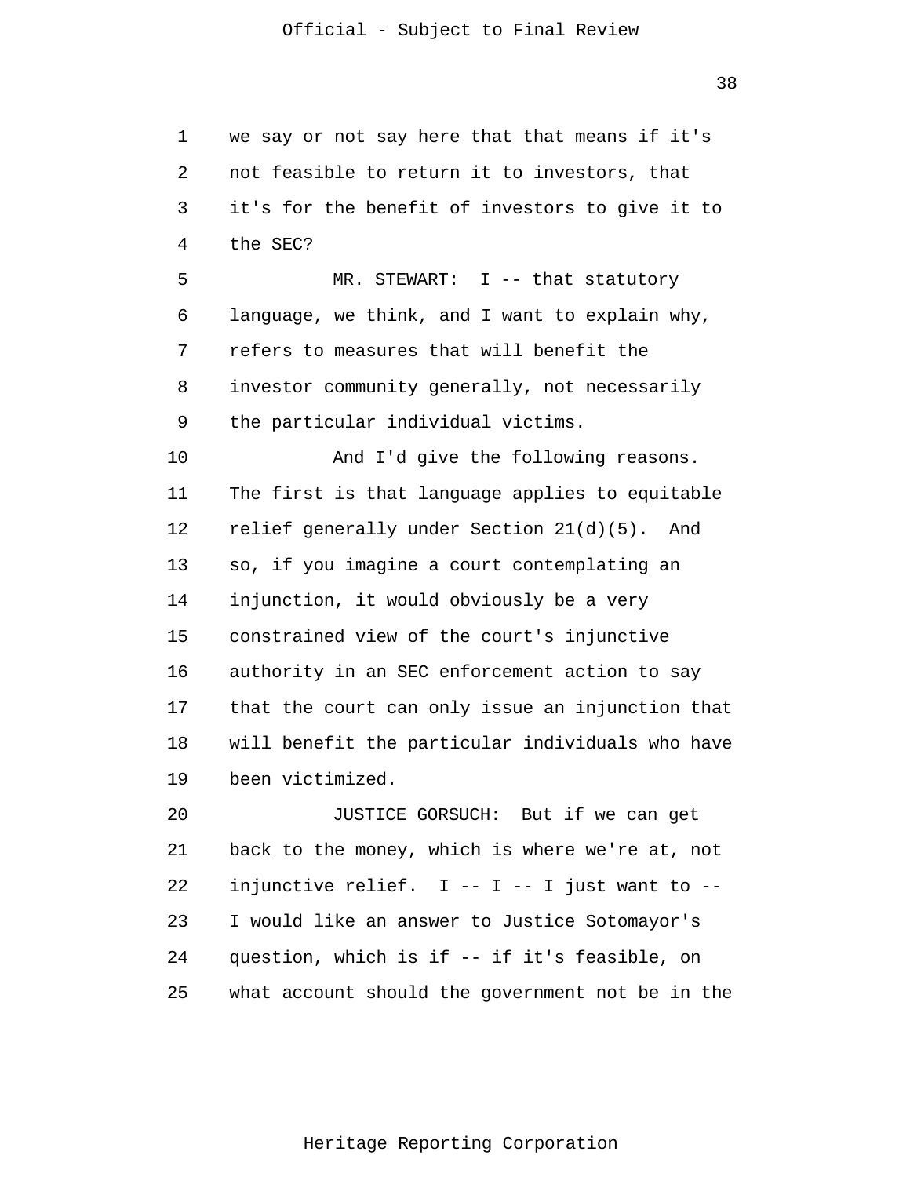we say or not say here that that means if it's not feasible to return it to investors, that it's for the benefit of investors to give it to the SEC?

MR. STEWART: I -- that statutory language, we think, and I want to explain why, refers to measures that will benefit the investor community generally, not necessarily the particular individual victims.

And I'd give the following reasons. The first is that language applies to equitable relief generally under Section 21(d)(5). And so, if you imagine a court contemplating an injunction, it would obviously be a very constrained view of the court's injunctive authority in an SEC enforcement action to say that the court can only issue an injunction that will benefit the particular individuals who have been victimized.

JUSTICE GORSUCH: But if we can get back to the money, which is where we're at, not injunctive relief. I -- I -- I just want to -- I would like an answer to Justice Sotomayor's question, which is if -- if it's feasible, on what account should the government not be in the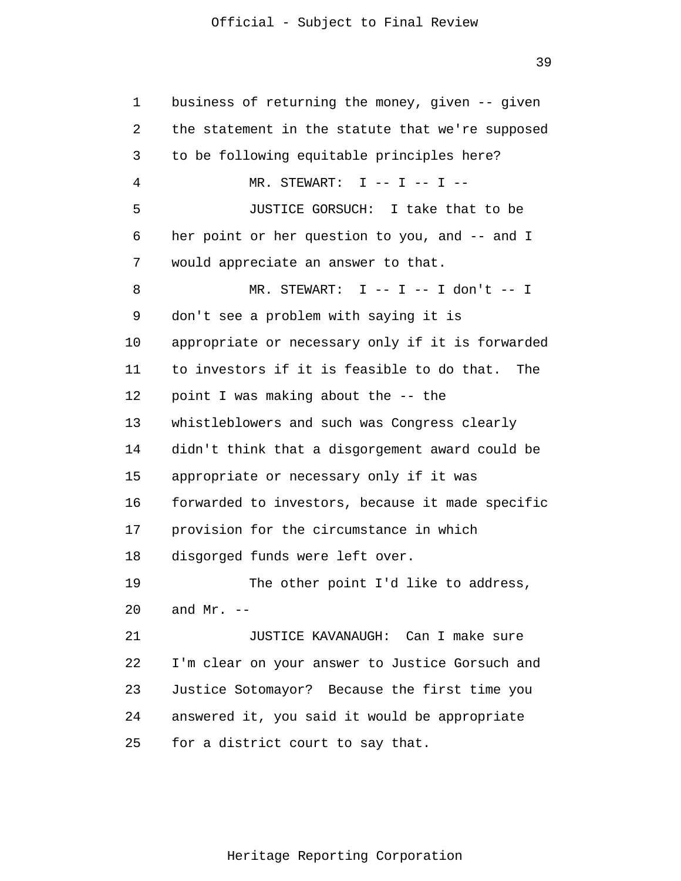business of returning the money, given -- given the statement in the statute that we're supposed to be following equitable principles here?

MR. STEWART: I -- I -- I --

JUSTICE GORSUCH: I take that to be her point or her question to you, and -- and I would appreciate an answer to that.

MR. STEWART: I -- I -- I don't -- I don't see a problem with saying it is appropriate or necessary only if it is forwarded to investors if it is feasible to do that. The point I was making about the -- the whistleblowers and such was Congress clearly didn't think that a disgorgement award could be appropriate or necessary only if it was forwarded to investors, because it made specific provision for the circumstance in which disgorged funds were left over.

The other point I'd like to address, and Mr. --

JUSTICE KAVANAUGH: Can I make sure I'm clear on your answer to Justice Gorsuch and Justice Sotomayor? Because the first time you answered it, you said it would be appropriate for a district court to say that.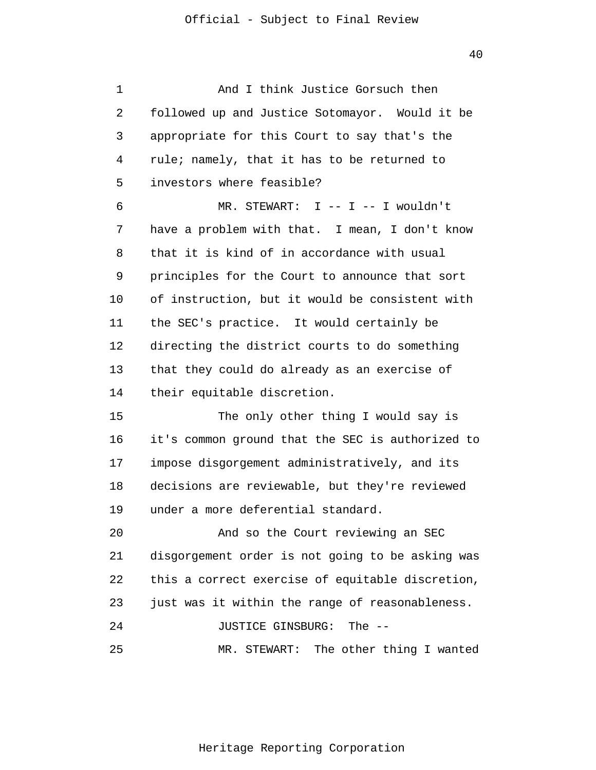And I think Justice Gorsuch then followed up and Justice Sotomayor. Would it be appropriate for this Court to say that's the rule; namely, that it has to be returned to investors where feasible?

MR. STEWART: I -- I -- I wouldn't have a problem with that. I mean, I don't know that it is kind of in accordance with usual principles for the Court to announce that sort of instruction, but it would be consistent with the SEC's practice. It would certainly be directing the district courts to do something that they could do already as an exercise of their equitable discretion.

The only other thing I would say is it's common ground that the SEC is authorized to impose disgorgement administratively, and its decisions are reviewable, but they're reviewed under a more deferential standard.

And so the Court reviewing an SEC disgorgement order is not going to be asking was this a correct exercise of equitable discretion, just was it within the range of reasonableness.

JUSTICE GINSBURG: The --

MR. STEWART: The other thing I wanted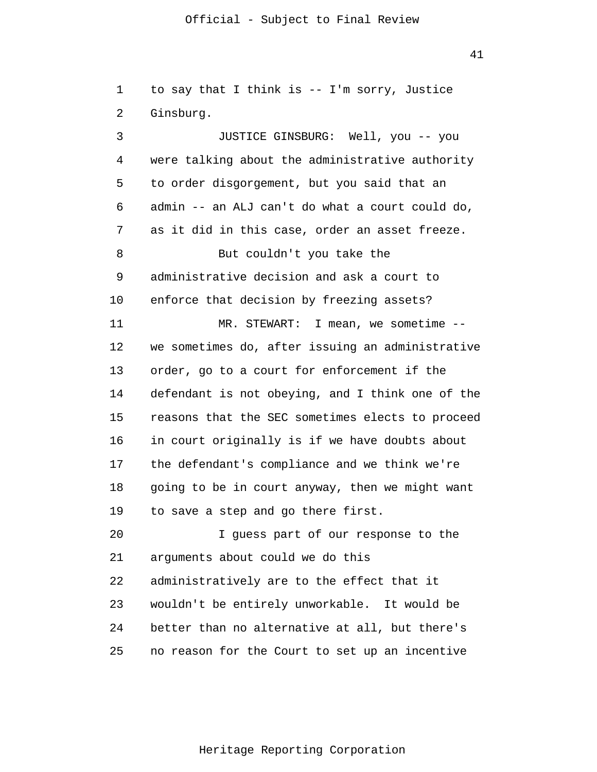to say that I think is -- I'm sorry, Justice Ginsburg.

JUSTICE GINSBURG: Well, you -- you were talking about the administrative authority to order disgorgement, but you said that an admin -- an ALJ can't do what a court could do, as it did in this case, order an asset freeze.

But couldn't you take the administrative decision and ask a court to enforce that decision by freezing assets?

MR. STEWART: I mean, we sometime -- we sometimes do, after issuing an administrative order, go to a court for enforcement if the defendant is not obeying, and I think one of the reasons that the SEC sometimes elects to proceed in court originally is if we have doubts about the defendant's compliance and we think we're going to be in court anyway, then we might want to save a step and go there first.

I guess part of our response to the arguments about could we do this administratively are to the effect that it wouldn't be entirely unworkable. It would be better than no alternative at all, but there's no reason for the Court to set up an incentive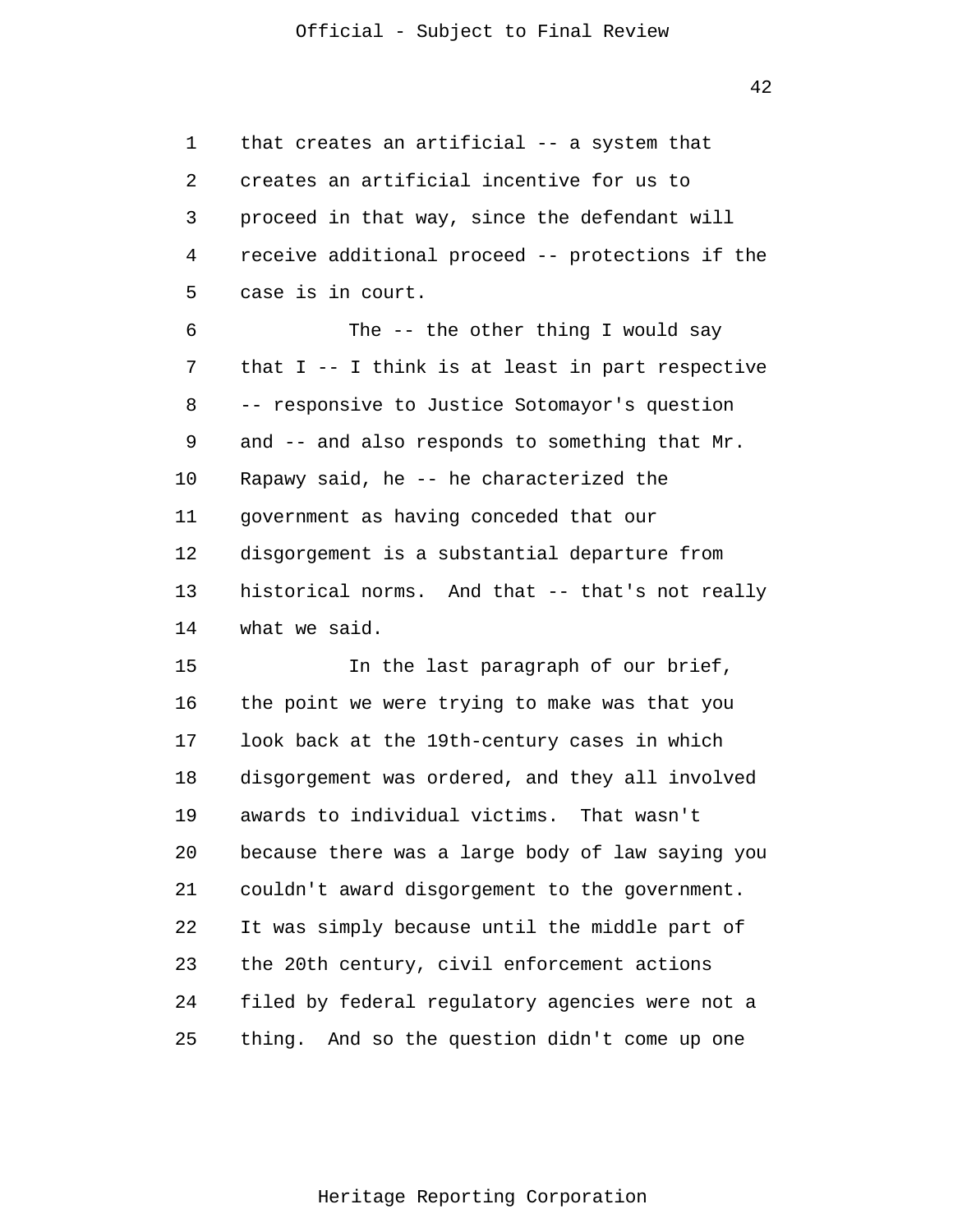that creates an artificial -- a system that creates an artificial incentive for us to proceed in that way, since the defendant will receive additional proceed -- protections if the case is in court.

The -- the other thing I would say that I -- I think is at least in part respective -- responsive to Justice Sotomayor's question and -- and also responds to something that Mr. Rapawy said, he -- he characterized the government as having conceded that our disgorgement is a substantial departure from historical norms. And that -- that's not really what we said.

In the last paragraph of our brief, the point we were trying to make was that you look back at the 19th-century cases in which disgorgement was ordered, and they all involved awards to individual victims. That wasn't because there was a large body of law saying you couldn't award disgorgement to the government. It was simply because until the middle part of the 20th century, civil enforcement actions filed by federal regulatory agencies were not a thing. And so the question didn't come up one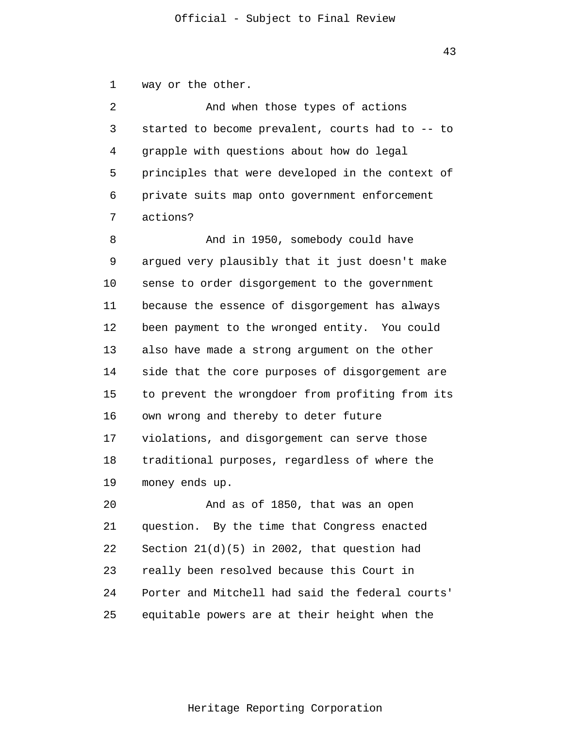way or the other.

And when those types of actions started to become prevalent, courts had to -- to grapple with questions about how do legal principles that were developed in the context of private suits map onto government enforcement actions?

And in 1950, somebody could have argued very plausibly that it just doesn't make sense to order disgorgement to the government because the essence of disgorgement has always been payment to the wronged entity. You could also have made a strong argument on the other side that the core purposes of disgorgement are to prevent the wrongdoer from profiting from its own wrong and thereby to deter future violations, and disgorgement can serve those traditional purposes, regardless of where the money ends up.

And as of 1850, that was an open question. By the time that Congress enacted Section 21(d)(5) in 2002, that question had really been resolved because this Court in Porter and Mitchell had said the federal courts' equitable powers are at their height when the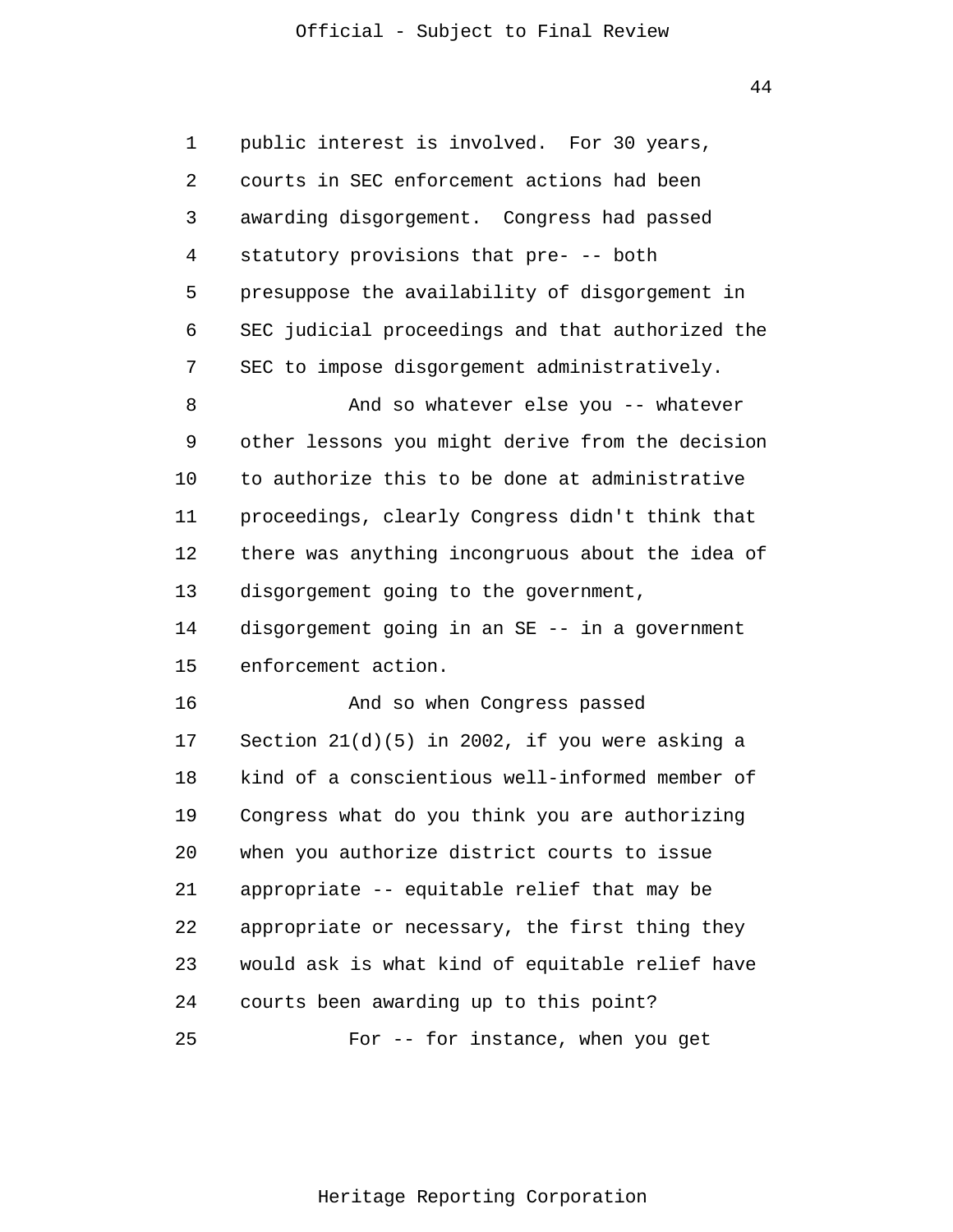public interest is involved. For 30 years, courts in SEC enforcement actions had been awarding disgorgement. Congress had passed statutory provisions that pre- -- both presuppose the availability of disgorgement in SEC judicial proceedings and that authorized the SEC to impose disgorgement administratively.

And so whatever else you -- whatever other lessons you might derive from the decision to authorize this to be done at administrative proceedings, clearly Congress didn't think that there was anything incongruous about the idea of disgorgement going to the government, disgorgement going in an SE -- in a government enforcement action.

And so when Congress passed Section 21(d)(5) in 2002, if you were asking a kind of a conscientious well-informed member of Congress what do you think you are authorizing when you authorize district courts to issue appropriate -- equitable relief that may be appropriate or necessary, the first thing they would ask is what kind of equitable relief have courts been awarding up to this point?

For -- for instance, when you get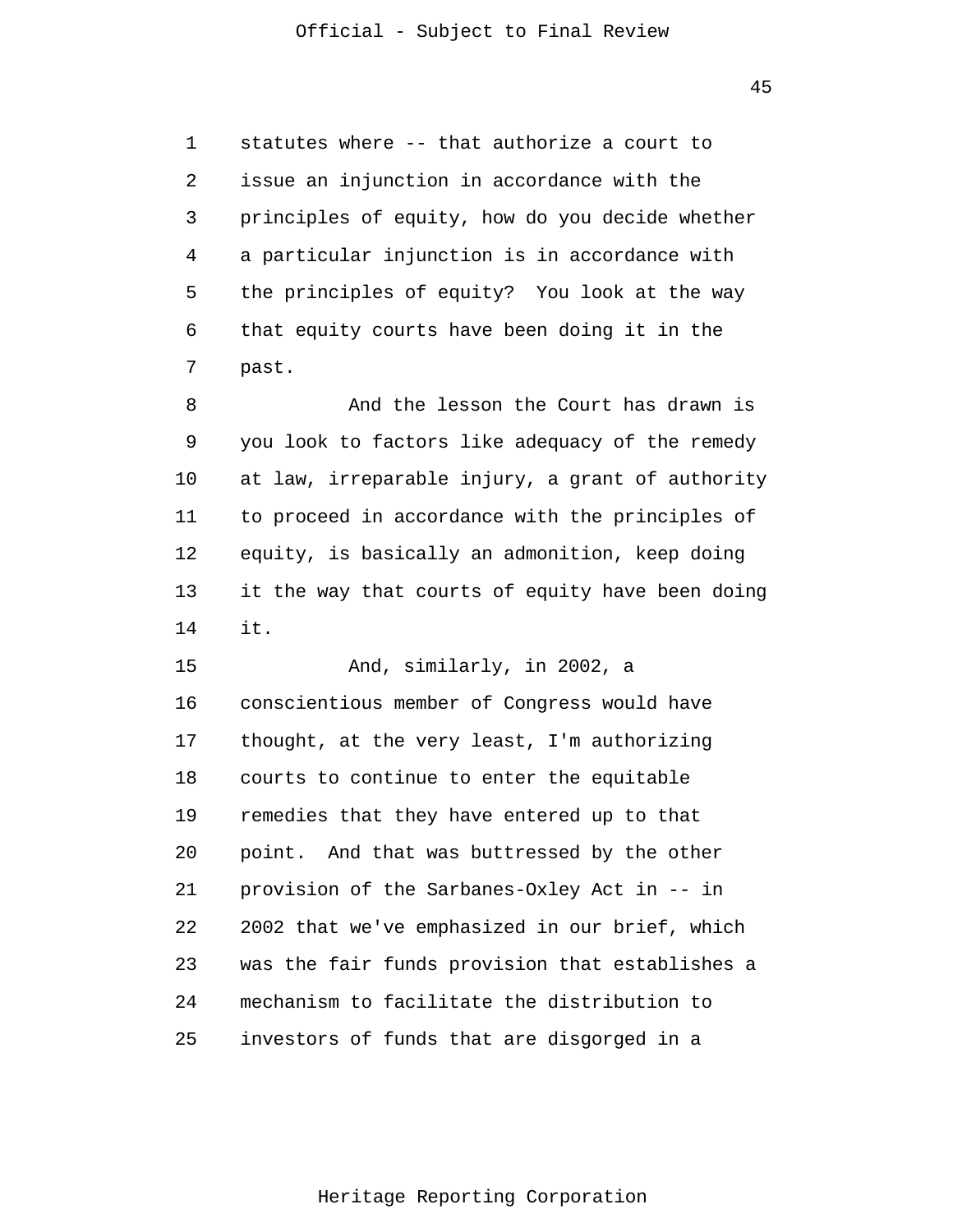statutes where -- that authorize a court to issue an injunction in accordance with the principles of equity, how do you decide whether a particular injunction is in accordance with the principles of equity? You look at the way that equity courts have been doing it in the past.

And the lesson the Court has drawn is you look to factors like adequacy of the remedy at law, irreparable injury, a grant of authority to proceed in accordance with the principles of equity, is basically an admonition, keep doing it the way that courts of equity have been doing it.

And, similarly, in 2002, a conscientious member of Congress would have thought, at the very least, I'm authorizing courts to continue to enter the equitable remedies that they have entered up to that point. And that was buttressed by the other provision of the Sarbanes-Oxley Act in -- in 2002 that we've emphasized in our brief, which was the fair funds provision that establishes a mechanism to facilitate the distribution to investors of funds that are disgorged in a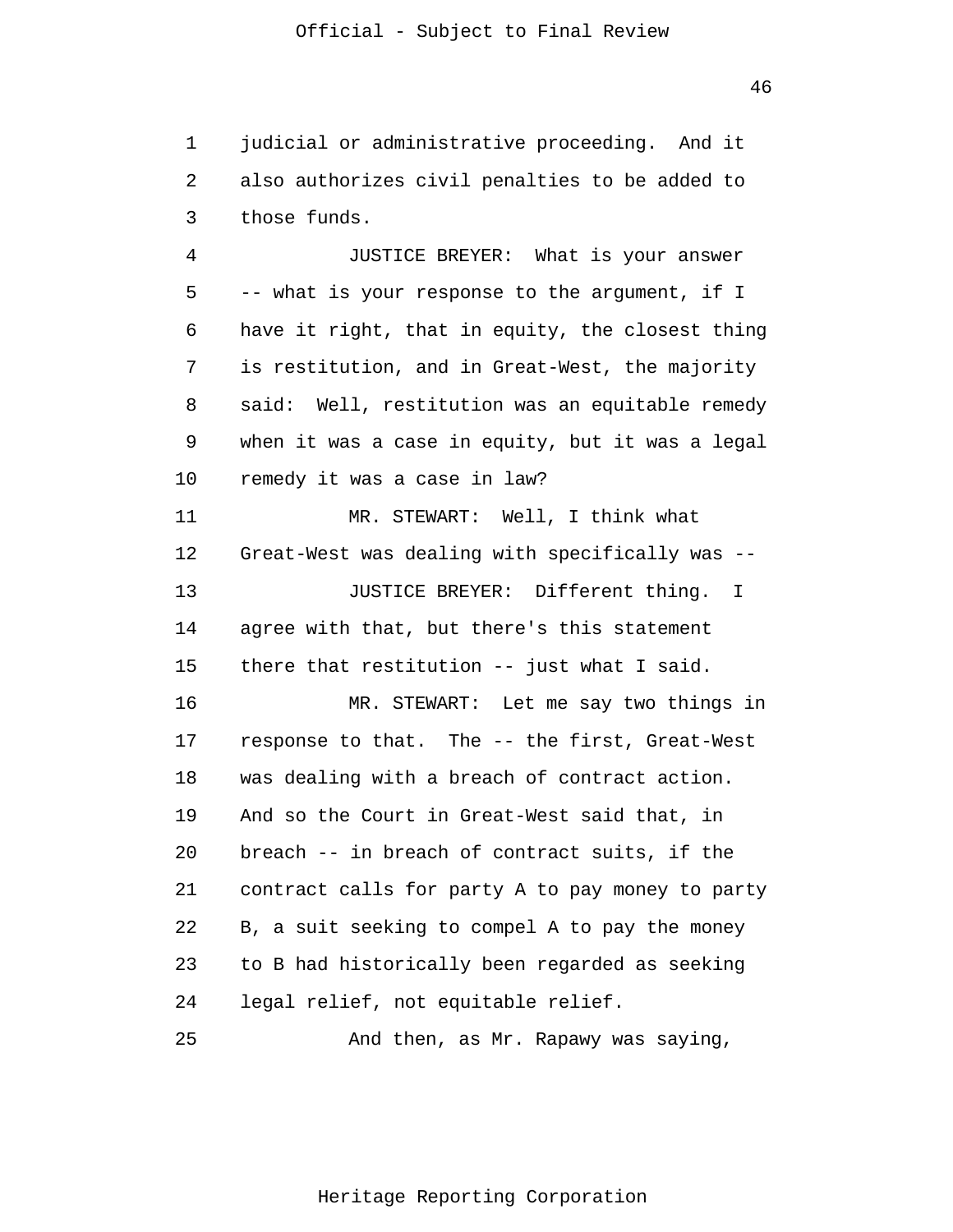judicial or administrative proceeding. And it also authorizes civil penalties to be added to those funds.

JUSTICE BREYER: What is your answer -- what is your response to the argument, if I have it right, that in equity, the closest thing is restitution, and in Great-West, the majority said: Well, restitution was an equitable remedy when it was a case in equity, but it was a legal remedy it was a case in law?

MR. STEWART: Well, I think what Great-West was dealing with specifically was --

JUSTICE BREYER: Different thing. I agree with that, but there's this statement there that restitution -- just what I said.

MR. STEWART: Let me say two things in response to that. The -- the first, Great-West was dealing with a breach of contract action. And so the Court in Great-West said that, in breach -- in breach of contract suits, if the contract calls for party A to pay money to party B, a suit seeking to compel A to pay the money to B had historically been regarded as seeking legal relief, not equitable relief.

And then, as Mr. Rapawy was saying,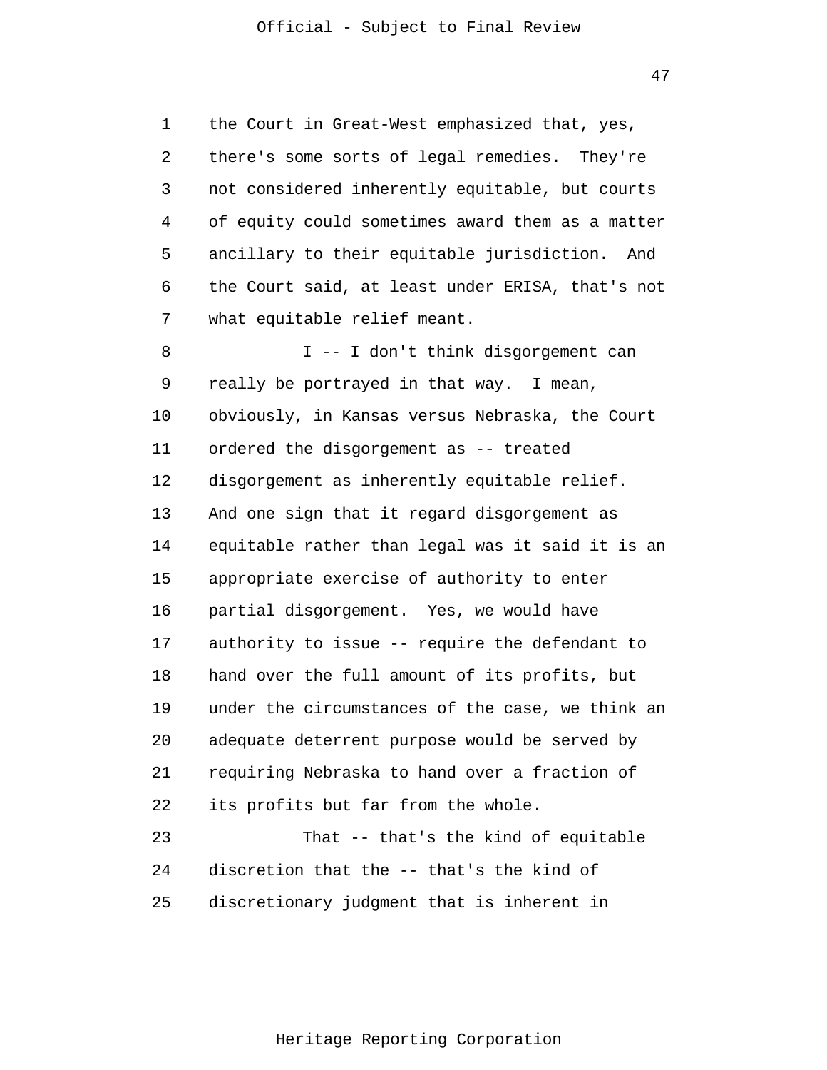the Court in Great-West emphasized that, yes, there's some sorts of legal remedies. They're not considered inherently equitable, but courts of equity could sometimes award them as a matter ancillary to their equitable jurisdiction. And the Court said, at least under ERISA, that's not what equitable relief meant.

I -- I don't think disgorgement can really be portrayed in that way. I mean, obviously, in Kansas versus Nebraska, the Court ordered the disgorgement as -- treated disgorgement as inherently equitable relief. And one sign that it regard disgorgement as equitable rather than legal was it said it is an appropriate exercise of authority to enter partial disgorgement. Yes, we would have authority to issue -- require the defendant to hand over the full amount of its profits, but under the circumstances of the case, we think an adequate deterrent purpose would be served by requiring Nebraska to hand over a fraction of its profits but far from the whole.

That -- that's the kind of equitable discretion that the -- that's the kind of discretionary judgment that is inherent in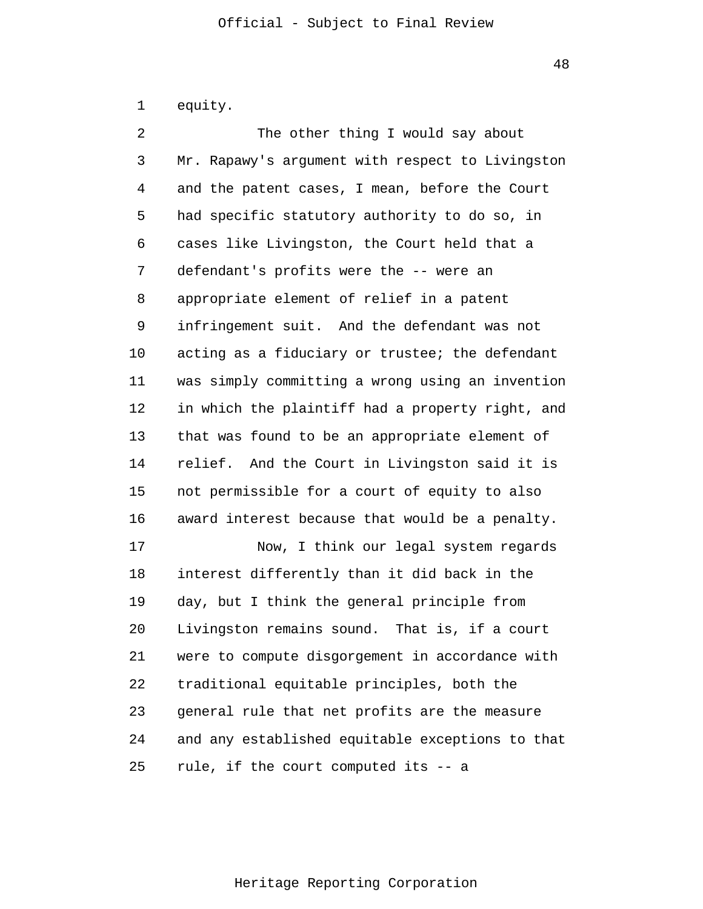equity.

The other thing I would say about Mr. Rapawy's argument with respect to Livingston and the patent cases, I mean, before the Court had specific statutory authority to do so, in cases like Livingston, the Court held that a defendant's profits were the -- were an appropriate element of relief in a patent infringement suit. And the defendant was not acting as a fiduciary or trustee; the defendant was simply committing a wrong using an invention in which the plaintiff had a property right, and that was found to be an appropriate element of relief. And the Court in Livingston said it is not permissible for a court of equity to also award interest because that would be a penalty.

Now, I think our legal system regards interest differently than it did back in the day, but I think the general principle from Livingston remains sound. That is, if a court were to compute disgorgement in accordance with traditional equitable principles, both the general rule that net profits are the measure and any established equitable exceptions to that rule, if the court computed its -- a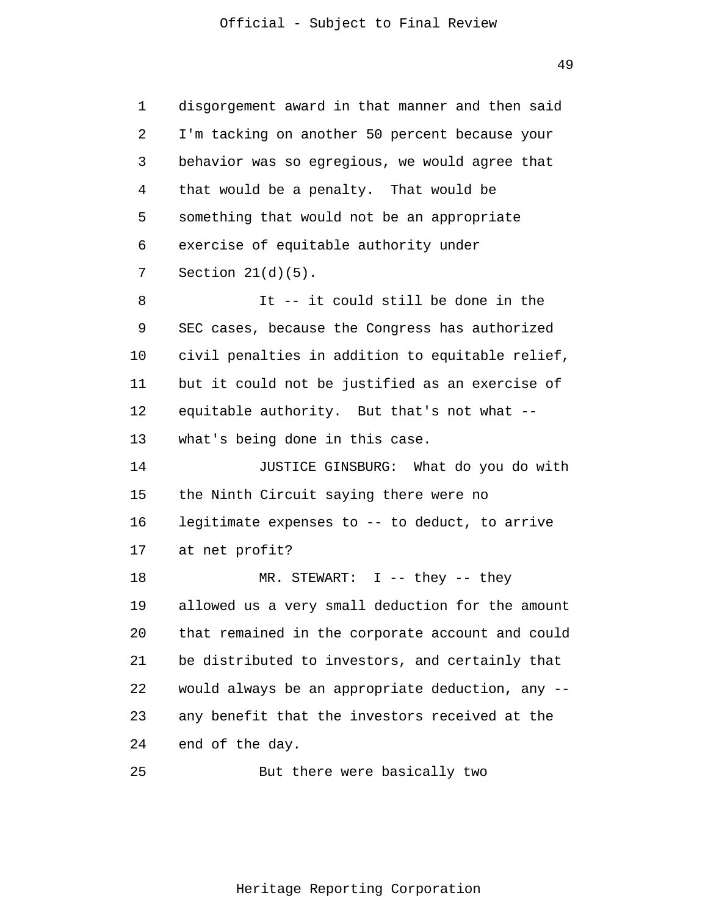disgorgement award in that manner and then said I'm tacking on another 50 percent because your behavior was so egregious, we would agree that that would be a penalty. That would be something that would not be an appropriate exercise of equitable authority under Section 21(d)(5).

It -- it could still be done in the SEC cases, because the Congress has authorized civil penalties in addition to equitable relief, but it could not be justified as an exercise of equitable authority. But that's not what -- what's being done in this case.

JUSTICE GINSBURG: What do you do with the Ninth Circuit saying there were no legitimate expenses to -- to deduct, to arrive at net profit?

MR. STEWART: I -- they -- they allowed us a very small deduction for the amount that remained in the corporate account and could be distributed to investors, and certainly that would always be an appropriate deduction, any -- any benefit that the investors received at the end of the day.

But there were basically two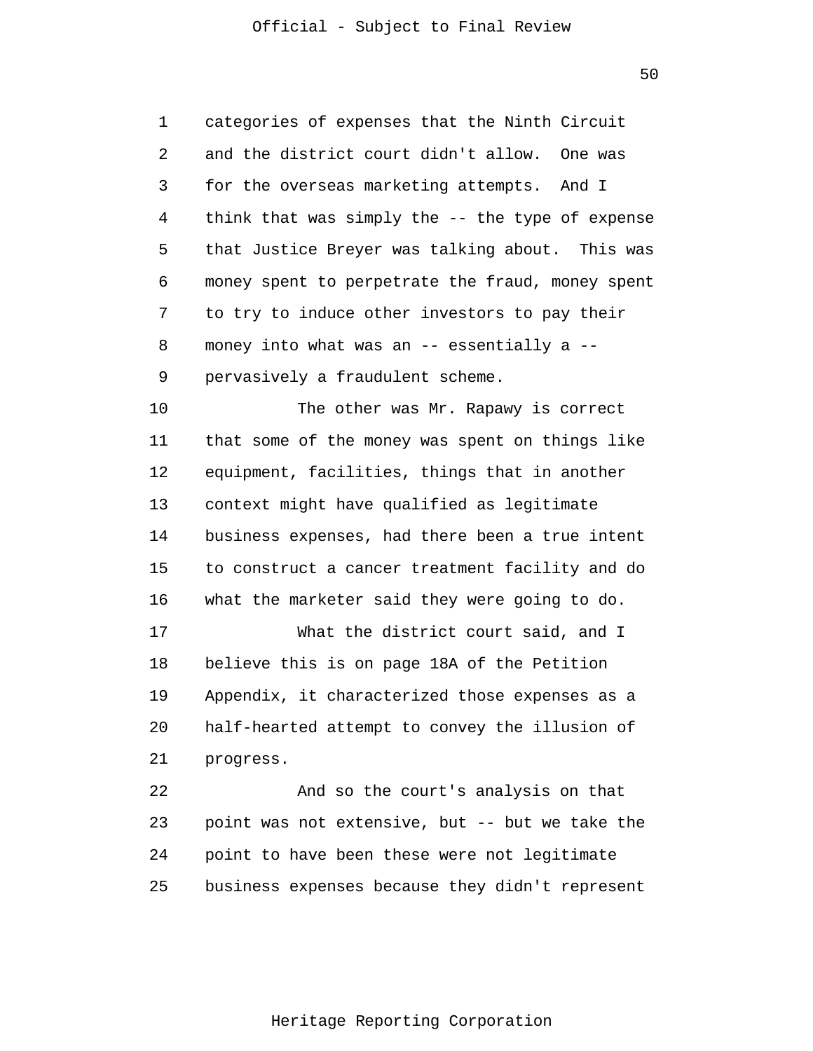categories of expenses that the Ninth Circuit and the district court didn't allow. One was for the overseas marketing attempts. And I think that was simply the -- the type of expense that Justice Breyer was talking about. This was money spent to perpetrate the fraud, money spent to try to induce other investors to pay their money into what was an -- essentially a -- pervasively a fraudulent scheme.

The other was Mr. Rapawy is correct that some of the money was spent on things like equipment, facilities, things that in another context might have qualified as legitimate business expenses, had there been a true intent to construct a cancer treatment facility and do what the marketer said they were going to do.

What the district court said, and I believe this is on page 18A of the Petition Appendix, it characterized those expenses as a half-hearted attempt to convey the illusion of progress.

And so the court's analysis on that point was not extensive, but -- but we take the point to have been these were not legitimate business expenses because they didn't represent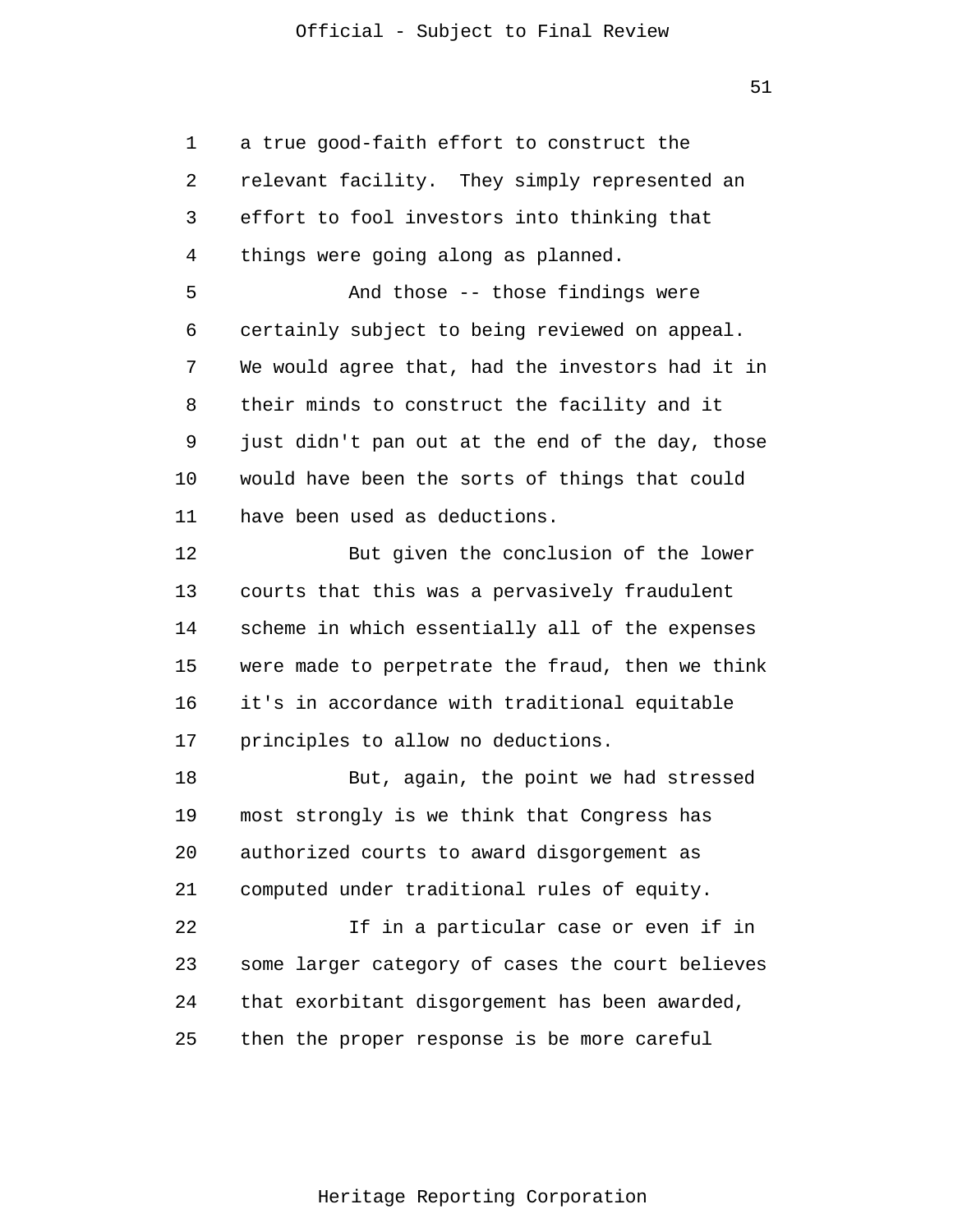a true good-faith effort to construct the relevant facility. They simply represented an effort to fool investors into thinking that things were going along as planned.

And those -- those findings were certainly subject to being reviewed on appeal. We would agree that, had the investors had it in their minds to construct the facility and it just didn't pan out at the end of the day, those would have been the sorts of things that could have been used as deductions.

But given the conclusion of the lower courts that this was a pervasively fraudulent scheme in which essentially all of the expenses were made to perpetrate the fraud, then we think it's in accordance with traditional equitable principles to allow no deductions.

But, again, the point we had stressed most strongly is we think that Congress has authorized courts to award disgorgement as computed under traditional rules of equity.

If in a particular case or even if in some larger category of cases the court believes that exorbitant disgorgement has been awarded, then the proper response is be more careful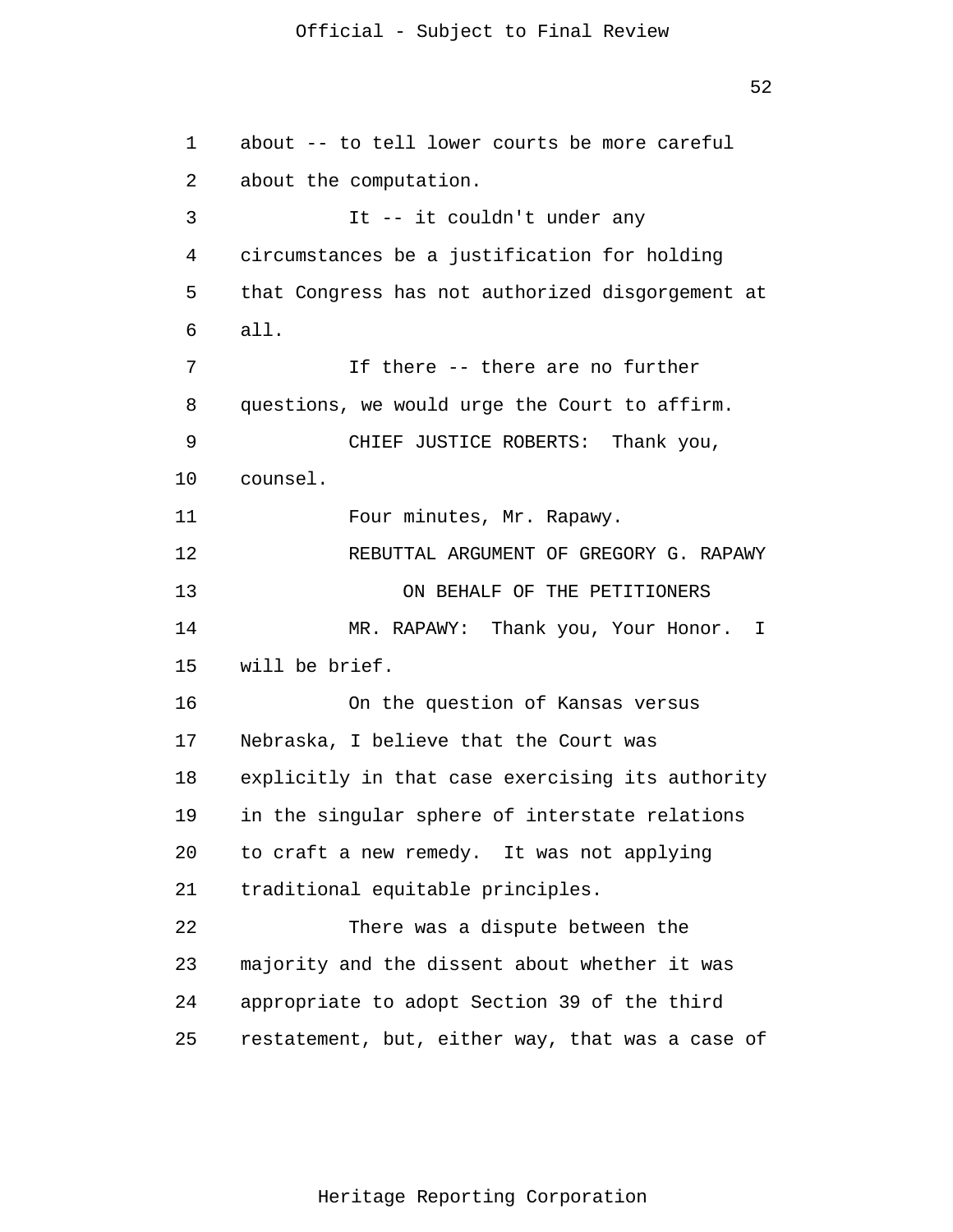about -- to tell lower courts be more careful about the computation.

It -- it couldn't under any circumstances be a justification for holding that Congress has not authorized disgorgement at all.

If there -- there are no further questions, we would urge the Court to affirm.

CHIEF JUSTICE ROBERTS: Thank you, counsel.

Four minutes, Mr. Rapawy.

REBUTTAL ARGUMENT OF GREGORY G. RAPAWY

ON BEHALF OF THE PETITIONERS

MR. RAPAWY: Thank you, Your Honor. I will be brief.

On the question of Kansas versus Nebraska, I believe that the Court was explicitly in that case exercising its authority in the singular sphere of interstate relations to craft a new remedy. It was not applying traditional equitable principles.

There was a dispute between the majority and the dissent about whether it was appropriate to adopt Section 39 of the third restatement, but, either way, that was a case of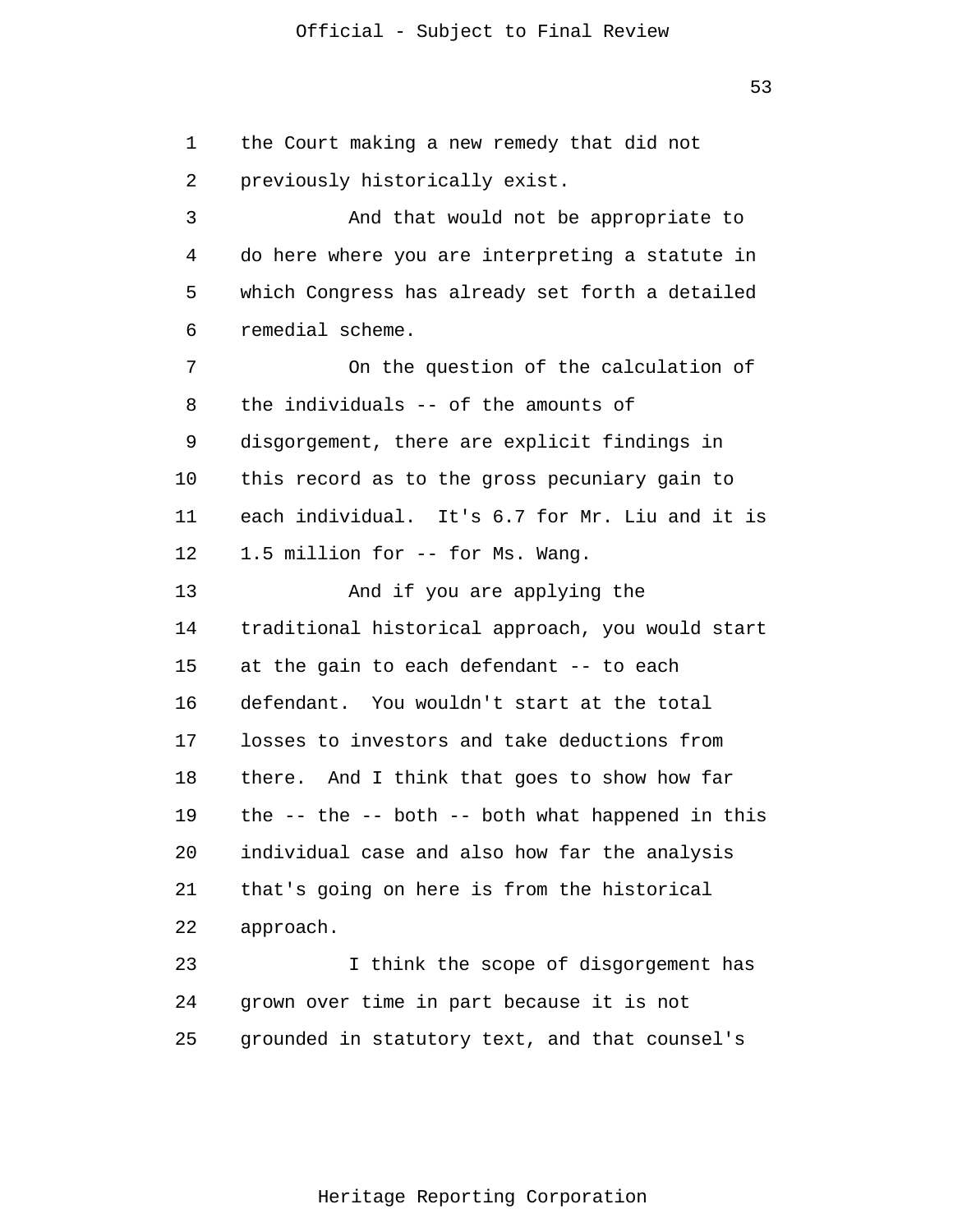the Court making a new remedy that did not previously historically exist.

And that would not be appropriate to do here where you are interpreting a statute in which Congress has already set forth a detailed remedial scheme.

On the question of the calculation of the individuals -- of the amounts of disgorgement, there are explicit findings in this record as to the gross pecuniary gain to each individual. It's 6.7 for Mr. Liu and it is 1.5 million for -- for Ms. Wang.

And if you are applying the traditional historical approach, you would start at the gain to each defendant -- to each defendant. You wouldn't start at the total losses to investors and take deductions from there. And I think that goes to show how far the -- the -- both -- both what happened in this individual case and also how far the analysis that's going on here is from the historical approach.

I think the scope of disgorgement has grown over time in part because it is not grounded in statutory text, and that counsel's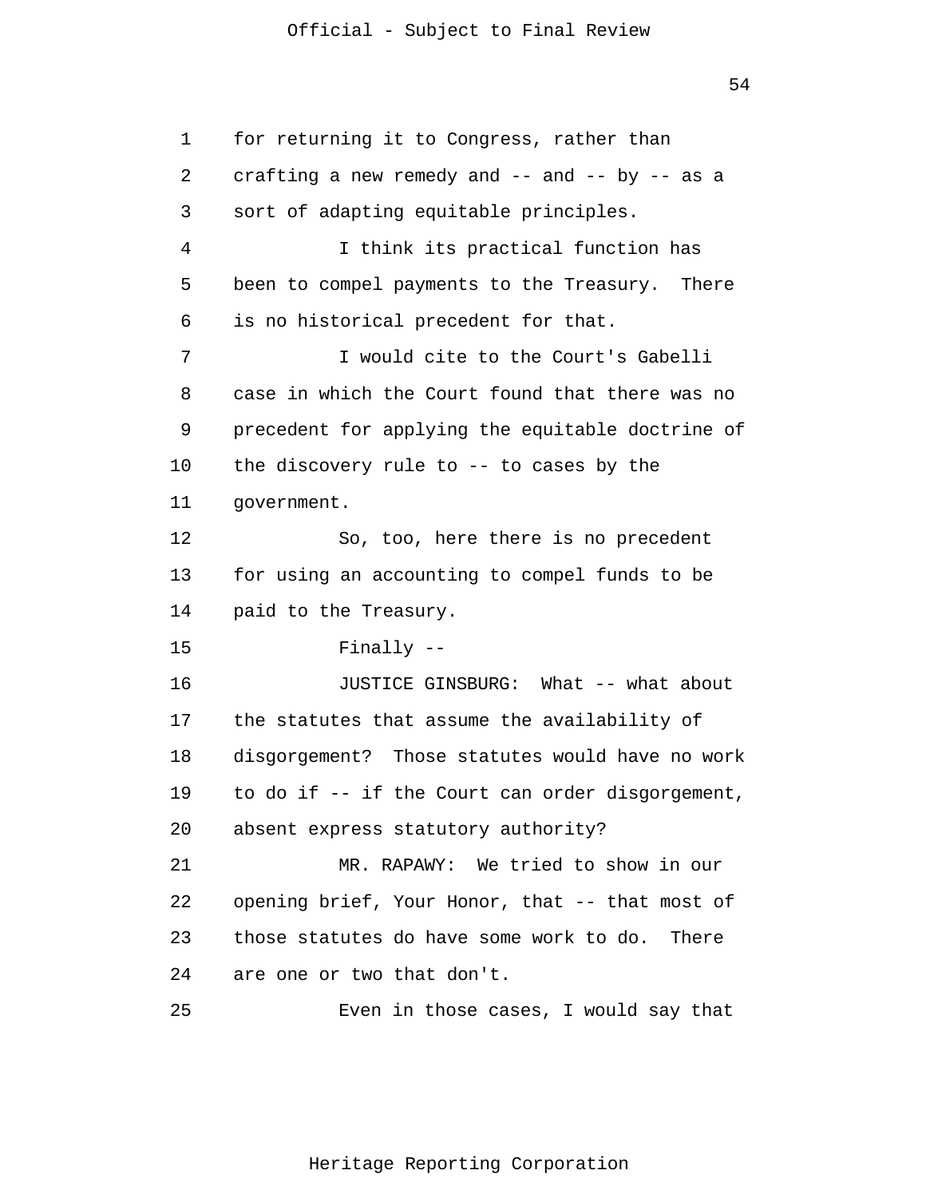for returning it to Congress, rather than crafting a new remedy and -- and -- by -- as a sort of adapting equitable principles.

I think its practical function has been to compel payments to the Treasury. There is no historical precedent for that.

I would cite to the Court's Gabelli case in which the Court found that there was no precedent for applying the equitable doctrine of the discovery rule to -- to cases by the government.

So, too, here there is no precedent for using an accounting to compel funds to be paid to the Treasury.

Finally --

JUSTICE GINSBURG: What -- what about the statutes that assume the availability of disgorgement? Those statutes would have no work to do if -- if the Court can order disgorgement, absent express statutory authority?

MR. RAPAWY: We tried to show in our opening brief, Your Honor, that -- that most of those statutes do have some work to do. There are one or two that don't.

Even in those cases, I would say that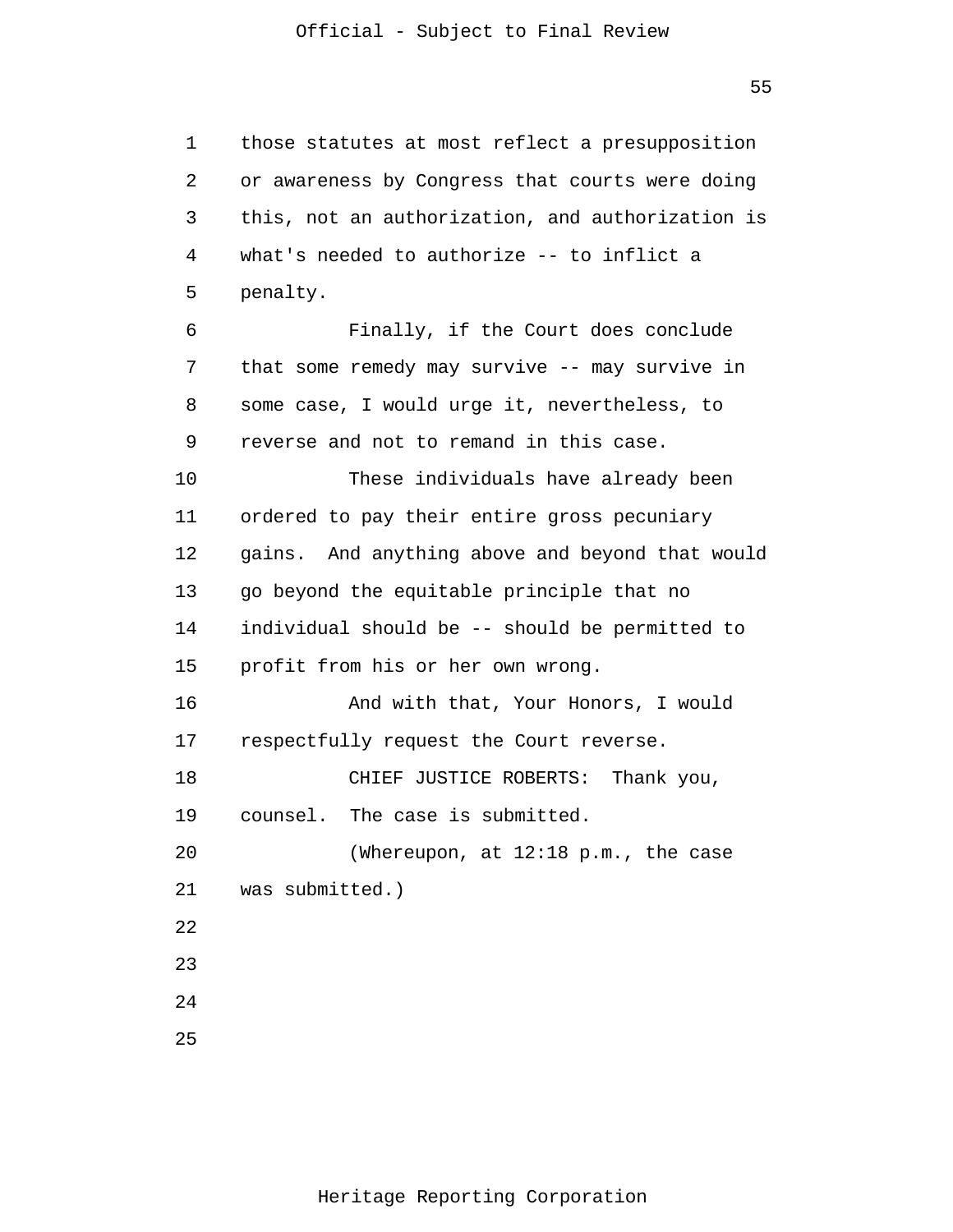those statutes at most reflect a presupposition or awareness by Congress that courts were doing this, not an authorization, and authorization is what's needed to authorize -- to inflict a penalty.

Finally, if the Court does conclude that some remedy may survive -- may survive in some case, I would urge it, nevertheless, to reverse and not to remand in this case.

These individuals have already been ordered to pay their entire gross pecuniary gains. And anything above and beyond that would go beyond the equitable principle that no individual should be -- should be permitted to profit from his or her own wrong.

And with that, Your Honors, I would respectfully request the Court reverse.

CHIEF JUSTICE ROBERTS: Thank you, counsel. The case is submitted.

(Whereupon, at 12:18 p.m., the case was submitted.)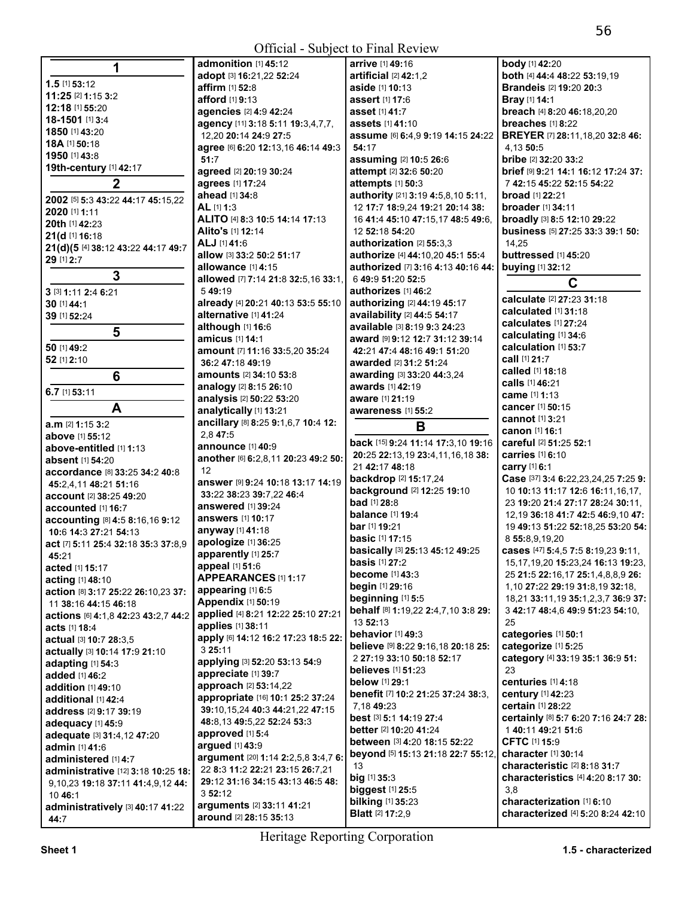## 1

**1.5** [1] **53:**12
**11:25** [2] **1:**15 **3:**2
**12:18** [1] **55:**20
**18-1501** [1] **3:**4
**1850** [1] **43:**20
**18A** [1] **50:**18
**1950** [1] **43:**8
**19th-century** [1] **42:**17

## 2

**2002** [5] **5:**3 **43:**22 **44:**17 **45:**15,22
**2020** [1] **1:**11
**20th** [1] **42:**23
**21(d** [1] **16:**18
**21(d)(5** [4] **38:**12 **43:**22 **44:**17 **49:**7
**29** [1] **2:**7

## 3

**3** [3] **1:**11 **2:**4 **6:**21
**30** [1] **44:**1
**39** [1] **52:**24

## 5

**50** [1] **49:**2
**52** [1] **2:**10

## 6

**6.7** [1] **53:**11

## A

**a.m** [2] **1:**15 **3:**2
**above** [1] **55:**12
**above-entitled** [1] **1:**13
**absent** [1] **54:**20
**accordance** [8] **33:**25 **34:**2 **40:**8 **45:**2,4,11 **48:**21 **51:**16
**account** [2] **38:**25 **49:**20
**accounted** [1] **16:**7
**accounting** [8] **4:**5 **8:**16,16 **9:**12 **10:**6 **14:**3 **27:**21 **54:**13
**act** [7] **5:**11 **25:**4 **32:**18 **35:**3 **37:**8,9 **45:**21
**acted** [1] **15:**17
**acting** [1] **48:**10
**action** [8] **3:**17 **25:**22 **26:**10,23 **37:**11 **38:**16 **44:**15 **46:**18
**actions** [6] **4:**1,8 **42:**23 **43:**2,7 **44:**2
**acts** [1] **18:**4
**actual** [3] **10:**7 **28:**3,5
**actually** [3] **10:**14 **17:**9 **21:**10
**adapting** [1] **54:**3
**added** [1] **46:**2
**addition** [1] **49:**10
**additional** [1] **42:**4
**address** [2] **9:**17 **39:**19
**adequacy** [1] **45:**9
**adequate** [3] **31:**4,12 **47:**20
**admin** [1] **41:**6
**administered** [1] **4:**7
**administrative** [12] **3:**18 **10:**25 **18:**9,10,23 **19:**18 **37:**11 **41:**4,9,12 **44:**10 **46:**1
**administratively** [3] **40:**17 **41:**22 **44:**7
**admonition** [1] **45:**12
**adopt** [3] **16:**21,22 **52:**24
**affirm** [1] **52:**8
**afford** [1] **9:**13
**agencies** [2] **4:**9 **42:**24
**agency** [11] **3:**18 **5:**11 **19:**3,4,7,7,12,20 **20:**14 **24:**9 **27:**5
**agree** [6] **6:**20 **12:**13,16 **46:**14 **49:**3 **51:**7
**agreed** [2] **20:**19 **30:**24
**agrees** [1] **17:**24
**ahead** [1] **34:**8
**AL** [1] **1:**3
**ALITO** [4] **8:**3 **10:**5 **14:**14 **17:**13
**Alito's** [1] **12:**14
**ALJ** [1] **41:**6
**allow** [3] **33:**2 **50:**2 **51:**17
**allowance** [1] **4:**15
**allowed** [7] **7:**14 **21:**8 **32:**5,16 **33:**1,5 **49:**19
**already** [4] **20:**21 **40:**13 **53:**5 **55:**10
**alternative** [1] **41:**24
**although** [1] **16:**6
**amicus** [1] **14:**1
**amount** [7] **11:**16 **33:**5,20 **35:**24 **36:**2 **47:**18 **49:**19
**amounts** [2] **34:**10 **53:**8
**analogy** [2] **8:**15 **26:**10
**analysis** [2] **50:**22 **53:**20
**analytically** [1] **13:**21
**ancillary** [8] **8:**25 **9:**1,6,7 **10:**4 **12:**2,8 **47:**5
**announce** [1] **40:**9
**another** [6] **6:**2,8,11 **20:**23 **49:**2 **50:**12
**answer** [9] **9:**24 **10:**18 **13:**17 **14:**19 **33:**22 **38:**23 **39:**7,22 **46:**4
**answered** [1] **39:**24
**answers** [1] **10:**17
**anyway** [1] **41:**18
**apologize** [1] **36:**25
**apparently** [1] **25:**7
**appeal** [1] **51:**6
**APPEARANCES** [1] **1:**17
**appearing** [1] **6:**5
**Appendix** [1] **50:**19
**applied** [4] **8:**21 **12:**22 **25:**10 **27:**21
**applies** [1] **38:**11
**apply** [6] **14:**12 **16:**2 **17:**23 **18:**5 **22:**3 **25:**11
**applying** [3] **52:**20 **53:**13 **54:**9
**appreciate** [1] **39:**7
**approach** [2] **53:**14,22
**appropriate** [16] **10:**1 **25:**2 **37:**24 **39:**10,15,24 **40:**3 **44:**21,22 **47:**15 **48:**8,13 **49:**5,22 **52:**24 **53:**3
**approved** [1] **5:**4
**argued** [1] **43:**9
**argument** [20] **1:**14 **2:**2,5,8 **3:**4,7 **6:**22 **8:**3 **11:**2 **22:**21 **23:**15 **26:**7,21 **29:**12 **31:**16 **34:**15 **43:**13 **46:**5 **48:**3 **52:**12
**arguments** [2] **33:**11 **41:**21
**around** [2] **28:**15 **35:**13
**arrive** [1] **49:**16
**artificial** [2] **42:**1,2
**aside** [1] **10:**13
**assert** [1] **17:**6
**asset** [1] **41:**7
**assets** [1] **41:**10
**assume** [6] **6:**4,9 **9:**19 **14:**15 **24:**22 **54:**17
**assuming** [2] **10:**5 **26:**6
**attempt** [2] **32:**6 **50:**20
**attempts** [1] **50:**3
**authority** [21] **3:**19 **4:**5,8,10 **5:**11,12 **17:**7 **18:**9,24 **19:**21 **20:**14 **38:**16 **41:**4 **45:**10 **47:**15,17 **48:**5 **49:**6,12 **52:**18 **54:**20
**authorization** [2] **55:**3,3
**authorize** [4] **44:**10,20 **45:**1 **55:**4
**authorized** [7] **3:**16 **4:**13 **40:**16 **44:**6 **49:**3 **51:**20 **52:**5
**authorizes** [1] **46:**2
**authorizing** [2] **44:**19 **45:**17
**availability** [2] **44:**5 **54:**17
**available** [3] **8:**19 **9:**3 **24:**23
**award** [9] **9:**12 **12:**7 **31:**12 **39:**14 **42:**21 **47:**4 **48:**16 **49:**1 **51:**20
**awarded** [2] **31:**2 **51:**24
**awarding** [3] **33:**20 **44:**3,24
**awards** [1] **42:**19
**aware** [1] **21:**19
**awareness** [1] **55:**2

## B

**back** [15] **9:**24 **11:**14 **17:**3,10 **19:**16 **20:**25 **22:**13,19 **23:**4,11,16,18 **38:**21 **42:**17 **48:**18
**backdrop** [2] **15:**17,24
**background** [2] **12:**25 **19:**10
**bad** [1] **28:**8
**balance** [1] **19:**4
**bar** [1] **19:**21
**basic** [1] **17:**15
**basically** [3] **25:**13 **45:**12 **49:**25
**basis** [1] **27:**2
**become** [1] **43:**3
**begin** [1] **29:**16
**beginning** [1] **5:**5
**behalf** [8] **1:**19,22 **2:**4,7,10 **3:**8 **29:**13 **52:**13
**behavior** [1] **49:**3
**believe** [9] **8:**22 **9:**16,18 **20:**18 **25:**2 **27:**19 **33:**10 **50:**18 **52:**17
**believes** [1] **51:**23
**below** [1] **29:**1
**benefit** [7] **10:**2 **21:**25 **37:**24 **38:**3,7,18 **49:**23
**best** [3] **5:**1 **14:**19 **27:**4
**better** [2] **10:**20 **41:**24
**between** [3] **4:**20 **18:**15 **52:**22
**beyond** [5] **15:**13 **21:**18 **22:**7 **55:**12,13
**big** [1] **35:**3
**biggest** [1] **25:**5
**bilking** [1] **35:**23
**Blatt** [2] **17:**2,9
**body** [1] **42:**20
**both** [4] **44:**4 **48:**22 **53:**19,19
**Brandeis** [2] **19:**20 **20:**3
**Bray** [1] **14:**1
**breach** [4] **8:**20 **46:**18,20,20
**breaches** [1] **8:**22
**BREYER** [7] **28:**11,18,20 **32:**8 **46:**4,13 **50:**5
**bribe** [2] **32:**20 **33:**2
**brief** [9] **9:**21 **14:**1 **16:**12 **17:**24 **37:**7 **42:**15 **45:**22 **52:**15 **54:**22
**broad** [1] **22:**21
**broader** [1] **34:**11
**broadly** [3] **8:**5 **12:**10 **29:**22
**business** [5] **27:**25 **33:**3 **39:**1 **50:**14,25
**buttressed** [1] **45:**20
**buying** [1] **32:**12

## C

**calculate** [2] **27:**23 **31:**18
**calculated** [1] **31:**18
**calculates** [1] **27:**24
**calculating** [1] **34:**6
**calculation** [1] **53:**7
**call** [1] **21:**7
**called** [1] **18:**18
**calls** [1] **46:**21
**came** [1] **1:**13
**cancer** [1] **50:**15
**cannot** [1] **3:**21
**canon** [1] **16:**1
**careful** [2] **51:**25 **52:**1
**carries** [1] **6:**10
**carry** [1] **6:**1
**Case** [37] **3:**4 **6:**22,23,24,25 **7:**25 **9:**10 **10:**13 **11:**17 **12:**6 **16:**11,16,17,23 **19:**20 **21:**4 **27:**17 **28:**24 **30:**11,12,19 **36:**18 **41:**7 **42:**5 **46:**9,10 **47:**19 **49:**13 **51:**22 **52:**18,25 **53:**20 **54:**8 **55:**8,9,19,20
**cases** [47] **5:**4,5 **7:**5 **8:**19,23 **9:**11,15,17,19,20 **15:**23,24 **16:**13 **19:**23,25 **21:**5 **22:**16,17 **25:**1,4,8,8,9 **26:**1,10 **27:**22 **29:**19 **31:**8,19 **32:**18,18,21 **33:**11,19 **35:**1,2,3,7 **36:**9 **37:**3 **42:**17 **48:**4,6 **49:**9 **51:**23 **54:**10,25
**categories** [1] **50:**1
**categorize** [1] **5:**25
**category** [4] **33:**19 **35:**1 **36:**9 **51:**23
**centuries** [1] **4:**18
**century** [1] **42:**23
**certain** [1] **28:**22
**certainly** [8] **5:**7 **6:**20 **7:**16 **24:**7 **28:**1 **40:**11 **49:**21 **51:**6
**CFTC** [1] **15:**9
**character** [1] **30:**14
**characteristic** [2] **8:**18 **31:**7
**characteristics** [4] **4:**20 **8:**17 **30:**3,8
**characterization** [1] **6:**10
**characterized** [4] **5:**20 **8:**24 **42:**10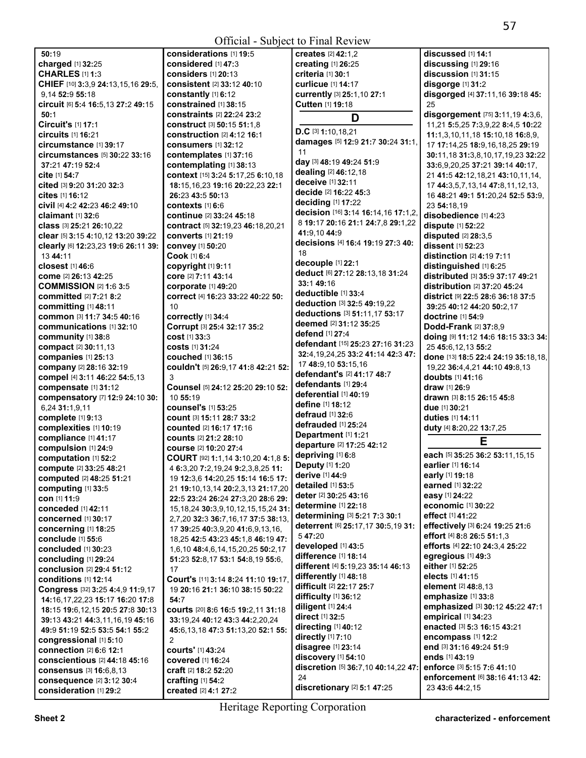50:19
**charged** [1] **32:**25
**CHARLES** [1] **1:**3
**CHIEF** [10] **3:**3,9 **24:**13,15,16 **29:**5, 9,14 **52:**9 **55:**18
**circuit** [6] **5:**4 **16:**5,13 **27:**2 **49:**15 **50:**1
**Circuit's** [1] **17:**1
**circuits** [1] **16:**21
**circumstance** [1] **39:**17
**circumstances** [5] **30:**22 **33:**16 **37:**21 **47:**19 **52:**4
**cite** [1] **54:**7
**cited** [3] **9:**20 **31:**20 **32:**3
**cites** [1] **16:**12
**civil** [4] **4:**2 **42:**23 **46:**2 **49:**10
**claimant** [1] **32:**6
**class** [3] **25:**21 **26:**10,22
**clear** [5] **3:**15 **4:**10,12 **13:**20 **39:**22
**clearly** [6] **12:**23,23 **19:**6 **26:**11 **39:**13 **44:**11
**closest** [1] **46:**6
**come** [2] **26:**13 **42:**25
**COMMISSION** [2] **1:**6 **3:**5
**committed** [2] **7:**21 **8:**2
**committing** [1] **48:**11
**common** [3] **11:**7 **34:**5 **40:**16
**communications** [1] **32:**10
**community** [1] **38:**8
**compact** [2] **30:**11,13
**companies** [1] **25:**13
**company** [2] **28:**16 **32:**19
**compel** [4] **3:**11 **46:**22 **54:**5,13
**compensate** [1] **31:**12
**compensatory** [7] **12:**9 **24:**10 **30:**6,24 **31:**1,9,11
**complete** [1] **9:**13
**complexities** [1] **10:**19
**compliance** [1] **41:**17
**compulsion** [1] **24:**9
**computation** [1] **52:**2
**compute** [2] **33:**25 **48:**21
**computed** [2] **48:**25 **51:**21
**computing** [1] **33:**5
**con** [1] **11:**9
**conceded** [1] **42:**11
**concerned** [1] **30:**17
**concerning** [1] **18:**25
**conclude** [1] **55:**6
**concluded** [1] **30:**23
**concluding** [1] **29:**24
**conclusion** [2] **29:**4 **51:**12
**conditions** [1] **12:**14
**Congress** [32] **3:**25 **4:**4,9 **11:**9,17 **14:**16,17,22,23 **15:**17 **16:**20 **17:**8 **18:**15 **19:**6,12,15 **20:**5 **27:**8 **30:**13 **39:**13 **43:**21 **44:**3,11,16,19 **45:**16 **49:**9 **51:**19 **52:**5 **53:**5 **54:**1 **55:**2
**congressional** [1] **5:**10
**connection** [2] **6:**6 **12:**1
**conscientious** [2] **44:**18 **45:**16
**consensus** [3] **16:**6,8,13
**consequence** [2] **3:**12 **30:**4
**consideration** [1] **29:**2
**considerations** [1] **19:**5
**considered** [1] **47:**3
**considers** [1] **20:**13
**consistent** [2] **33:**12 **40:**10
**constantly** [1] **6:**12
**constrained** [1] **38:**15
**constraints** [2] **22:**24 **23:**2
**construct** [3] **50:**15 **51:**1,8
**construction** [2] **4:**12 **16:**1
**consumers** [1] **32:**12
**contemplates** [1] **37:**16
**contemplating** [1] **38:**13
**context** [15] **3:**24 **5:**17,25 **6:**10,18 **18:**15,16,23 **19:**16 **20:**22,23 **22:**1 **26:**23 **43:**5 **50:**13
**contexts** [1] **6:**6
**continue** [2] **33:**24 **45:**18
**contract** [5] **32:**19,23 **46:**18,20,21
**converts** [1] **21:**19
**convey** [1] **50:**20
**Cook** [1] **6:**4
**copyright** [1] **9:**11
**core** [2] **7:**11 **43:**14
**corporate** [1] **49:**20
**correct** [4] **16:**23 **33:**22 **40:**22 **50:**10
**correctly** [1] **34:**4
**Corrupt** [3] **25:**4 **32:**17 **35:**2
**cost** [1] **33:**3
**costs** [1] **31:**24
**couched** [1] **36:**15
**couldn't** [5] **26:**9,17 **41:**8 **42:**21 **52:**3
**Counsel** [5] **24:**12 **25:**20 **29:**10 **52:**10 **55:**19
**counsel's** [1] **53:**25
**count** [3] **15:**11 **28:**7 **33:**2
**counted** [2] **16:**17 **17:**16
**counts** [2] **21:**2 **28:**10
**course** [2] **10:**20 **27:**4
**COURT** [92] **1:**1,14 **3:**10,20 **4:**1,8 **5:**4 **6:**3,20 **7:**2,19,24 **9:**2,3,8,25 **11:**19 **12:**3,6 **14:**20,25 **15:**14 **16:**5 **17:**21 **19:**10,13,14 **20:**2,3,13 **21:**17,20 **22:**5 **23:**24 **26:**24 **27:**3,20 **28:**6 **29:**15,18,24 **30:**3,9,10,12,15,15,24 **31:**2,7,20 **32:**3 **36:**7,16,17 **37:**5 **38:**13,17 **39:**25 **40:**3,9,20 **41:**6,9,13,16,18,25 **42:**5 **43:**23 **45:**1,8 **46:**19 **47:**1,6,10 **48:**4,6,14,15,20,25 **50:**2,17 **51:**23 **52:**8,17 **53:**1 **54:**8,19 **55:**6,17
**Court's** [11] **3:**14 **8:**24 **11:**10 **19:**17,19 **20:**16 **21:**1 **36:**10 **38:**15 **50:**22 **54:**7
**courts** [20] **8:**6 **16:**5 **19:**2,11 **31:**18 **33:**19,24 **40:**12 **43:**3 **44:**2,20,24 **45:**6,13,18 **47:**3 **51:**13,20 **52:**1 **55:**2
**courts'** [1] **43:**24
**covered** [1] **16:**24
**craft** [2] **18:**2 **52:**20
**crafting** [1] **54:**2
**created** [2] **4:**1 **27:**2
**creates** [2] **42:**1,2
**creating** [1] **26:**25
**criteria** [1] **30:**1
**curlicue** [1] **14:**17
**currently** [3] **25:**1,10 **27:**1
**Cutten** [1] **19:**18

## D

**D.C** [3] **1:**10,18,21
**damages** [5] **12:**9 **21:**7 **30:**24 **31:**1,11
**day** [3] **48:**19 **49:**24 **51:**9
**dealing** [2] **46:**12,18
**deceive** [1] **32:**11
**decide** [2] **16:**22 **45:**3
**deciding** [1] **17:**22
**decision** [16] **3:**14 **16:**14,16 **17:**1,2,8 **19:**17 **20:**16 **21:**1 **24:**7,8 **29:**1,22 **41:**9,10 **44:**9
**decisions** [4] **16:**4 **19:**19 **27:**3 **40:**18
**decouple** [1] **22:**1
**deduct** [6] **27:**12 **28:**13,18 **31:**24 **33:**1 **49:**16
**deductible** [1] **33:**4
**deduction** [3] **32:**5 **49:**19,22
**deductions** [3] **51:**11,17 **53:**17
**deemed** [2] **31:**12 **35:**25
**defend** [1] **27:**4
**defendant** [15] **25:**23 **27:**16 **31:**23 **32:**4,19,24,25 **33:**2 **41:**14 **42:**3 **47:**17 **48:**9,10 **53:**15,16
**defendant's** [2] **41:**17 **48:**7
**defendants** [1] **29:**4
**deferential** [1] **40:**19
**define** [1] **18:**12
**defraud** [1] **32:**6
**defrauded** [1] **25:**24
**Department** [1] **1:**21
**departure** [2] **17:**25 **42:**12
**depriving** [1] **6:**8
**Deputy** [1] **1:**20
**derive** [1] **44:**9
**detailed** [1] **53:**5
**deter** [2] **30:**25 **43:**16
**determine** [1] **22:**18
**determining** [3] **5:**21 **7:**3 **30:**1
**deterrent** [6] **25:**17,17 **30:**5,19 **31:**5 **47:**20
**developed** [1] **43:**5
**difference** [1] **18:**14
**different** [4] **5:**19,23 **35:**14 **46:**13
**differently** [1] **48:**18
**difficult** [2] **22:**17 **25:**7
**difficulty** [1] **36:**12
**diligent** [1] **24:**4
**direct** [1] **32:**5
**directing** [1] **40:**12
**directly** [1] **7:**10
**disagree** [1] **23:**14
**discovery** [1] **54:**10
**discretion** [5] **36:**7,10 **40:**14,22 **47:**24
**discretionary** [2] **5:**1 **47:**25
**discussed** [1] **14:**1
**discussing** [1] **29:**16
**discussion** [1] **31:**15
**disgorge** [1] **31:**2
**disgorged** [4] **37:**11,16 **39:**18 **45:**25
**disgorgement** [75] **3:**11,19 **4:**3,6,11,21 **5:**5,25 **7:**3,9,22 **8:**4,5 **10:**22 **11:**1,3,10,11,18 **15:**10,18 **16:**8,9,17 **17:**14,25 **18:**9,16,18,25 **29:**19 **30:**11,18 **31:**3,8,10,17,19,23 **32:**22 **33:**6,9,20,25 **37:**21 **39:**14 **40:**17,21 **41:**5 **42:**12,18,21 **43:**10,11,14,17 **44:**3,5,7,13,14 **47:**8,11,12,13,16 **48:**21 **49:**1 **51:**20,24 **52:**5 **53:**9,23 **54:**18,19
**disobedience** [1] **4:**23
**dispute** [1] **52:**22
**disputed** [2] **28:**3,5
**dissent** [1] **52:**23
**distinction** [2] **4:**19 **7:**11
**distinguished** [1] **6:**25
**distributed** [3] **35:**9 **37:**17 **49:**21
**distribution** [2] **37:**20 **45:**24
**district** [9] **22:**5 **28:**6 **36:**18 **37:**5 **39:**25 **40:**12 **44:**20 **50:**2,17
**doctrine** [1] **54:**9
**Dodd-Frank** [2] **37:**8,9
**doing** [9] **11:**12 **14:**6 **18:**15 **33:**3 **34:**25 **45:**6,12,13 **55:**2
**done** [13] **18:**5 **22:**4 **24:**19 **35:**18,18,19,22 **36:**4,4,21 **44:**10 **49:**8,13
**doubts** [1] **41:**16
**draw** [1] **26:**9
**drawn** [3] **8:**15 **26:**15 **45:**8
**due** [1] **30:**21
**duties** [1] **14:**11
**duty** [4] **8:**20,22 **13:**7,25

## E

**each** [5] **35:**25 **36:**2 **53:**11,15,15
**earlier** [1] **16:**14
**early** [1] **19:**18
**earned** [1] **32:**22
**easy** [1] **24:**22
**economic** [1] **30:**22
**effect** [1] **41:**22
**effectively** [3] **6:**24 **19:**25 **21:**6
**effort** [4] **8:**8 **26:**5 **51:**1,3
**efforts** [4] **22:**10 **24:**3,4 **25:**22
**egregious** [1] **49:**3
**either** [1] **52:**25
**elects** [1] **41:**15
**element** [2] **48:**8,13
**emphasize** [1] **33:**8
**emphasized** [3] **30:**12 **45:**22 **47:**1
**empirical** [1] **34:**23
**enacted** [3] **5:**3 **16:**15 **43:**21
**encompass** [1] **12:**2
**end** [3] **31:**16 **49:**24 **51:**9
**ends** [1] **43:**19
**enforce** [3] **5:**15 **7:**6 **41:**10
**enforcement** [6] **38:**16 **41:**13 **42:**23 **43:**6 **44:**2,15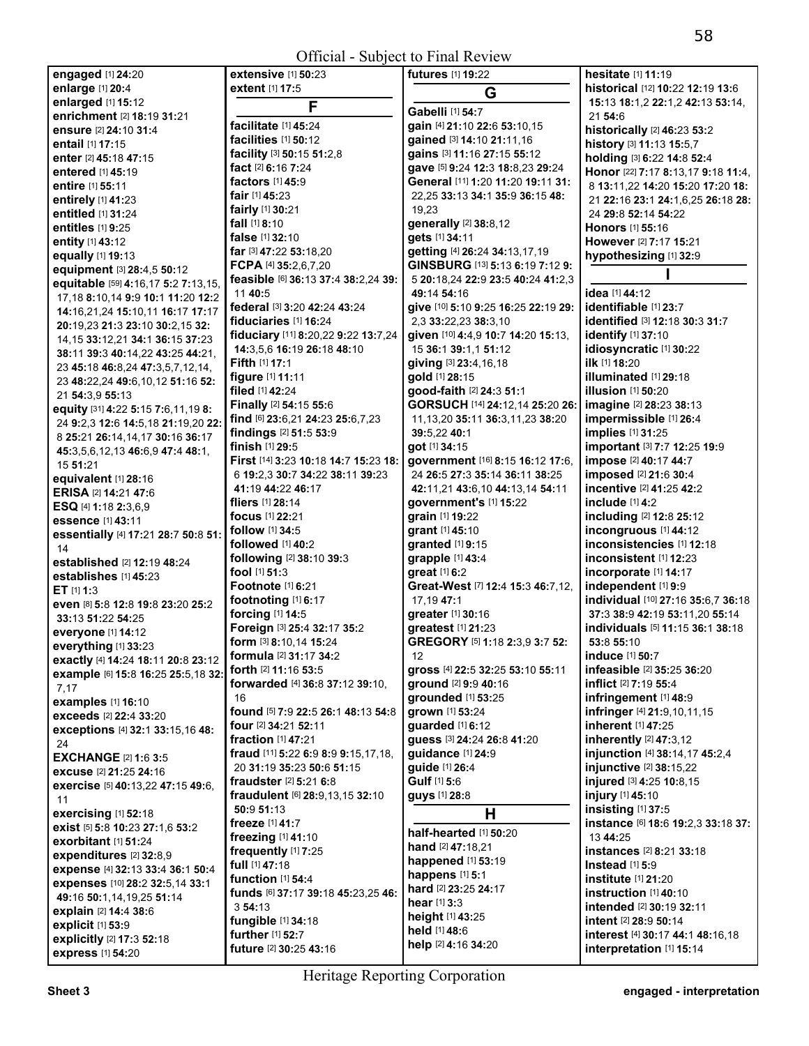**engaged** [1] **24:**20
**enlarge** [1] **20:**4
**enlarged** [1] **15:**12
**enrichment** [2] **18:**19 **31:**21
**ensure** [2] **24:**10 **31:**4
**entail** [1] **17:**15
**enter** [2] **45:**18 **47:**15
**entered** [1] **45:**19
**entire** [1] **55:**11
**entirely** [1] **41:**23
**entitled** [1] **31:**24
**entitles** [1] **9:**25
**entity** [1] **43:**12
**equally** [1] **19:**13
**equipment** [3] **28:**4,5 **50:**12
**equitable** [59] **4:**16,17 **5:**2 **7:**13,15, 17,18 **8:**10,14 **9:**9 **10:**1 **11:**20 **12:**2 **14:**16,21,24 **15:**10,11 **16:**17 **17:**17 **20:**19,23 **21:**3 **23:**10 **30:**2,15 **32:** 14,15 **33:**12,21 **34:**1 **36:**15 **37:**23 **38:**11 **39:**3 **40:**14,22 **43:**25 **44:**21, 23 **45:**18 **46:**8,24 **47:**3,5,7,12,14, 23 **48:**22,24 **49:**6,10,12 **51:**16 **52:** 21 **54:**3,9 **55:**13
**equity** [31] **4:**22 **5:**15 **7:**6,11,19 **8:** 24 **9:**2,3 **12:**6 **14:**5,18 **21:**19,20 **22:** 8 **25:**21 **26:**14,14,17 **30:**16 **36:**17 **45:**3,5,6,12,13 **46:**6,9 **47:**4 **48:**1, 15 **51:**21
**equivalent** [1] **28:**16
**ERISA** [2] **14:**21 **47:**6
**ESQ** [4] **1:**18 **2:**3,6,9
**essence** [1] **43:**11
**essentially** [4] **17:**21 **28:**7 **50:**8 **51:** 14
**established** [2] **12:**19 **48:**24
**establishes** [1] **45:**23
**ET** [1] **1:**3
**even** [8] **5:**8 **12:**8 **19:**8 **23:**20 **25:**2 **33:**13 **51:**22 **54:**25
**everyone** [1] **14:**12
**everything** [1] **33:**23
**exactly** [4] **14:**24 **18:**11 **20:**8 **23:**12
**example** [6] **15:**8 **16:**25 **25:**5,18 **32:** 7,17
**examples** [1] **16:**10
**exceeds** [2] **22:**4 **33:**20
**exceptions** [4] **32:**1 **33:**15,16 **48:** 24
**EXCHANGE** [2] **1:**6 **3:**5
**excuse** [2] **21:**25 **24:**16
**exercise** [5] **40:**13,22 **47:**15 **49:**6, 11
**exercising** [1] **52:**18
**exist** [5] **5:**8 **10:**23 **27:**1,6 **53:**2
**exorbitant** [1] **51:**24
**expenditures** [2] **32:**8,9
**expense** [4] **32:**13 **33:**4 **36:**1 **50:**4
**expenses** [10] **28:**2 **32:**5,14 **33:**1 **49:**16 **50:**1,14,19,25 **51:**14
**explain** [2] **14:**4 **38:**6
**explicit** [1] **53:**9
**explicitly** [2] **17:**3 **52:**18
**express** [1] **54:**20
**extensive** [1] **50:**23
**extent** [1] **17:**5

## F

**facilitate** [1] **45:**24
**facilities** [1] **50:**12
**facility** [3] **50:**15 **51:**2,8
**fact** [2] **6:**16 **7:**24
**factors** [1] **45:**9
**fair** [1] **45:**23
**fairly** [1] **30:**21
**fall** [1] **8:**10
**false** [1] **32:**10
**far** [3] **47:**22 **53:**18,20
**FCPA** [4] **35:**2,6,7,20
**feasible** [6] **36:**13 **37:**4 **38:**2,24 **39:** 11 **40:**5
**federal** [3] **3:**20 **42:**24 **43:**24
**fiduciaries** [1] **16:**24
**fiduciary** [11] **8:**20,22 **9:**22 **13:**7,24 **14:**3,5,6 **16:**19 **26:**18 **48:**10
**Fifth** [1] **17:**1
**figure** [1] **11:**11
**filed** [1] **42:**24
**Finally** [2] **54:**15 **55:**6
**find** [6] **23:**6,21 **24:**23 **25:**6,7,23
**findings** [2] **51:**5 **53:**9
**finish** [1] **29:**5
**First** [14] **3:**23 **10:**18 **14:**7 **15:**23 **18:** 6 **19:**2,3 **30:**7 **34:**22 **38:**11 **39:**23 **41:**19 **44:**22 **46:**17
**fliers** [1] **28:**14
**focus** [1] **22:**21
**follow** [1] **34:**5
**followed** [1] **40:**2
**following** [2] **38:**10 **39:**3
**fool** [1] **51:**3
**Footnote** [1] **6:**21
**footnoting** [1] **6:**17
**forcing** [1] **14:**5
**Foreign** [3] **25:**4 **32:**17 **35:**2
**form** [3] **8:**10,14 **15:**24
**formula** [2] **31:**17 **34:**2
**forth** [2] **11:**16 **53:**5
**forwarded** [4] **36:**8 **37:**12 **39:**10, 16
**found** [5] **7:**9 **22:**5 **26:**1 **48:**13 **54:**8
**four** [2] **34:**21 **52:**11
**fraction** [1] **47:**21
**fraud** [11] **5:**22 **6:**9 **8:**9 **9:**15,17,18, 20 **31:**19 **35:**23 **50:**6 **51:**15
**fraudster** [2] **5:**21 **6:**8
**fraudulent** [6] **28:**9,13,15 **32:**10 **50:**9 **51:**13
**freeze** [1] **41:**7
**freezing** [1] **41:**10
**frequently** [1] **7:**25
**full** [1] **47:**18
**function** [1] **54:**4
**fundible** [1] **34:**18
**funds** [6] **37:**17 **39:**18 **45:**23,25 **46:** 3 **54:**13
**fungible** [1] **34:**18
**further** [1] **52:**7
**future** [2] **30:**25 **43:**16
**futures** [1] **19:**22

## G

**Gabelli** [1] **54:**7
**gain** [4] **21:**10 **22:**6 **53:**10,15
**gained** [3] **14:**10 **21:**11,16
**gains** [3] **11:**16 **27:**15 **55:**12
**gave** [5] **9:**24 **12:**3 **18:**8,23 **29:**24
**General** [11] **1:**20 **11:**20 **19:**11 **31:** 22,25 **33:**13 **34:**1 **35:**9 **36:**15 **48:** 19,23
**generally** [2] **38:**8,12
**gets** [1] **34:**11
**getting** [4] **26:**24 **34:**13,17,19
**GINSBURG** [13] **5:**13 **6:**19 **7:**12 **9:** 5 **20:**18,24 **22:**9 **23:**5 **40:**24 **41:**2,3 **49:**14 **54:**16
**give** [10] **5:**10 **9:**25 **16:**25 **22:**19 **29:** 2,3 **33:**22,23 **38:**3,10
**given** [10] **4:**4,9 **10:**7 **14:**20 **15:**13, 15 **36:**1 **39:**1,1 **51:**12
**giving** [3] **23:**4,16,18
**gold** [1] **28:**15
**good-faith** [2] **24:**3 **51:**1
**GORSUCH** [14] **24:**12,14 **25:**20 **26:** 11,13,20 **35:**11 **36:**3,11,23 **38:**20 **39:**5,22 **40:**1
**got** [1] **34:**15
**government** [16] **8:**15 **16:**12 **17:**6, 24 **26:**5 **27:**3 **35:**14 **36:**11 **38:**25 **42:**11,21 **43:**6,10 **44:**13,14 **54:**11
**government's** [1] **15:**22
**grain** [1] **19:**22
**grant** [1] **45:**10
**granted** [1] **9:**15
**grapple** [1] **43:**4
**great** [1] **6:**2
**Great-West** [7] **12:**4 **15:**3 **46:**7,12, 17,19 **47:**1
**greater** [1] **30:**16
**greatest** [1] **21:**23
**GREGORY** [5] **1:**18 **2:**3,9 **3:**7 **52:** 12
**gross** [4] **22:**5 **32:**25 **53:**10 **55:**11
**ground** [2] **9:**9 **40:**16
**grounded** [1] **53:**25
**grown** [1] **53:**24
**guarded** [1] **6:**12
**guess** [3] **24:**24 **26:**8 **41:**20
**guidance** [1] **24:**9
**guide** [1] **26:**4
**Gulf** [1] **5:**6
**guys** [1] **28:**8

## H

**half-hearted** [1] **50:**20
**hand** [2] **47:**18,21
**happened** [1] **53:**19
**happens** [1] **5:**1
**hard** [2] **23:**25 **24:**17
**hear** [1] **3:**3
**height** [1] **43:**25
**held** [1] **48:**6
**help** [2] **4:**16 **34:**20
**hesitate** [1] **11:**19
**historical** [12] **10:**22 **12:**19 **13:**6 **15:**13 **18:**1,2 **22:**1,2 **42:**13 **53:**14, 21 **54:**6
**historically** [2] **46:**23 **53:**2
**history** [3] **11:**13 **15:**5,7
**holding** [3] **6:**22 **14:**8 **52:**4
**Honor** [22] **7:**17 **8:**13,17 **9:**18 **11:**4, 8 **13:**11,22 **14:**20 **15:**20 **17:**20 **18:** 21 **22:**16 **23:**1 **24:**1,6,25 **26:**18 **28:** 24 **29:**8 **52:**14 **54:**22
**Honors** [1] **55:**16
**However** [2] **7:**17 **15:**21
**hypothesizing** [1] **32:**9

## I

**idea** [1] **44:**12
**identifiable** [1] **23:**7
**identified** [3] **12:**18 **30:**3 **31:**7
**identify** [1] **37:**10
**idiosyncratic** [1] **30:**22
**ilk** [1] **18:**20
**illuminated** [1] **29:**18
**illusion** [1] **50:**20
**imagine** [2] **28:**23 **38:**13
**impermissible** [1] **26:**4
**implies** [1] **31:**25
**important** [3] **7:**7 **12:**25 **19:**9
**impose** [2] **40:**17 **44:**7
**imposed** [2] **21:**6 **30:**4
**incentive** [2] **41:**25 **42:**2
**include** [1] **4:**2
**including** [2] **12:**8 **25:**12
**incongruous** [1] **44:**12
**inconsistencies** [1] **12:**18
**inconsistent** [1] **12:**23
**incorporate** [1] **14:**17
**independent** [1] **9:**9
**individual** [10] **27:**16 **35:**6,7 **36:**18 **37:**3 **38:**9 **42:**19 **53:**11,20 **55:**14
**individuals** [5] **11:**15 **36:**1 **38:**18 **53:**8 **55:**10
**induce** [1] **50:**7
**infeasible** [2] **35:**25 **36:**20
**inflict** [2] **7:**19 **55:**4
**infringement** [1] **48:**9
**infringer** [4] **21:**9,10,11,15
**inherent** [1] **47:**25
**inherently** [2] **47:**3,12
**injunction** [4] **38:**14,17 **45:**2,4
**injunctive** [2] **38:**15,22
**injured** [3] **4:**25 **10:**8,15
**injury** [1] **45:**10
**insisting** [1] **37:**5
**instance** [6] **18:**6 **19:**2,3 **33:**18 **37:** 13 **44:**25
**instances** [2] **8:**21 **33:**18
**Instead** [1] **5:**9
**institute** [1] **21:**20
**instruction** [1] **40:**10
**intended** [2] **30:**19 **32:**11
**intent** [2] **28:**9 **50:**14
**interest** [4] **30:**17 **44:**1 **48:**16,18
**interpretation** [1] **15:**14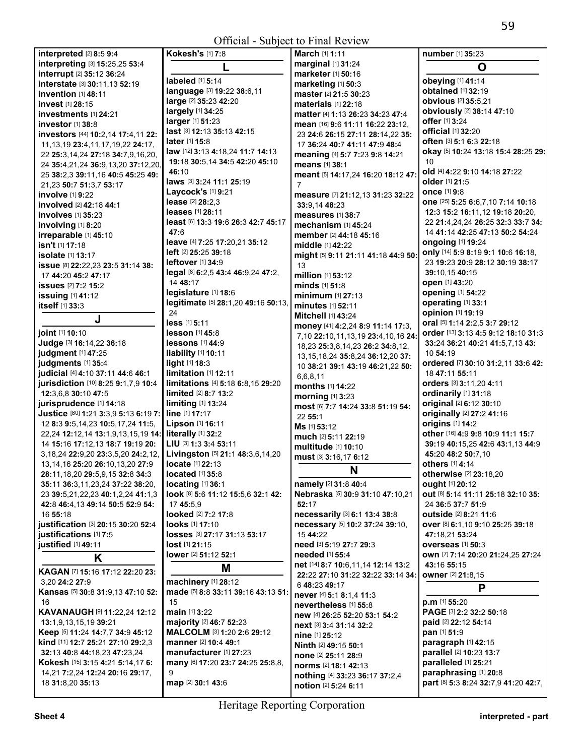**interpreted** [2] **8:**5 **9:**4
**interpreting** [3] **15:**25,25 **53:**4
**interrupt** [2] **35:**12 **36:**24
**interstate** [3] **30:**11,13 **52:**19
**invention** [1] **48:**11
**invest** [1] **28:**15
**investments** [1] **24:**21
**investor** [1] **38:**8
**investors** [44] **10:**2,14 **17:**4,11 **22:** 11,13,19 **23:**4,11,17,19,22 **24:**17, 22 **25:**3,14,24 **27:**18 **34:**7,9,16,20, 24 **35:**4,21,24 **36:**9,13,20 **37:**12,20, 25 **38:**2,3 **39:**11,16 **40:**5 **45:**25 **49:** 21,23 **50:**7 **51:**3,7 **53:**17
**involve** [1] **9:**22
**involved** [2] **42:**18 **44:**1
**involves** [1] **35:**23
**involving** [1] **8:**20
**irreparable** [1] **45:**10
**isn't** [1] **17:**18
**isolate** [1] **13:**17
**issue** [8] **22:**22,23 **23:**5 **31:**14 **38:** 17 **44:**20 **45:**2 **47:**17
**issues** [2] **7:**2 **15:**2
**issuing** [1] **41:**12
**itself** [1] **33:**3

## J

**joint** [1] **10:**10
**Judge** [3] **16:**14,22 **36:**18
**judgment** [1] **47:**25
**judgments** [1] **35:**4
**judicial** [4] **4:**10 **37:**11 **44:**6 **46:**1
**jurisdiction** [10] **8:**25 **9:**1,7,9 **10:**4 **12:**3,6,8 **30:**10 **47:**5
**jurisprudence** [1] **14:**18
**Justice** [80] **1:**21 **3:**3,9 **5:**13 **6:**19 **7:** 12 **8:**3 **9:**5,14,23 **10:**5,17,24 **11:**5, 22,24 **12:**12,14 **13:**1,9,13,15,19 **14:** 14 **15:**16 **17:**12,13 **18:**7 **19:**19 **20:** 3,18,24 **22:**9,20 **23:**3,5,20 **24:**2,12, 13,14,16 **25:**20 **26:**10,13,20 **27:**9 **28:**11,18,20 **29:**5,9,15 **32:**8 **34:**3 **35:**11 **36:**3,11,23,24 **37:**22 **38:**20, 23 **39:**5,21,22,23 **40:**1,2,24 **41:**1,3 **42:**8 **46:**4,13 **49:**14 **50:**5 **52:**9 **54:** 16 **55:**18
**justification** [3] **20:**15 **30:**20 **52:**4
**justifications** [1] **7:**5
**justified** [1] **49:**11

## K

**KAGAN** [7] **15:**16 **17:**12 **22:**20 **23:** 3,20 **24:**2 **27:**9
**Kansas** [5] **30:**8 **31:**9,13 **47:**10 **52:** 16
**KAVANAUGH** [9] **11:**22,24 **12:**12 **13:**1,9,13,15,19 **39:**21
**Keep** [5] **11:**24 **14:**7,7 **34:**9 **45:**12
**kind** [11] **12:**7 **25:**21 **27:**10 **29:**2,3 **32:**13 **40:**8 **44:**18,23 **47:**23,24
**Kokesh** [15] **3:**15 **4:**21 **5:**14,17 **6:** 14,21 **7:**2,24 **12:**24 **20:**16 **29:**17, 18 **31:**8,20 **35:**13
**Kokesh's** [1] **7:**8

## L

**labeled** [1] **5:**14
**language** [3] **19:**22 **38:**6,11
**large** [2] **35:**23 **42:**20
**largely** [1] **34:**25
**larger** [1] **51:**23
**last** [3] **12:**13 **35:**13 **42:**15
**later** [1] **15:**8
**law** [12] **3:**13 **4:**18,24 **11:**7 **14:**13 **19:**18 **30:**5,14 **34:**5 **42:**20 **45:**10 **46:**10
**laws** [3] **3:**24 **11:**1 **25:**19
**Laycock's** [1] **9:**21
**lease** [2] **28:**2,3
**leases** [1] **28:**11
**least** [6] **13:**3 **19:**6 **26:**3 **42:**7 **45:**17 **47:**6
**leave** [4] **7:**25 **17:**20,21 **35:**12
**left** [2] **25:**25 **39:**18
**leftover** [1] **34:**9
**legal** [8] **6:**2,5 **43:**4 **46:**9,24 **47:**2, 14 **48:**17
**legislature** [1] **18:**6
**legitimate** [5] **28:**1,20 **49:**16 **50:**13, 24
**less** [1] **5:**11
**lesson** [1] **45:**8
**lessons** [1] **44:**9
**liability** [1] **10:**11
**light** [1] **18:**3
**limitation** [1] **12:**11
**limitations** [4] **5:**18 **6:**8,15 **29:**20
**limited** [2] **8:**7 **13:**2
**limiting** [1] **13:**24
**line** [1] **17:**17
**Lipson** [1] **16:**11
**literally** [1] **32:**2
**LIU** [3] **1:**3 **3:**4 **53:**11
**Livingston** [5] **21:**1 **48:**3,6,14,20
**locate** [1] **22:**13
**located** [1] **35:**8
**locating** [1] **36:**1
**look** [8] **5:**6 **11:**12 **15:**5,6 **32:**1 **42:** 17 **45:**5,9
**looked** [2] **7:**2 **17:**8
**looks** [1] **17:**10
**losses** [3] **27:**17 **31:**13 **53:**17
**lost** [1] **21:**15
**lower** [2] **51:**12 **52:**1

## M

**machinery** [1] **28:**12
**made** [5] **8:**8 **33:**11 **39:**16 **43:**13 **51:** 15
**main** [1] **3:**22
**majority** [2] **46:**7 **52:**23
**MALCOLM** [3] **1:**20 **2:**6 **29:**12
**manner** [2] **10:**4 **49:**1
**manufacturer** [1] **27:**23
**many** [6] **17:**20 **23:**7 **24:**25 **25:**8,8, 9
**map** [2] **30:**1 **43:**6
**March** [1] **1:**11
**marginal** [1] **31:**24
**marketer** [1] **50:**16
**marketing** [1] **50:**3
**master** [2] **21:**5 **30:**23
**materials** [1] **22:**18
**matter** [4] **1:**13 **26:**23 **34:**23 **47:**4
**mean** [16] **9:**6 **11:**11 **16:**22 **23:**12, 23 **24:**6 **26:**15 **27:**11 **28:**14,22 **35:** 17 **36:**24 **40:**7 **41:**11 **47:**9 **48:**4
**meaning** [4] **5:**7 **7:**23 **9:**8 **14:**21
**means** [1] **38:**1
**meant** [5] **14:**17,24 **16:**20 **18:**12 **47:** 7
**measure** [7] **21:**12,13 **31:**23 **32:**22 **33:**9,14 **48:**23
**measures** [1] **38:**7
**mechanism** [1] **45:**24
**member** [2] **44:**18 **45:**16
**middle** [1] **42:**22
**might** [5] **9:**11 **21:**11 **41:**18 **44:**9 **50:** 13
**million** [1] **53:**12
**minds** [1] **51:**8
**minimum** [1] **27:**13
**minutes** [1] **52:**11
**Mitchell** [1] **43:**24
**money** [41] **4:**2,24 **8:**9 **11:**14 **17:**3, 7,10 **22:**10,11,13,19 **23:**4,10,16 **24:** 18,23 **25:**3,8,14,23 **26:**2 **34:**8,12, 13,15,18,24 **35:**8,24 **36:**12,20 **37:** 10 **38:**21 **39:**1 **43:**19 **46:**21,22 **50:** 6,6,8,11
**months** [1] **14:**22
**morning** [1] **3:**23
**most** [6] **7:**7 **14:**24 **33:**8 **51:**19 **54:** 22 **55:**1
**Ms** [1] **53:**12
**much** [2] **5:**11 **22:**19
**multitude** [1] **10:**10
**must** [3] **3:**16,17 **6:**12

## N

**namely** [2] **31:**8 **40:**4
**Nebraska** [5] **30:**9 **31:**10 **47:**10,21 **52:**17
**necessarily** [3] **6:**1 **13:**4 **38:**8
**necessary** [5] **10:**2 **37:**24 **39:**10, 15 **44:**22
**need** [3] **5:**19 **27:**7 **29:**3
**needed** [1] **55:**4
**net** [14] **8:**7 **10:**6,11,14 **12:**14 **13:**2 **22:**22 **27:**10 **31:**22 **32:**22 **33:**14 **34:** 6 **48:**23 **49:**17
**never** [4] **5:**1 **8:**1,4 **11:**3
**nevertheless** [1] **55:**8
**new** [4] **26:**25 **52:**20 **53:**1 **54:**2
**next** [3] **3:**4 **31:**14 **32:**2
**nine** [1] **25:**12
**Ninth** [2] **49:**15 **50:**1
**none** [2] **25:**11 **28:**9
**norms** [2] **18:**1 **42:**13
**nothing** [4] **33:**23 **36:**17 **37:**2,4
**notion** [2] **5:**24 **6:**11
**number** [1] **35:**23

## O

**obeying** [1] **41:**14
**obtained** [1] **32:**19
**obvious** [2] **35:**5,21
**obviously** [2] **38:**14 **47:**10
**offer** [1] **3:**24
**official** [1] **32:**20
**often** [3] **5:**1 **6:**3 **22:**18
**okay** [5] **10:**24 **13:**18 **15:**4 **28:**25 **29:** 10
**old** [4] **4:**22 **9:**10 **14:**18 **27:**22
**older** [1] **21:**5
**once** [1] **9:**8
**one** [25] **5:**25 **6:**6,7,10 **7:**14 **10:**18 **12:**3 **15:**2 **16:**11,12 **19:**18 **20:**20, 22 **21:**4,24,24 **26:**25 **32:**3 **33:**7 **34:** 14 **41:**14 **42:**25 **47:**13 **50:**2 **54:**24
**ongoing** [1] **19:**24
**only** [14] **5:**9 **8:**19 **9:**1 **10:**6 **16:**18, 23 **19:**23 **20:**9 **28:**12 **30:**19 **38:**17 **39:**10,15 **40:**15
**open** [1] **43:**20
**opening** [1] **54:**22
**operating** [1] **33:**1
**opinion** [1] **19:**19
**oral** [5] **1:**14 **2:**2,5 **3:**7 **29:**12
**order** [13] **3:**13 **4:**5 **9:**12 **18:**10 **31:**3 **33:**24 **36:**21 **40:**21 **41:**5,7,13 **43:** 10 **54:**19
**ordered** [7] **30:**10 **31:**2,11 **33:**6 **42:** 18 **47:**11 **55:**11
**orders** [3] **3:**11,20 **4:**11
**ordinarily** [1] **31:**18
**original** [2] **6:**12 **30:**10
**originally** [2] **27:**2 **41:**16
**origins** [1] **14:**2
**other** [16] **4:**9 **9:**8 **10:**9 **11:**1 **15:**7 **39:**19 **40:**15,25 **42:**6 **43:**1,13 **44:**9 **45:**20 **48:**2 **50:**7,10
**others** [1] **4:**14
**otherwise** [2] **23:**18,20
**ought** [1] **20:**12
**out** [8] **5:**14 **11:**11 **25:**18 **32:**10 **35:** 24 **36:**5 **37:**7 **51:**9
**outside** [2] **8:**21 **11:**6
**over** [8] **6:**1,10 **9:**10 **25:**25 **39:**18 **47:**18,21 **53:**24
**overseas** [1] **50:**3
**own** [7] **7:**14 **20:**20 **21:**24,25 **27:**24 **43:**16 **55:**15
**owner** [2] **21:**8,15

## P

**p.m** [1] **55:**20
**PAGE** [3] **2:**2 **32:**2 **50:**18
**paid** [2] **22:**12 **54:**14
**pan** [1] **51:**9
**paragraph** [1] **42:**15
**parallel** [2] **10:**23 **13:**7
**paralleled** [1] **25:**21
**paraphrasing** [1] **20:**8
**part** [8] **5:**3 **8:**24 **32:**7,9 **41:**20 **42:**7,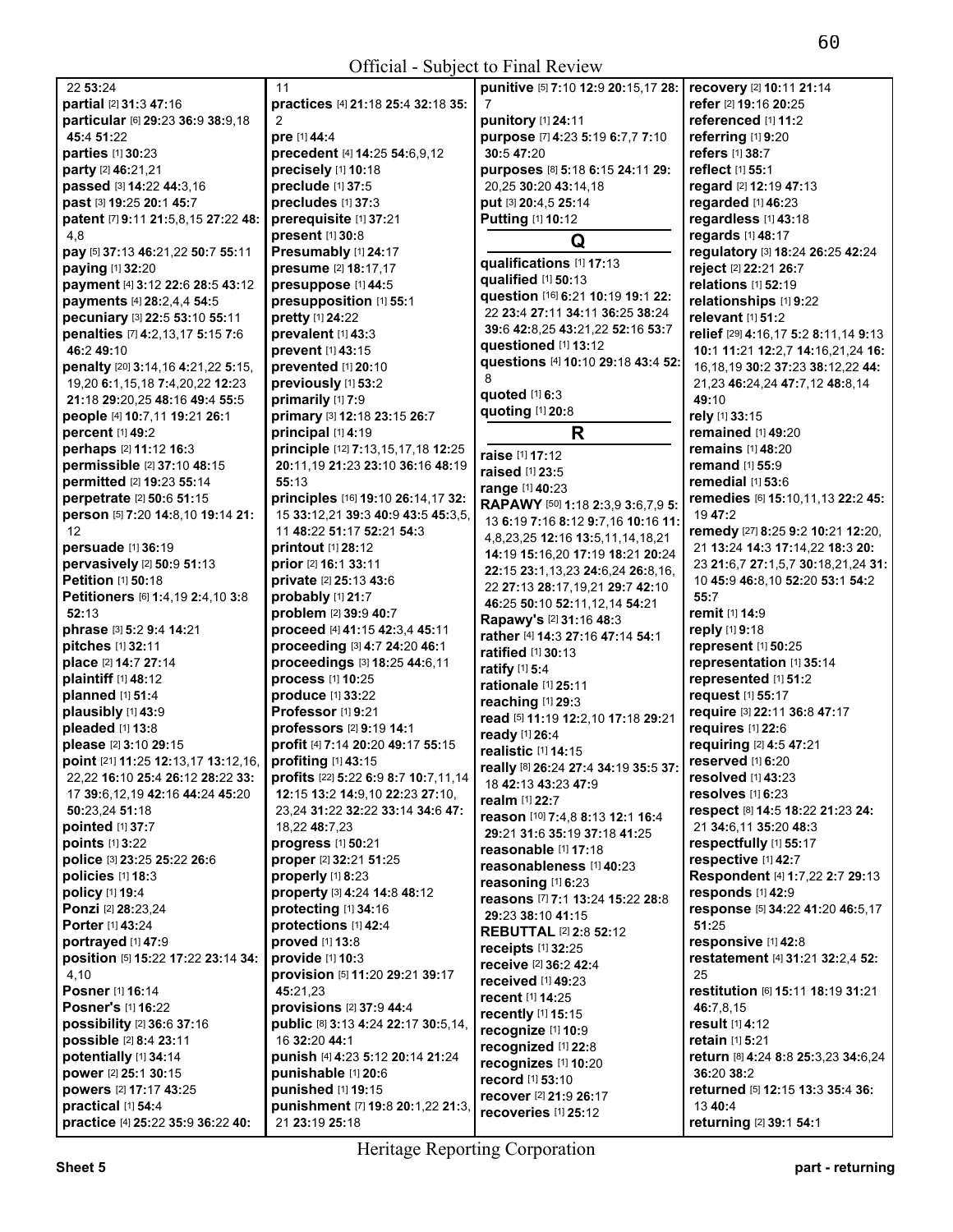22 **53:**24
**partial** [2] **31:**3 **47:**16
**particular** [6] **29:**23 **36:**9 **38:**9,18 **45:**4 **51:**22
**parties** [1] **30:**23
**party** [2] **46:**21,21
**passed** [3] **14:**22 **44:**3,16
**past** [3] **19:**25 **20:**1 **45:**7
**patent** [7] **9:**11 **21:**5,8,15 **27:**22 **48:**4,8
**pay** [5] **37:**13 **46:**21,22 **50:**7 **55:**11
**paying** [1] **32:**20
**payment** [4] **3:**12 **22:**6 **28:**5 **43:**12
**payments** [4] **28:**2,4,4 **54:**5
**pecuniary** [3] **22:**5 **53:**10 **55:**11
**penalties** [7] **4:**2,13,17 **5:**15 **7:**6 **46:**2 **49:**10
**penalty** [20] **3:**14,16 **4:**21,22 **5:**15,19,20 **6:**1,15,18 **7:**4,20,22 **12:**23 **21:**18 **29:**20,25 **48:**16 **49:**4 **55:**5
**people** [4] **10:**7,11 **19:**21 **26:**1
**percent** [1] **49:**2
**perhaps** [2] **11:**12 **16:**3
**permissible** [2] **37:**10 **48:**15
**permitted** [2] **19:**23 **55:**14
**perpetrate** [2] **50:**6 **51:**15
**person** [5] **7:**20 **14:**8,10 **19:**14 **21:**12
**persuade** [1] **36:**19
**pervasively** [2] **50:**9 **51:**13
**Petition** [1] **50:**18
**Petitioners** [6] **1:**4,19 **2:**4,10 **3:**8 **52:**13
**phrase** [3] **5:**2 **9:**4 **14:**21
**pitches** [1] **32:**11
**place** [2] **14:**7 **27:**14
**plaintiff** [1] **48:**12
**planned** [1] **51:**4
**plausibly** [1] **43:**9
**pleaded** [1] **13:**8
**please** [2] **3:**10 **29:**15
**point** [21] **11:**25 **12:**13,17 **13:**12,16,22,22 **16:**10 **25:**4 **26:**12 **28:**22 **33:**17 **39:**6,12,19 **42:**16 **44:**24 **45:**20 **50:**23,24 **51:**18
**pointed** [1] **37:**7
**points** [1] **3:**22
**police** [3] **23:**25 **25:**22 **26:**6
**policies** [1] **18:**3
**policy** [1] **19:**4
**Ponzi** [2] **28:**23,24
**Porter** [1] **43:**24
**portrayed** [1] **47:**9
**position** [5] **15:**22 **17:**22 **23:**14 **34:**4,10
**Posner** [1] **16:**14
**Posner's** [1] **16:**22
**possibility** [2] **36:**6 **37:**16
**possible** [2] **8:**4 **23:**11
**potentially** [1] **34:**14
**power** [2] **25:**1 **30:**15
**powers** [2] **17:**17 **43:**25
**practical** [1] **54:**4
**practice** [4] **25:**22 **35:**9 **36:**22 **40:**11
**practices** [4] **21:**18 **25:**4 **32:**18 **35:**2
**pre** [1] **44:**4
**precedent** [4] **14:**25 **54:**6,9,12
**precisely** [1] **10:**18
**preclude** [1] **37:**5
**precludes** [1] **37:**3
**prerequisite** [1] **37:**21
**present** [1] **30:**8
**Presumably** [1] **24:**17
**presume** [2] **18:**17,17
**presuppose** [1] **44:**5
**presupposition** [1] **55:**1
**pretty** [1] **24:**22
**prevalent** [1] **43:**3
**prevent** [1] **43:**15
**prevented** [1] **20:**10
**previously** [1] **53:**2
**primarily** [1] **7:**9
**primary** [3] **12:**18 **23:**15 **26:**7
**principal** [1] **4:**19
**principle** [12] **7:**13,15,17,18 **12:**25 **20:**11,19 **21:**23 **23:**10 **36:**16 **48:**19 **55:**13
**principles** [16] **19:**10 **26:**14,17 **32:**15 **33:**12,21 **39:**3 **40:**9 **43:**5 **45:**3,5,11 **48:**22 **51:**17 **52:**21 **54:**3
**printout** [1] **28:**12
**prior** [2] **16:**1 **33:**11
**private** [2] **25:**13 **43:**6
**probably** [1] **21:**7
**problem** [2] **39:**9 **40:**7
**proceed** [4] **41:**15 **42:**3,4 **45:**11
**proceeding** [3] **4:**7 **24:**20 **46:**1
**proceedings** [3] **18:**25 **44:**6,11
**process** [1] **10:**25
**produce** [1] **33:**22
**Professor** [1] **9:**21
**professors** [2] **9:**19 **14:**1
**profit** [4] **7:**14 **20:**20 **49:**17 **55:**15
**profiting** [1] **43:**15
**profits** [22] **5:**22 **6:**9 **8:**7 **10:**7,11,14 **12:**15 **13:**2 **14:**9,10 **22:**23 **27:**10,23,24 **31:**22 **32:**22 **33:**14 **34:**6 **47:**18,22 **48:**7,23
**progress** [1] **50:**21
**proper** [2] **32:**21 **51:**25
**properly** [1] **8:**23
**property** [3] **4:**24 **14:**8 **48:**12
**protecting** [1] **34:**16
**protections** [1] **42:**4
**proved** [1] **13:**8
**provide** [1] **10:**3
**provision** [5] **11:**20 **29:**21 **39:**17 **45:**21,23
**provisions** [2] **37:**9 **44:**4
**public** [8] **3:**13 **4:**24 **22:**17 **30:**5,14,16 **32:**20 **44:**1
**punish** [4] **4:**23 **5:**12 **20:**14 **21:**24
**punishable** [1] **20:**6
**punished** [1] **19:**15
**punishment** [7] **19:**8 **20:**1,22 **21:**3,21 **23:**19 **25:**18
**punitive** [5] **7:**10 **12:**9 **20:**15,17 **28:**7
**punitory** [1] **24:**11
**purpose** [7] **4:**23 **5:**19 **6:**7,7 **7:**10 **30:**5 **47:**20
**purposes** [8] **5:**18 **6:**15 **24:**11 **29:**20,25 **30:**20 **43:**14,18
**put** [3] **20:**4,5 **25:**14
**Putting** [1] **10:**12

## Q

**qualifications** [1] **17:**13
**qualified** [1] **50:**13
**question** [16] **6:**21 **10:**19 **19:**1 **22:**22 **23:**4 **27:**11 **34:**11 **36:**25 **38:**24 **39:**6 **42:**8,25 **43:**21,22 **52:**16 **53:**7
**questioned** [1] **13:**12
**questions** [4] **10:**10 **29:**18 **43:**4 **52:**8
**quoted** [1] **6:**3
**quoting** [1] **20:**8

## R

**raise** [1] **17:**12
**raised** [1] **23:**5
**range** [1] **40:**23
**RAPAWY** [50] **1:**18 **2:**3,9 **3:**6,7,9 **5:**13 **6:**19 **7:**16 **8:**12 **9:**7,16 **10:**16 **11:**4,8,23,25 **12:**16 **13:**5,11,14,18,21 **14:**19 **15:**16,20 **17:**19 **18:**21 **20:**24 **22:**15 **23:**1,13,23 **24:**6,24 **26:**8,16,22 **27:**13 **28:**17,19,21 **29:**7 **42:**10 **46:**25 **50:**10 **52:**11,12,14 **54:**21
**Rapawy's** [2] **31:**16 **48:**3
**rather** [4] **14:**3 **27:**16 **47:**14 **54:**1
**ratified** [1] **30:**13
**ratify** [1] **5:**4
**rationale** [1] **25:**11
**reaching** [1] **29:**3
**read** [5] **11:**19 **12:**2,10 **17:**18 **29:**21
**ready** [1] **26:**4
**realistic** [1] **14:**15
**really** [8] **26:**24 **27:**4 **34:**19 **35:**5 **37:**18 **42:**13 **43:**23 **47:**9
**realm** [1] **22:**7
**reason** [10] **7:**4,8 **8:**13 **12:**1 **16:**4 **29:**21 **31:**6 **35:**19 **37:**18 **41:**25
**reasonable** [1] **17:**18
**reasonableness** [1] **40:**23
**reasoning** [1] **6:**23
**reasons** [7] **7:**1 **13:**24 **15:**22 **28:**8 **29:**23 **38:**10 **41:**15
**REBUTTAL** [2] **2:**8 **52:**12
**receipts** [1] **32:**25
**receive** [2] **36:**2 **42:**4
**received** [1] **49:**23
**recent** [1] **14:**25
**recently** [1] **15:**15
**recognize** [1] **10:**9
**recognized** [1] **22:**8
**recognizes** [1] **10:**20
**record** [1] **53:**10
**recover** [2] **21:**9 **26:**17
**recoveries** [1] **25:**12
**recovery** [2] **10:**11 **21:**14
**refer** [2] **19:**16 **20:**25
**referenced** [1] **11:**2
**referring** [1] **9:**20
**refers** [1] **38:**7
**reflect** [1] **55:**1
**regard** [2] **12:**19 **47:**13
**regarded** [1] **46:**23
**regardless** [1] **43:**18
**regards** [1] **48:**17
**regulatory** [3] **18:**24 **26:**25 **42:**24
**reject** [2] **22:**21 **26:**7
**relations** [1] **52:**19
**relationships** [1] **9:**22
**relevant** [1] **51:**2
**relief** [29] **4:**16,17 **5:**2 **8:**11,14 **9:**13 **10:**1 **11:**21 **12:**2,7 **14:**16,21,24 **16:**16,18,19 **30:**2 **37:**23 **38:**12,22 **44:**21,23 **46:**24,24 **47:**7,12 **48:**8,14 **49:**10
**rely** [1] **33:**15
**remained** [1] **49:**20
**remains** [1] **48:**20
**remand** [1] **55:**9
**remedial** [1] **53:**6
**remedies** [6] **15:**10,11,13 **22:**2 **45:**19 **47:**2
**remedy** [27] **8:**25 **9:**2 **10:**21 **12:**20,21 **13:**24 **14:**3 **17:**14,22 **18:**3 **20:**23 **21:**6,7 **27:**1,5,7 **30:**18,21,24 **31:**10 **45:**9 **46:**8,10 **52:**20 **53:**1 **54:**2 **55:**7
**remit** [1] **14:**9
**reply** [1] **9:**18
**represent** [1] **50:**25
**representation** [1] **35:**14
**represented** [1] **51:**2
**request** [1] **55:**17
**require** [3] **22:**11 **36:**8 **47:**17
**requires** [1] **22:**6
**requiring** [2] **4:**5 **47:**21
**reserved** [1] **6:**20
**resolved** [1] **43:**23
**resolves** [1] **6:**23
**respect** [8] **14:**5 **18:**22 **21:**23 **24:**21 **34:**6,11 **35:**20 **48:**3
**respectfully** [1] **55:**17
**respective** [1] **42:**7
**Respondent** [4] **1:**7,22 **2:**7 **29:**13
**responds** [1] **42:**9
**response** [5] **34:**22 **41:**20 **46:**5,17 **51:**25
**responsive** [1] **42:**8
**restatement** [4] **31:**21 **32:**2,4 **52:**25
**restitution** [6] **15:**11 **18:**19 **31:**21 **46:**7,8,15
**result** [1] **4:**12
**retain** [1] **5:**21
**return** [8] **4:**24 **8:**8 **25:**3,23 **34:**6,24 **36:**20 **38:**2
**returned** [5] **12:**15 **13:**3 **35:**4 **36:**13 **40:**4
**returning** [2] **39:**1 **54:**1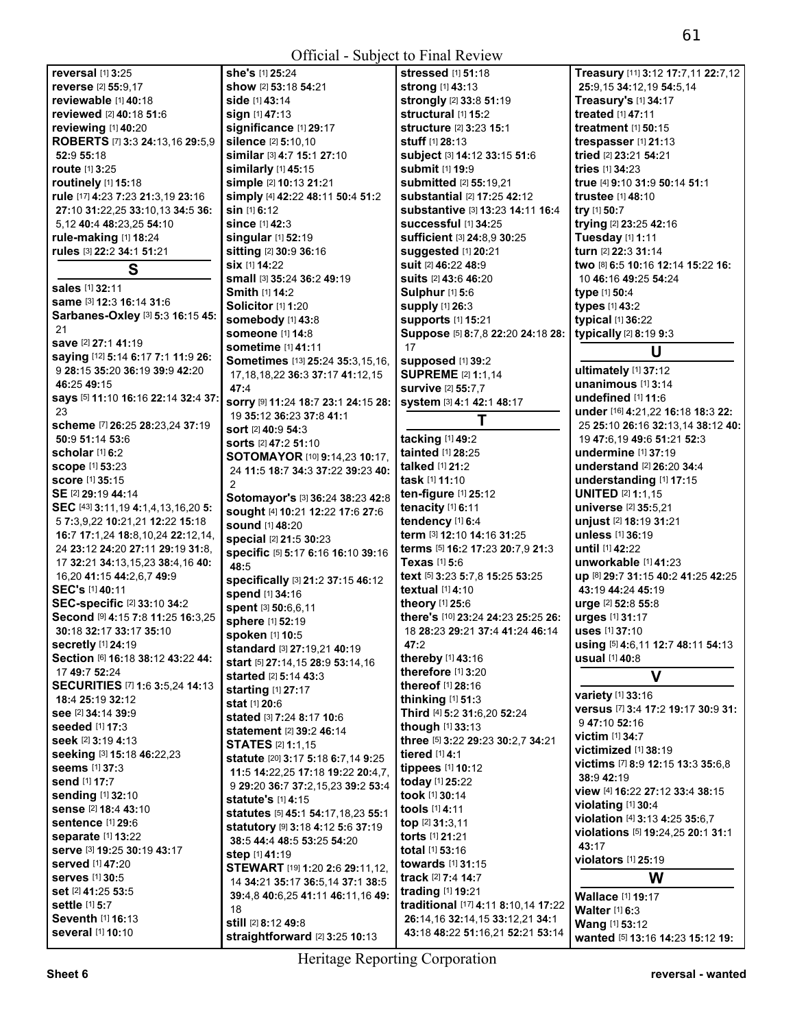**reversal** [1] **3:**25
**reverse** [2] **55:**9,17
**reviewable** [1] **40:**18
**reviewed** [2] **40:**18 **51:**6
**reviewing** [1] **40:**20
**ROBERTS** [7] **3:**3 **24:**13,16 **29:**5,9 **52:**9 **55:**18
**route** [1] **3:**25
**routinely** [1] **15:**18
**rule** [17] **4:**23 **7:**23 **21:**3,19 **23:**16 **27:**10 **31:**22,25 **33:**10,13 **34:**5 **36:**5,12 **40:**4 **48:**23,25 **54:**10
**rule-making** [1] **18:**24
**rules** [3] **22:**2 **34:**1 **51:**21

## S

**sales** [1] **32:**11
**same** [3] **12:**3 **16:**14 **31:**6
**Sarbanes-Oxley** [3] **5:**3 **16:**15 **45:**21
**save** [2] **27:**1 **41:**19
**saying** [12] **5:**14 **6:**17 **7:**1 **11:**9 **26:**9 **28:**15 **35:**20 **36:**19 **39:**9 **42:**20 **46:**25 **49:**15
**says** [5] **11:**10 **16:**16 **22:**14 **32:**4 **37:**23
**scheme** [7] **26:**25 **28:**23,24 **37:**19 **50:**9 **51:**14 **53:**6
**scholar** [1] **6:**2
**scope** [1] **53:**23
**score** [1] **35:**15
**SE** [2] **29:**19 **44:**14
**SEC** [43] **3:**11,19 **4:**1,4,13,16,20 **5:**5 **7:**3,9,22 **10:**21,21 **12:**22 **15:**18 **16:**7 **17:**1,24 **18:**8,10,24 **22:**12,14,24 **23:**12 **24:**20 **27:**11 **29:**19 **31:**8,17 **32:**21 **34:**13,15,23 **38:**4,16 **40:**16,20 **41:**15 **44:**2,6,7 **49:**9
**SEC's** [1] **40:**11
**SEC-specific** [2] **33:**10 **34:**2
**Second** [9] **4:**15 **7:**8 **11:**25 **16:**3,25 **30:**18 **32:**17 **33:**17 **35:**10
**secretly** [1] **24:**19
**Section** [6] **16:**18 **38:**12 **43:**22 **44:**17 **49:**7 **52:**24
**SECURITIES** [7] **1:**6 **3:**5,24 **14:**13 **18:**4 **25:**19 **32:**12
**see** [2] **34:**14 **39:**9
**seeded** [1] **17:**3
**seek** [2] **3:**19 **4:**13
**seeking** [3] **15:**18 **46:**22,23
**seems** [1] **37:**3
**send** [1] **17:**7
**sending** [1] **32:**10
**sense** [2] **18:**4 **43:**10
**sentence** [1] **29:**6
**separate** [1] **13:**22
**serve** [3] **19:**25 **30:**19 **43:**17
**served** [1] **47:**20
**serves** [1] **30:**5
**set** [2] **41:**25 **53:**5
**settle** [1] **5:**7
**Seventh** [1] **16:**13
**several** [1] **10:**10
**she's** [1] **25:**24
**show** [2] **53:**18 **54:**21
**side** [1] **43:**14
**sign** [1] **47:**13
**significance** [1] **29:**17
**silence** [2] **5:**10,10
**similar** [3] **4:**7 **15:**1 **27:**10
**similarly** [1] **45:**15
**simple** [2] **10:**13 **21:**21
**simply** [4] **42:**22 **48:**11 **50:**4 **51:**2
**sin** [1] **6:**12
**since** [1] **42:**3
**singular** [1] **52:**19
**sitting** [2] **30:**9 **36:**16
**six** [1] **14:**22
**small** [3] **35:**24 **36:**2 **49:**19
**Smith** [1] **14:**2
**Solicitor** [1] **1:**20
**somebody** [1] **43:**8
**someone** [1] **14:**8
**sometime** [1] **41:**11
**Sometimes** [13] **25:**24 **35:**3,15,16,17,18,18,22 **36:**3 **37:**17 **41:**12,15 **47:**4
**sorry** [9] **11:**24 **18:**7 **23:**1 **24:**15 **28:**19 **35:**12 **36:**23 **37:**8 **41:**1
**sort** [2] **40:**9 **54:**3
**sorts** [2] **47:**2 **51:**10
**SOTOMAYOR** [10] **9:**14,23 **10:**17,24 **11:**5 **18:**7 **34:**3 **37:**22 **39:**23 **40:**2
**Sotomayor's** [3] **36:**24 **38:**23 **42:**8
**sought** [4] **10:**21 **12:**22 **17:**6 **27:**6
**sound** [1] **48:**20
**special** [2] **21:**5 **30:**23
**specific** [5] **5:**17 **6:**16 **16:**10 **39:**16 **48:**5
**specifically** [3] **21:**2 **37:**15 **46:**12
**spend** [1] **34:**16
**spent** [3] **50:**6,6,11
**sphere** [1] **52:**19
**spoken** [1] **10:**5
**standard** [3] **27:**19,21 **40:**19
**start** [5] **27:**14,15 **28:**9 **53:**14,16
**started** [2] **5:**14 **43:**3
**starting** [1] **27:**17
**stat** [1] **20:**6
**stated** [3] **7:**24 **8:**17 **10:**6
**statement** [2] **39:**2 **46:**14
**STATES** [2] **1:**1,15
**statute** [20] **3:**17 **5:**18 **6:**7,14 **9:**25 **11:**5 **14:**22,25 **17:**18 **19:**22 **20:**4,7,9 **29:**20 **36:**7 **37:**2,15,23 **39:**2 **53:**4
**statute's** [1] **4:**15
**statutes** [5] **45:**1 **54:**17,18,23 **55:**1
**statutory** [9] **3:**18 **4:**12 **5:**6 **37:**19 **38:**5 **44:**4 **48:**5 **53:**25 **54:**20
**step** [1] **41:**19
**STEWART** [19] **1:**20 **2:**6 **29:**11,12,14 **34:**21 **35:**17 **36:**5,14 **37:**1 **38:**5 **39:**4,8 **40:**6,25 **41:**11 **46:**11,16 **49:**18
**still** [2] **8:**12 **49:**8
**straightforward** [2] **3:**25 **10:**13
**stressed** [1] **51:**18
**strong** [1] **43:**13
**strongly** [2] **33:**8 **51:**19
**structural** [1] **15:**2
**structure** [2] **3:**23 **15:**1
**stuff** [1] **28:**13
**subject** [3] **14:**12 **33:**15 **51:**6
**submit** [1] **19:**9
**submitted** [2] **55:**19,21
**substantial** [2] **17:**25 **42:**12
**substantive** [3] **13:**23 **14:**11 **16:**4
**successful** [1] **34:**25
**sufficient** [3] **24:**8,9 **30:**25
**suggested** [1] **20:**21
**suit** [2] **46:**22 **48:**9
**suits** [2] **43:**6 **46:**20
**Sulphur** [1] **5:**6
**supply** [1] **26:**3
**supports** [1] **15:**21
**Suppose** [5] **8:**7,8 **22:**20 **24:**18 **28:**17
**supposed** [1] **39:**2
**SUPREME** [2] **1:**1,14
**survive** [2] **55:**7,7
**system** [3] **4:**1 **42:**1 **48:**17

## T

**tacking** [1] **49:**2
**tainted** [1] **28:**25
**talked** [1] **21:**2
**task** [1] **11:**10
**ten-figure** [1] **25:**12
**tenacity** [1] **6:**11
**tendency** [1] **6:**4
**term** [3] **12:**10 **14:**16 **31:**25
**terms** [5] **16:**2 **17:**23 **20:**7,9 **21:**3
**Texas** [1] **5:**6
**text** [5] **3:**23 **5:**7,8 **15:**25 **53:**25
**textual** [1] **4:**10
**theory** [1] **25:**6
**there's** [10] **23:**24 **24:**23 **25:**25 **26:**18 **28:**23 **29:**21 **37:**4 **41:**24 **46:**24 **47:**2
**thereby** [1] **43:**16
**therefore** [1] **3:**20
**thereof** [1] **28:**16
**thinking** [1] **51:**3
**Third** [4] **5:**2 **31:**6,20 **52:**24
**though** [1] **33:**13
**three** [5] **3:**22 **29:**23 **30:**2,7 **34:**21
**tiered** [1] **4:**1
**tippees** [1] **10:**12
**today** [1] **25:**22
**took** [1] **30:**14
**tools** [1] **4:**11
**top** [2] **31:**3,11
**torts** [1] **21:**21
**total** [1] **53:**16
**towards** [1] **31:**15
**track** [2] **7:**4 **14:**7
**trading** [1] **19:**21
**traditional** [17] **4:**11 **8:**10,14 **17:**22 **26:**14,16 **32:**14,15 **33:**12,21 **34:**1 **43:**18 **48:**22 **51:**16,21 **52:**21 **53:**14
**Treasury** [11] **3:**12 **17:**7,11 **22:**7,12 **25:**9,15 **34:**12,19 **54:**5,14
**Treasury's** [1] **34:**17
**treated** [1] **47:**11
**treatment** [1] **50:**15
**trespasser** [1] **21:**13
**tried** [2] **23:**21 **54:**21
**tries** [1] **34:**23
**true** [4] **9:**10 **31:**9 **50:**14 **51:**1
**trustee** [1] **48:**10
**try** [1] **50:**7
**trying** [2] **23:**25 **42:**16
**Tuesday** [1] **1:**11
**turn** [2] **22:**3 **31:**14
**two** [8] **6:**5 **10:**16 **12:**14 **15:**22 **16:**10 **46:**16 **49:**25 **54:**24
**type** [1] **50:**4
**types** [1] **43:**2
**typical** [1] **36:**22
**typically** [2] **8:**19 **9:**3

## U

**ultimately** [1] **37:**12
**unanimous** [1] **3:**14
**undefined** [1] **11:**6
**under** [16] **4:**21,22 **16:**18 **18:**3 **22:**25 **25:**10 **26:**16 **32:**13,14 **38:**12 **40:**19 **47:**6,19 **49:**6 **51:**21 **52:**3
**undermine** [1] **37:**19
**understand** [2] **26:**20 **34:**4
**understanding** [1] **17:**15
**UNITED** [2] **1:**1,15
**universe** [2] **35:**5,21
**unjust** [2] **18:**19 **31:**21
**unless** [1] **36:**19
**until** [1] **42:**22
**unworkable** [1] **41:**23
**up** [8] **29:**7 **31:**15 **40:**2 **41:**25 **42:**25 **43:**19 **44:**24 **45:**19
**urge** [2] **52:**8 **55:**8
**urges** [1] **31:**17
**uses** [1] **37:**10
**using** [5] **4:**6,11 **12:**7 **48:**11 **54:**13
**usual** [1] **40:**8

## V

**variety** [1] **33:**16
**versus** [7] **3:**4 **17:**2 **19:**17 **30:**9 **31:**9 **47:**10 **52:**16
**victim** [1] **34:**7
**victimized** [1] **38:**19
**victims** [7] **8:**9 **12:**15 **13:**3 **35:**6,8 **38:**9 **42:**19
**view** [4] **16:**22 **27:**12 **33:**4 **38:**15
**violating** [1] **30:**4
**violation** [4] **3:**13 **4:**25 **35:**6,7
**violations** [5] **19:**24,25 **20:**1 **31:**1 **43:**17
**violators** [1] **25:**19

## W

**Wallace** [1] **19:**17
**Walter** [1] **6:**3
**Wang** [1] **53:**12
**wanted** [5] **13:**16 **14:**23 **15:**12 **19:**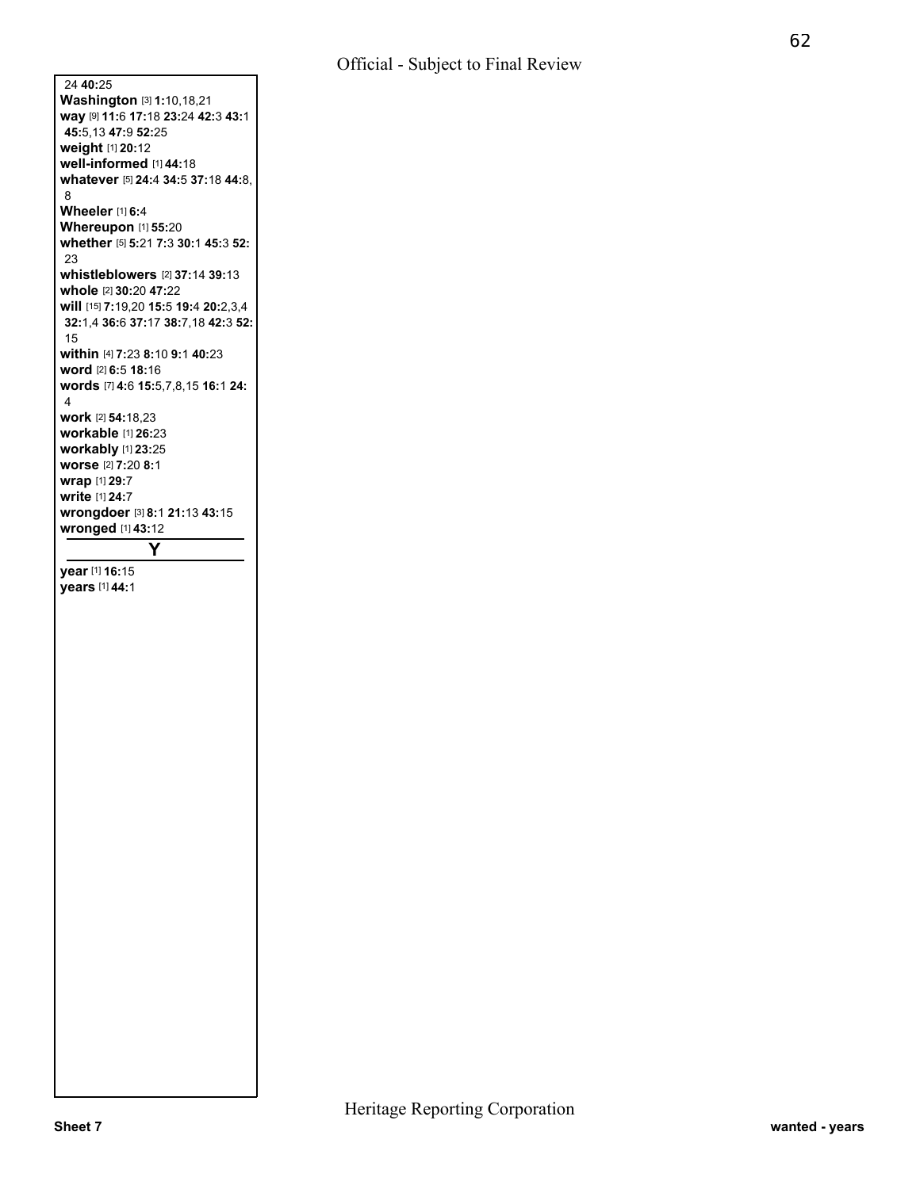24 **40:**25
**Washington** [3] **1:**10,18,21
**way** [9] **11:**6 **17:**18 **23:**24 **42:**3 **43:**1 **45:**5,13 **47:**9 **52:**25
**weight** [1] **20:**12
**well-informed** [1] **44:**18
**whatever** [5] **24:**4 **34:**5 **37:**18 **44:**8, 8
**Wheeler** [1] **6:**4
**Whereupon** [1] **55:**20
**whether** [5] **5:**21 **7:**3 **30:**1 **45:**3 **52:** 23
**whistleblowers** [2] **37:**14 **39:**13
**whole** [2] **30:**20 **47:**22
**will** [15] **7:**19,20 **15:**5 **19:**4 **20:**2,3,4 **32:**1,4 **36:**6 **37:**17 **38:**7,18 **42:**3 **52:** 15
**within** [4] **7:**23 **8:**10 **9:**1 **40:**23
**word** [2] **6:**5 **18:**16
**words** [7] **4:**6 **15:**5,7,8,15 **16:**1 **24:** 4
**work** [2] **54:**18,23
**workable** [1] **26:**23
**workably** [1] **23:**25
**worse** [2] **7:**20 **8:**1
**wrap** [1] **29:**7
**write** [1] **24:**7
**wrongdoer** [3] **8:**1 **21:**13 **43:**15
**wronged** [1] **43:**12

## Y

**year** [1] **16:**15
**years** [1] **44:**1